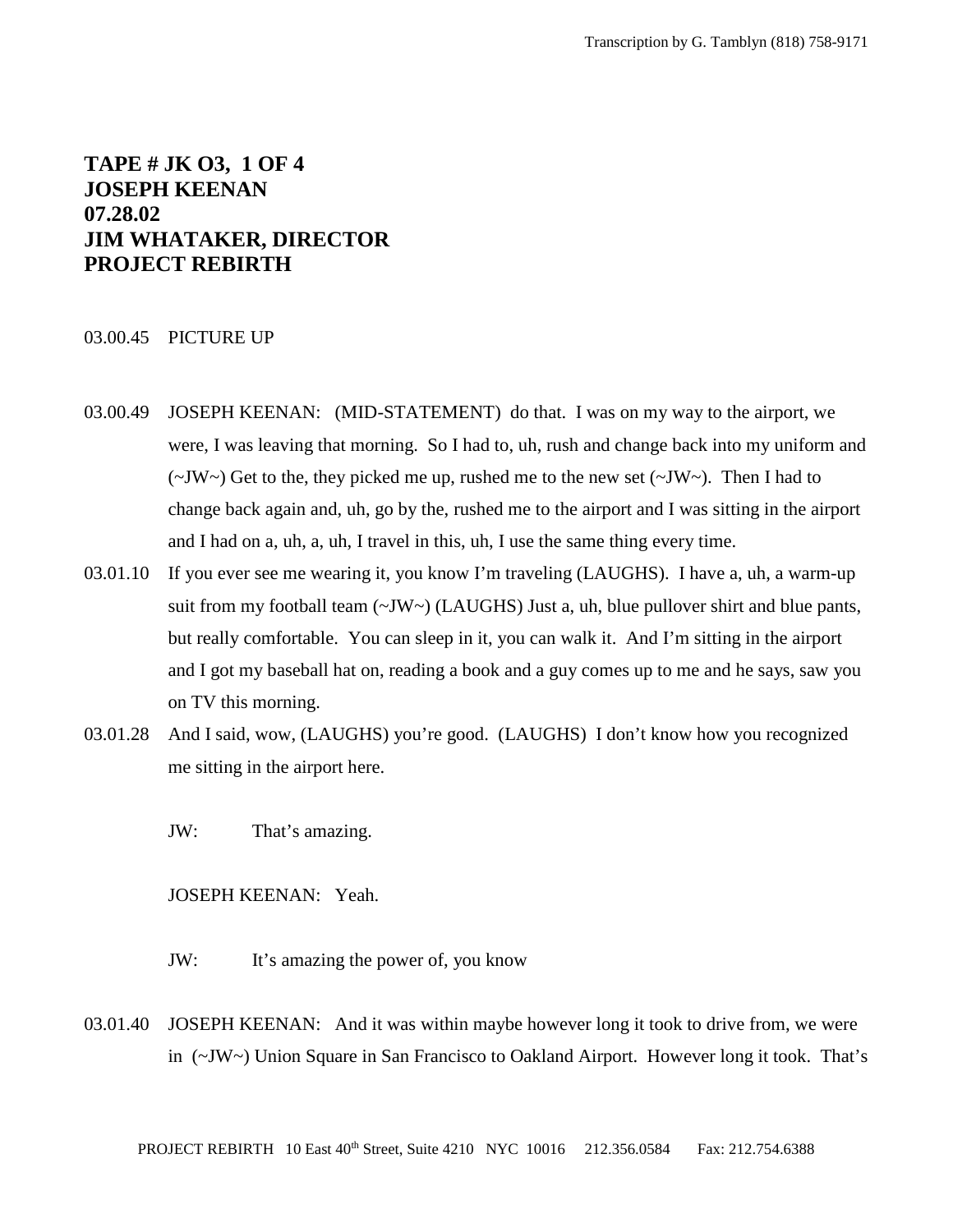**TAPE # JK O3, 1 OF 4**
**JOSEPH KEENAN**
**07.28.02**
**JIM WHATAKER, DIRECTOR**
**PROJECT REBIRTH**

03.00.45 PICTURE UP

03.00.49 JOSEPH KEENAN: (MID-STATEMENT) do that. I was on my way to the airport, we were, I was leaving that morning. So I had to, uh, rush and change back into my uniform and (~JW~) Get to the, they picked me up, rushed me to the new set (~JW~). Then I had to change back again and, uh, go by the, rushed me to the airport and I was sitting in the airport and I had on a, uh, a, uh, I travel in this, uh, I use the same thing every time.

03.01.10 If you ever see me wearing it, you know I'm traveling (LAUGHS). I have a, uh, a warm-up suit from my football team (~JW~) (LAUGHS) Just a, uh, blue pullover shirt and blue pants, but really comfortable. You can sleep in it, you can walk it. And I'm sitting in the airport and I got my baseball hat on, reading a book and a guy comes up to me and he says, saw you on TV this morning.

03.01.28 And I said, wow, (LAUGHS) you're good. (LAUGHS) I don't know how you recognized me sitting in the airport here.

JW: That's amazing.

JOSEPH KEENAN: Yeah.

JW: It's amazing the power of, you know

03.01.40 JOSEPH KEENAN: And it was within maybe however long it took to drive from, we were in (~JW~) Union Square in San Francisco to Oakland Airport. However long it took. That's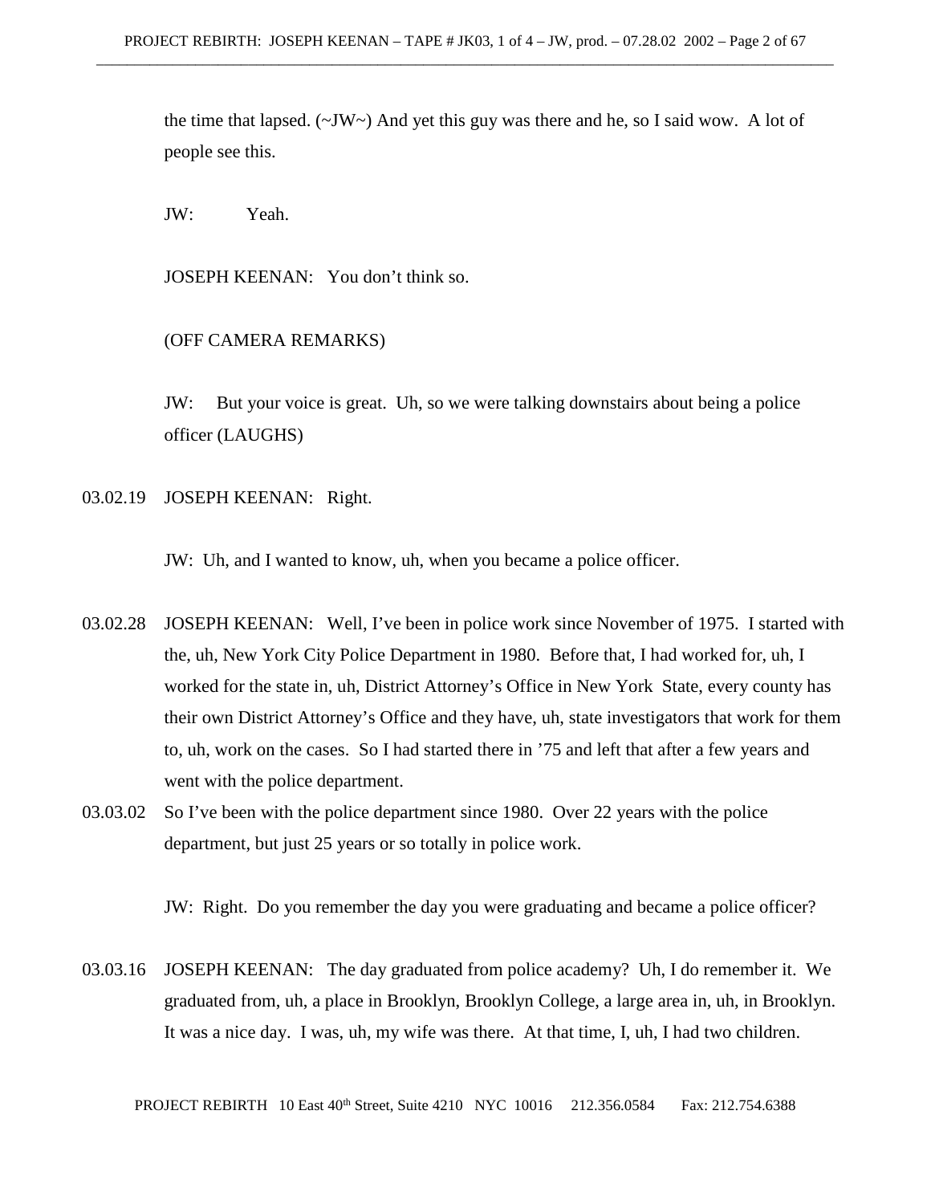the time that lapsed. (~JW~) And yet this guy was there and he, so I said wow. A lot of people see this.

JW: Yeah.

JOSEPH KEENAN: You don't think so.

(OFF CAMERA REMARKS)

JW: But your voice is great. Uh, so we were talking downstairs about being a police officer (LAUGHS)

03.02.19 JOSEPH KEENAN: Right.

JW: Uh, and I wanted to know, uh, when you became a police officer.

03.02.28 JOSEPH KEENAN: Well, I've been in police work since November of 1975. I started with the, uh, New York City Police Department in 1980. Before that, I had worked for, uh, I worked for the state in, uh, District Attorney's Office in New York State, every county has their own District Attorney's Office and they have, uh, state investigators that work for them to, uh, work on the cases. So I had started there in '75 and left that after a few years and went with the police department.

03.03.02 So I've been with the police department since 1980. Over 22 years with the police department, but just 25 years or so totally in police work.

JW: Right. Do you remember the day you were graduating and became a police officer?

03.03.16 JOSEPH KEENAN: The day graduated from police academy? Uh, I do remember it. We graduated from, uh, a place in Brooklyn, Brooklyn College, a large area in, uh, in Brooklyn. It was a nice day. I was, uh, my wife was there. At that time, I, uh, I had two children.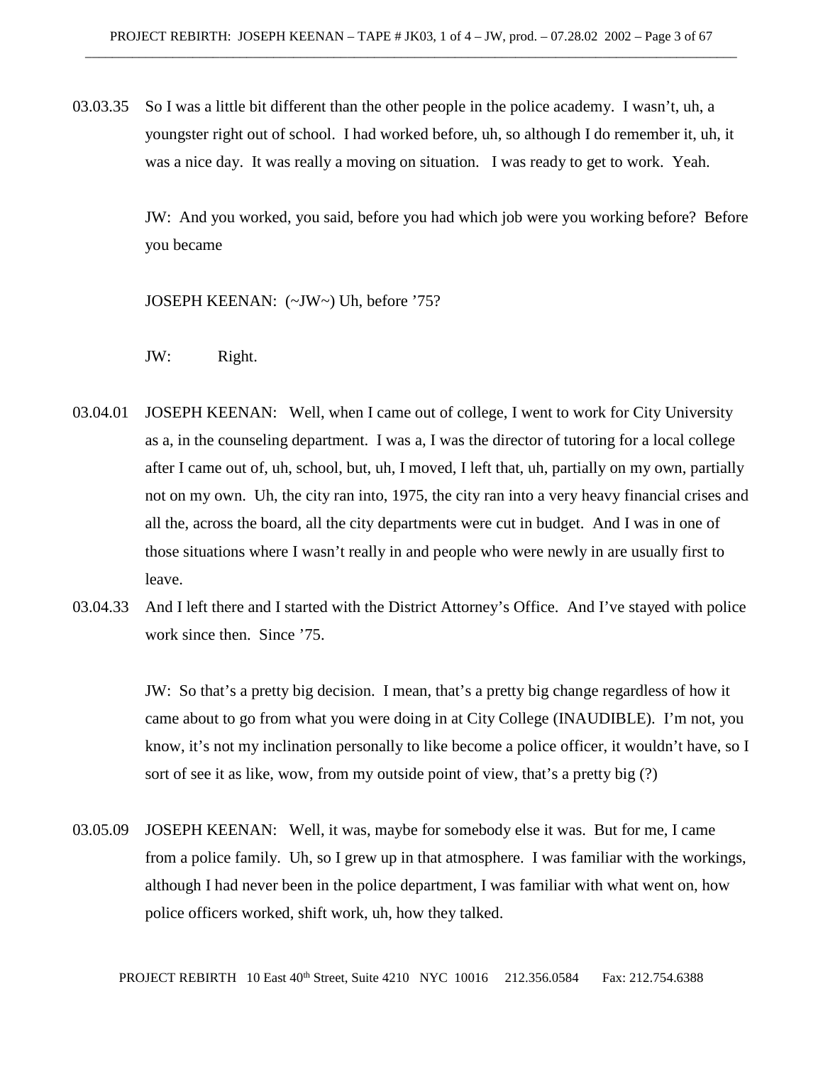03.03.35 So I was a little bit different than the other people in the police academy. I wasn't, uh, a youngster right out of school. I had worked before, uh, so although I do remember it, uh, it was a nice day. It was really a moving on situation. I was ready to get to work. Yeah.

JW: And you worked, you said, before you had which job were you working before? Before you became

JOSEPH KEENAN: (~JW~) Uh, before '75?

JW: Right.

03.04.01 JOSEPH KEENAN: Well, when I came out of college, I went to work for City University as a, in the counseling department. I was a, I was the director of tutoring for a local college after I came out of, uh, school, but, uh, I moved, I left that, uh, partially on my own, partially not on my own. Uh, the city ran into, 1975, the city ran into a very heavy financial crises and all the, across the board, all the city departments were cut in budget. And I was in one of those situations where I wasn't really in and people who were newly in are usually first to leave.

03.04.33 And I left there and I started with the District Attorney's Office. And I've stayed with police work since then. Since '75.

JW: So that's a pretty big decision. I mean, that's a pretty big change regardless of how it came about to go from what you were doing in at City College (INAUDIBLE). I'm not, you know, it's not my inclination personally to like become a police officer, it wouldn't have, so I sort of see it as like, wow, from my outside point of view, that's a pretty big (?)

03.05.09 JOSEPH KEENAN: Well, it was, maybe for somebody else it was. But for me, I came from a police family. Uh, so I grew up in that atmosphere. I was familiar with the workings, although I had never been in the police department, I was familiar with what went on, how police officers worked, shift work, uh, how they talked.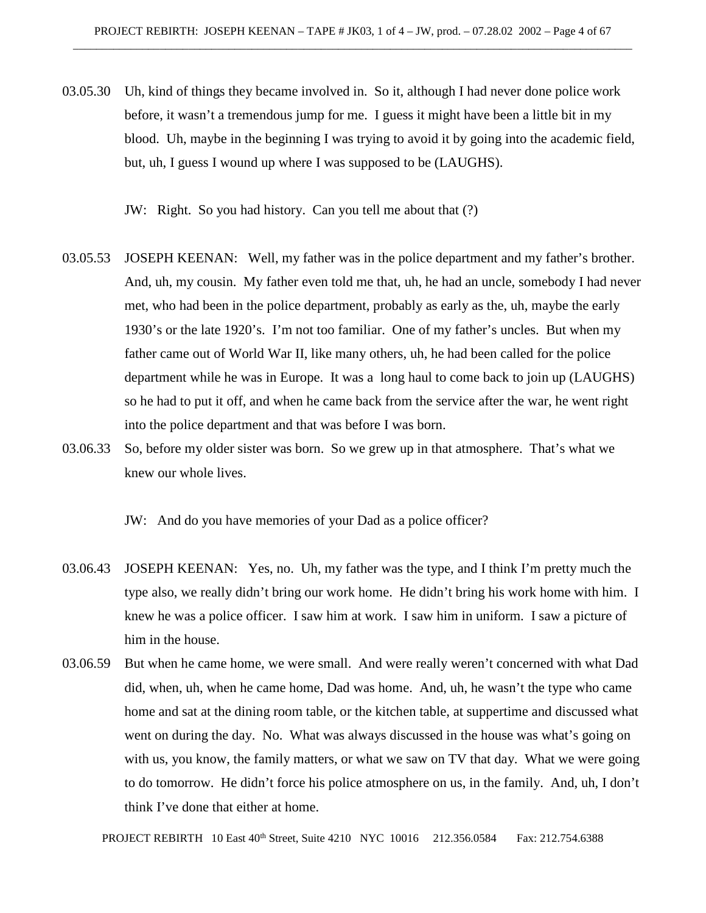03.05.30 Uh, kind of things they became involved in. So it, although I had never done police work before, it wasn't a tremendous jump for me. I guess it might have been a little bit in my blood. Uh, maybe in the beginning I was trying to avoid it by going into the academic field, but, uh, I guess I wound up where I was supposed to be (LAUGHS).

JW: Right. So you had history. Can you tell me about that (?)

03.05.53 JOSEPH KEENAN: Well, my father was in the police department and my father's brother. And, uh, my cousin. My father even told me that, uh, he had an uncle, somebody I had never met, who had been in the police department, probably as early as the, uh, maybe the early 1930's or the late 1920's. I'm not too familiar. One of my father's uncles. But when my father came out of World War II, like many others, uh, he had been called for the police department while he was in Europe. It was a long haul to come back to join up (LAUGHS) so he had to put it off, and when he came back from the service after the war, he went right into the police department and that was before I was born.

03.06.33 So, before my older sister was born. So we grew up in that atmosphere. That's what we knew our whole lives.

JW: And do you have memories of your Dad as a police officer?

03.06.43 JOSEPH KEENAN: Yes, no. Uh, my father was the type, and I think I'm pretty much the type also, we really didn't bring our work home. He didn't bring his work home with him. I knew he was a police officer. I saw him at work. I saw him in uniform. I saw a picture of him in the house.

03.06.59 But when he came home, we were small. And were really weren't concerned with what Dad did, when, uh, when he came home, Dad was home. And, uh, he wasn't the type who came home and sat at the dining room table, or the kitchen table, at suppertime and discussed what went on during the day. No. What was always discussed in the house was what's going on with us, you know, the family matters, or what we saw on TV that day. What we were going to do tomorrow. He didn't force his police atmosphere on us, in the family. And, uh, I don't think I've done that either at home.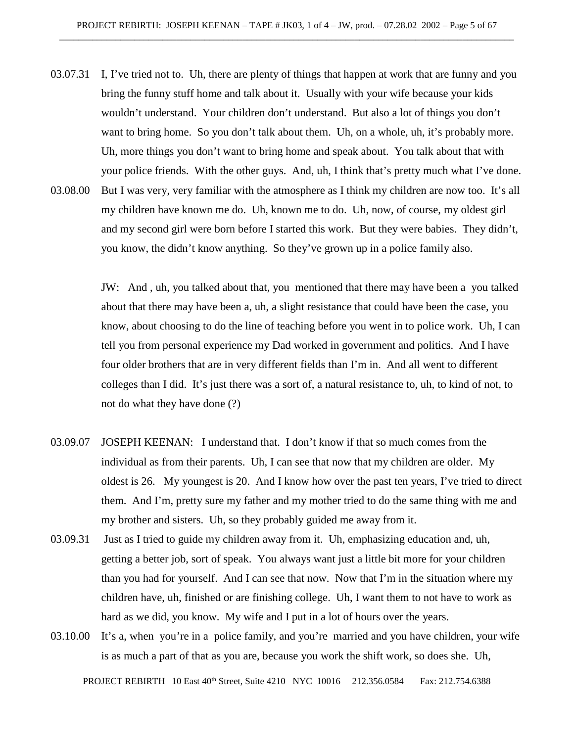03.07.31 I, I've tried not to. Uh, there are plenty of things that happen at work that are funny and you bring the funny stuff home and talk about it. Usually with your wife because your kids wouldn't understand. Your children don't understand. But also a lot of things you don't want to bring home. So you don't talk about them. Uh, on a whole, uh, it's probably more. Uh, more things you don't want to bring home and speak about. You talk about that with your police friends. With the other guys. And, uh, I think that's pretty much what I've done.

03.08.00 But I was very, very familiar with the atmosphere as I think my children are now too. It's all my children have known me do. Uh, known me to do. Uh, now, of course, my oldest girl and my second girl were born before I started this work. But they were babies. They didn't, you know, the didn't know anything. So they've grown up in a police family also.

JW: And , uh, you talked about that, you mentioned that there may have been a you talked about that there may have been a, uh, a slight resistance that could have been the case, you know, about choosing to do the line of teaching before you went in to police work. Uh, I can tell you from personal experience my Dad worked in government and politics. And I have four older brothers that are in very different fields than I'm in. And all went to different colleges than I did. It's just there was a sort of, a natural resistance to, uh, to kind of not, to not do what they have done (?)

03.09.07 JOSEPH KEENAN: I understand that. I don't know if that so much comes from the individual as from their parents. Uh, I can see that now that my children are older. My oldest is 26. My youngest is 20. And I know how over the past ten years, I've tried to direct them. And I'm, pretty sure my father and my mother tried to do the same thing with me and my brother and sisters. Uh, so they probably guided me away from it.

03.09.31 Just as I tried to guide my children away from it. Uh, emphasizing education and, uh, getting a better job, sort of speak. You always want just a little bit more for your children than you had for yourself. And I can see that now. Now that I'm in the situation where my children have, uh, finished or are finishing college. Uh, I want them to not have to work as hard as we did, you know. My wife and I put in a lot of hours over the years.

03.10.00 It's a, when you're in a police family, and you're married and you have children, your wife is as much a part of that as you are, because you work the shift work, so does she. Uh,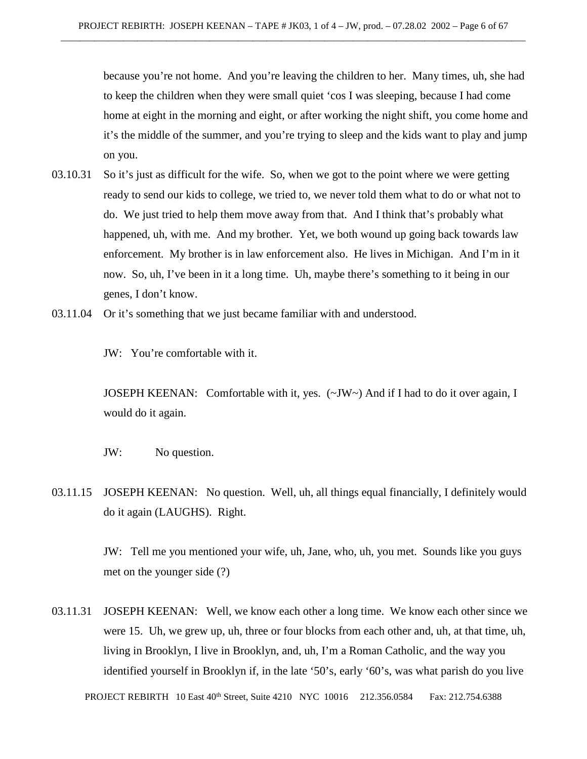because you're not home. And you're leaving the children to her. Many times, uh, she had to keep the children when they were small quiet 'cos I was sleeping, because I had come home at eight in the morning and eight, or after working the night shift, you come home and it's the middle of the summer, and you're trying to sleep and the kids want to play and jump on you.

03.10.31 So it's just as difficult for the wife. So, when we got to the point where we were getting ready to send our kids to college, we tried to, we never told them what to do or what not to do. We just tried to help them move away from that. And I think that's probably what happened, uh, with me. And my brother. Yet, we both wound up going back towards law enforcement. My brother is in law enforcement also. He lives in Michigan. And I'm in it now. So, uh, I've been in it a long time. Uh, maybe there's something to it being in our genes, I don't know.

03.11.04 Or it's something that we just became familiar with and understood.

JW: You're comfortable with it.

JOSEPH KEENAN: Comfortable with it, yes. (~JW~) And if I had to do it over again, I would do it again.

JW: No question.

03.11.15 JOSEPH KEENAN: No question. Well, uh, all things equal financially, I definitely would do it again (LAUGHS). Right.

JW: Tell me you mentioned your wife, uh, Jane, who, uh, you met. Sounds like you guys met on the younger side (?)

03.11.31 JOSEPH KEENAN: Well, we know each other a long time. We know each other since we were 15. Uh, we grew up, uh, three or four blocks from each other and, uh, at that time, uh, living in Brooklyn, I live in Brooklyn, and, uh, I'm a Roman Catholic, and the way you identified yourself in Brooklyn if, in the late '50's, early '60's, was what parish do you live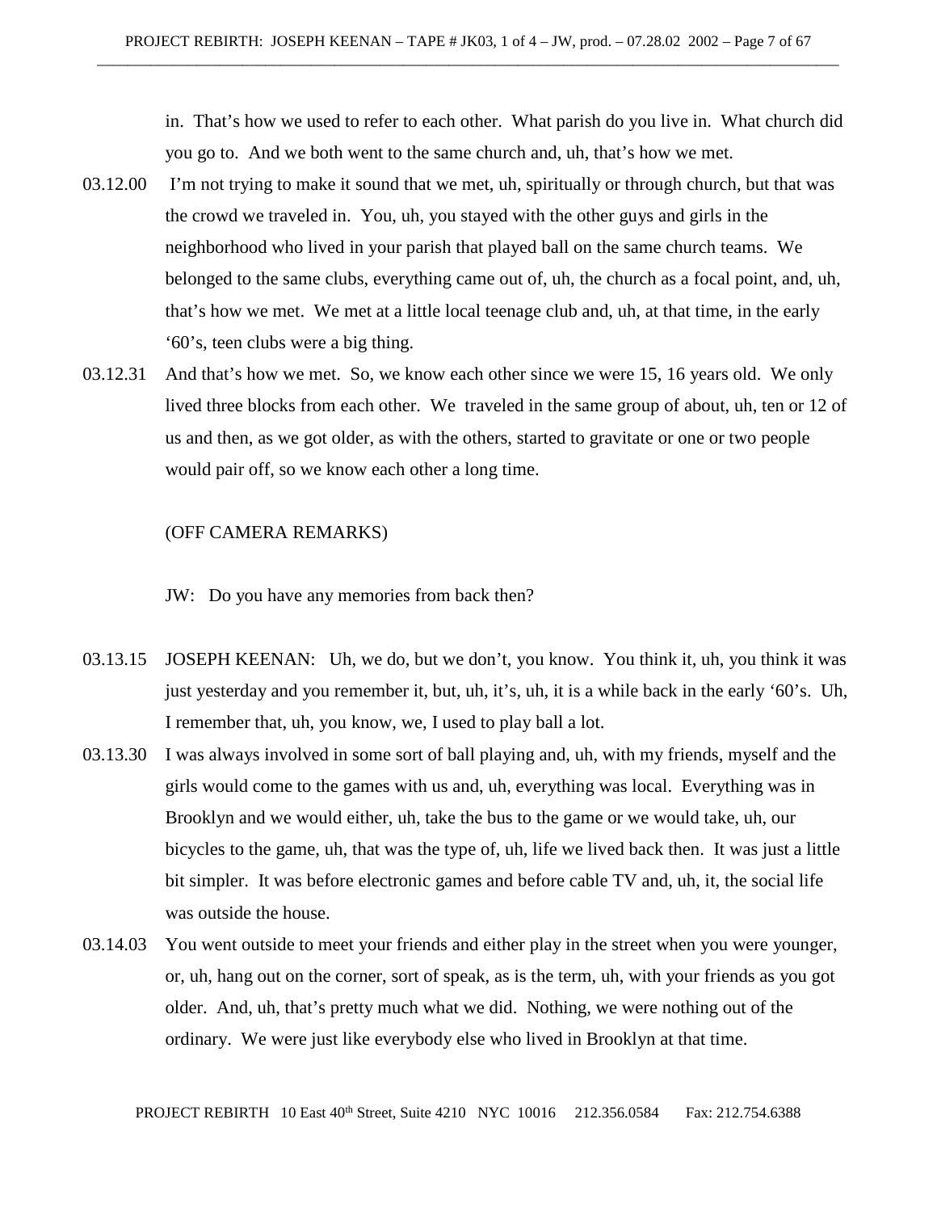in. That's how we used to refer to each other. What parish do you live in. What church did you go to. And we both went to the same church and, uh, that's how we met.

03.12.00 I'm not trying to make it sound that we met, uh, spiritually or through church, but that was the crowd we traveled in. You, uh, you stayed with the other guys and girls in the neighborhood who lived in your parish that played ball on the same church teams. We belonged to the same clubs, everything came out of, uh, the church as a focal point, and, uh, that's how we met. We met at a little local teenage club and, uh, at that time, in the early '60's, teen clubs were a big thing.

03.12.31 And that's how we met. So, we know each other since we were 15, 16 years old. We only lived three blocks from each other. We traveled in the same group of about, uh, ten or 12 of us and then, as we got older, as with the others, started to gravitate or one or two people would pair off, so we know each other a long time.

(OFF CAMERA REMARKS)

JW: Do you have any memories from back then?

03.13.15 JOSEPH KEENAN: Uh, we do, but we don't, you know. You think it, uh, you think it was just yesterday and you remember it, but, uh, it's, uh, it is a while back in the early '60's. Uh, I remember that, uh, you know, we, I used to play ball a lot.

03.13.30 I was always involved in some sort of ball playing and, uh, with my friends, myself and the girls would come to the games with us and, uh, everything was local. Everything was in Brooklyn and we would either, uh, take the bus to the game or we would take, uh, our bicycles to the game, uh, that was the type of, uh, life we lived back then. It was just a little bit simpler. It was before electronic games and before cable TV and, uh, it, the social life was outside the house.

03.14.03 You went outside to meet your friends and either play in the street when you were younger, or, uh, hang out on the corner, sort of speak, as is the term, uh, with your friends as you got older. And, uh, that's pretty much what we did. Nothing, we were nothing out of the ordinary. We were just like everybody else who lived in Brooklyn at that time.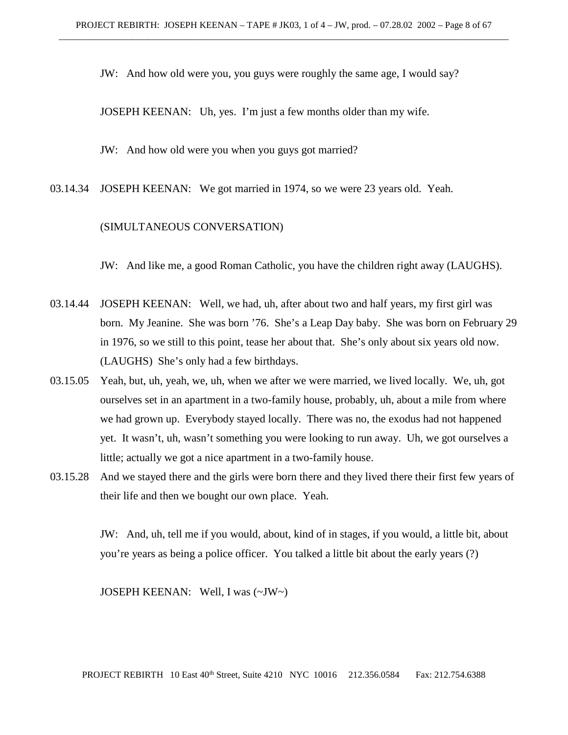JW: And how old were you, you guys were roughly the same age, I would say?

JOSEPH KEENAN: Uh, yes. I'm just a few months older than my wife.

JW: And how old were you when you guys got married?

03.14.34 JOSEPH KEENAN: We got married in 1974, so we were 23 years old. Yeah.

(SIMULTANEOUS CONVERSATION)

JW: And like me, a good Roman Catholic, you have the children right away (LAUGHS).

03.14.44 JOSEPH KEENAN: Well, we had, uh, after about two and half years, my first girl was born. My Jeanine. She was born '76. She's a Leap Day baby. She was born on February 29 in 1976, so we still to this point, tease her about that. She's only about six years old now. (LAUGHS) She's only had a few birthdays.

03.15.05 Yeah, but, uh, yeah, we, uh, when we after we were married, we lived locally. We, uh, got ourselves set in an apartment in a two-family house, probably, uh, about a mile from where we had grown up. Everybody stayed locally. There was no, the exodus had not happened yet. It wasn't, uh, wasn't something you were looking to run away. Uh, we got ourselves a little; actually we got a nice apartment in a two-family house.

03.15.28 And we stayed there and the girls were born there and they lived there their first few years of their life and then we bought our own place. Yeah.

JW: And, uh, tell me if you would, about, kind of in stages, if you would, a little bit, about you're years as being a police officer. You talked a little bit about the early years (?)

JOSEPH KEENAN: Well, I was (~JW~)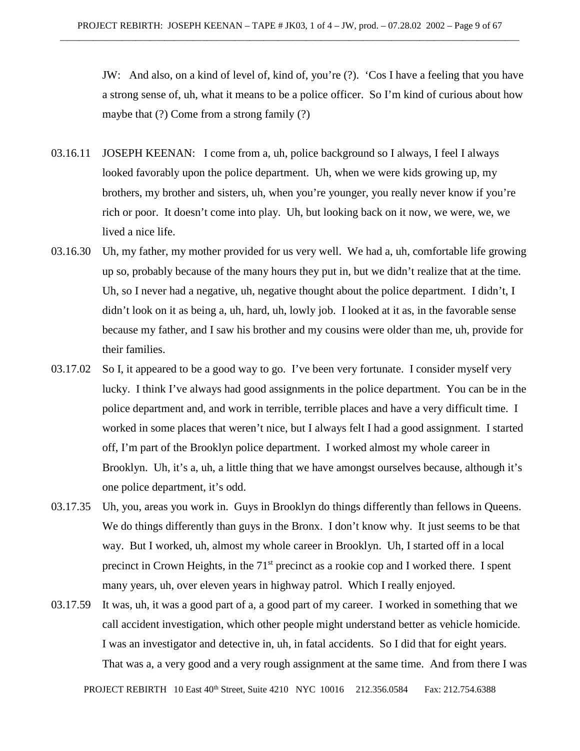JW: And also, on a kind of level of, kind of, you're (?). 'Cos I have a feeling that you have a strong sense of, uh, what it means to be a police officer. So I'm kind of curious about how maybe that (?) Come from a strong family (?)

03.16.11 JOSEPH KEENAN: I come from a, uh, police background so I always, I feel I always looked favorably upon the police department. Uh, when we were kids growing up, my brothers, my brother and sisters, uh, when you're younger, you really never know if you're rich or poor. It doesn't come into play. Uh, but looking back on it now, we were, we, we lived a nice life.

03.16.30 Uh, my father, my mother provided for us very well. We had a, uh, comfortable life growing up so, probably because of the many hours they put in, but we didn't realize that at the time. Uh, so I never had a negative, uh, negative thought about the police department. I didn't, I didn't look on it as being a, uh, hard, uh, lowly job. I looked at it as, in the favorable sense because my father, and I saw his brother and my cousins were older than me, uh, provide for their families.

03.17.02 So I, it appeared to be a good way to go. I've been very fortunate. I consider myself very lucky. I think I've always had good assignments in the police department. You can be in the police department and, and work in terrible, terrible places and have a very difficult time. I worked in some places that weren't nice, but I always felt I had a good assignment. I started off, I'm part of the Brooklyn police department. I worked almost my whole career in Brooklyn. Uh, it's a, uh, a little thing that we have amongst ourselves because, although it's one police department, it's odd.

03.17.35 Uh, you, areas you work in. Guys in Brooklyn do things differently than fellows in Queens. We do things differently than guys in the Bronx. I don't know why. It just seems to be that way. But I worked, uh, almost my whole career in Brooklyn. Uh, I started off in a local precinct in Crown Heights, in the 71st precinct as a rookie cop and I worked there. I spent many years, uh, over eleven years in highway patrol. Which I really enjoyed.

03.17.59 It was, uh, it was a good part of a, a good part of my career. I worked in something that we call accident investigation, which other people might understand better as vehicle homicide. I was an investigator and detective in, uh, in fatal accidents. So I did that for eight years. That was a, a very good and a very rough assignment at the same time. And from there I was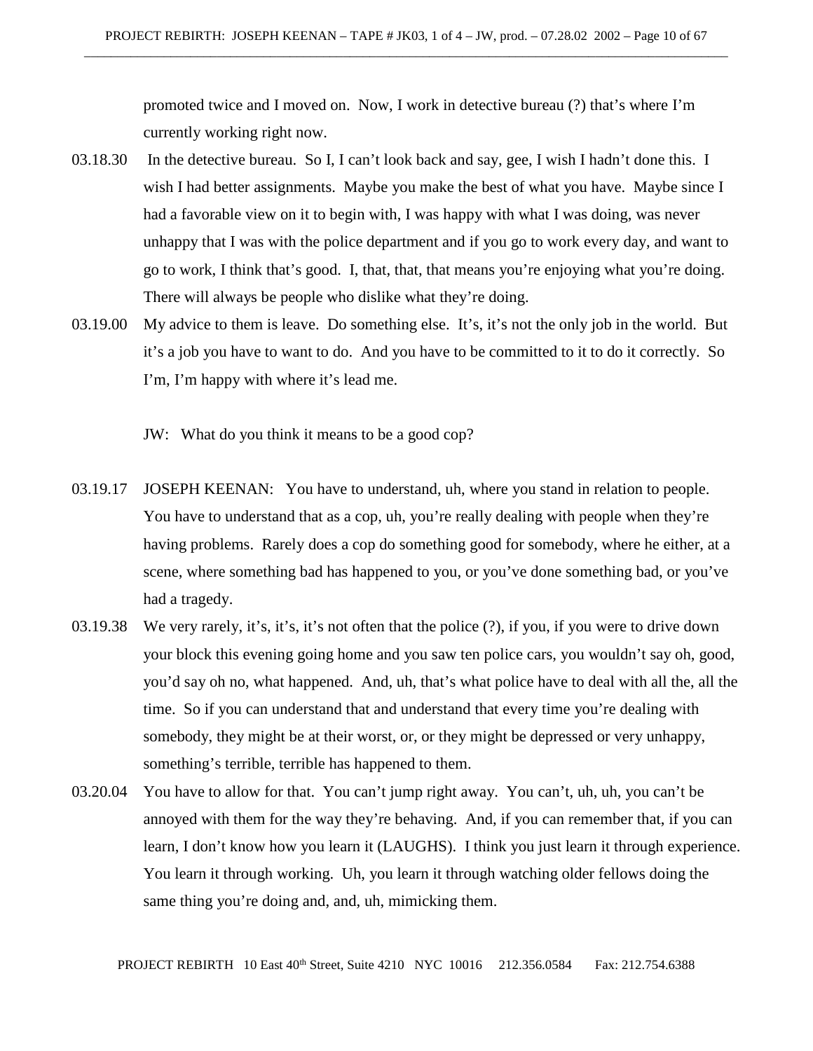promoted twice and I moved on. Now, I work in detective bureau (?) that's where I'm currently working right now.

03.18.30 In the detective bureau. So I, I can't look back and say, gee, I wish I hadn't done this. I wish I had better assignments. Maybe you make the best of what you have. Maybe since I had a favorable view on it to begin with, I was happy with what I was doing, was never unhappy that I was with the police department and if you go to work every day, and want to go to work, I think that's good. I, that, that, that means you're enjoying what you're doing. There will always be people who dislike what they're doing.

03.19.00 My advice to them is leave. Do something else. It's, it's not the only job in the world. But it's a job you have to want to do. And you have to be committed to it to do it correctly. So I'm, I'm happy with where it's lead me.

JW: What do you think it means to be a good cop?

03.19.17 JOSEPH KEENAN: You have to understand, uh, where you stand in relation to people. You have to understand that as a cop, uh, you're really dealing with people when they're having problems. Rarely does a cop do something good for somebody, where he either, at a scene, where something bad has happened to you, or you've done something bad, or you've had a tragedy.

03.19.38 We very rarely, it's, it's, it's not often that the police (?), if you, if you were to drive down your block this evening going home and you saw ten police cars, you wouldn't say oh, good, you'd say oh no, what happened. And, uh, that's what police have to deal with all the, all the time. So if you can understand that and understand that every time you're dealing with somebody, they might be at their worst, or, or they might be depressed or very unhappy, something's terrible, terrible has happened to them.

03.20.04 You have to allow for that. You can't jump right away. You can't, uh, uh, you can't be annoyed with them for the way they're behaving. And, if you can remember that, if you can learn, I don't know how you learn it (LAUGHS). I think you just learn it through experience. You learn it through working. Uh, you learn it through watching older fellows doing the same thing you're doing and, and, uh, mimicking them.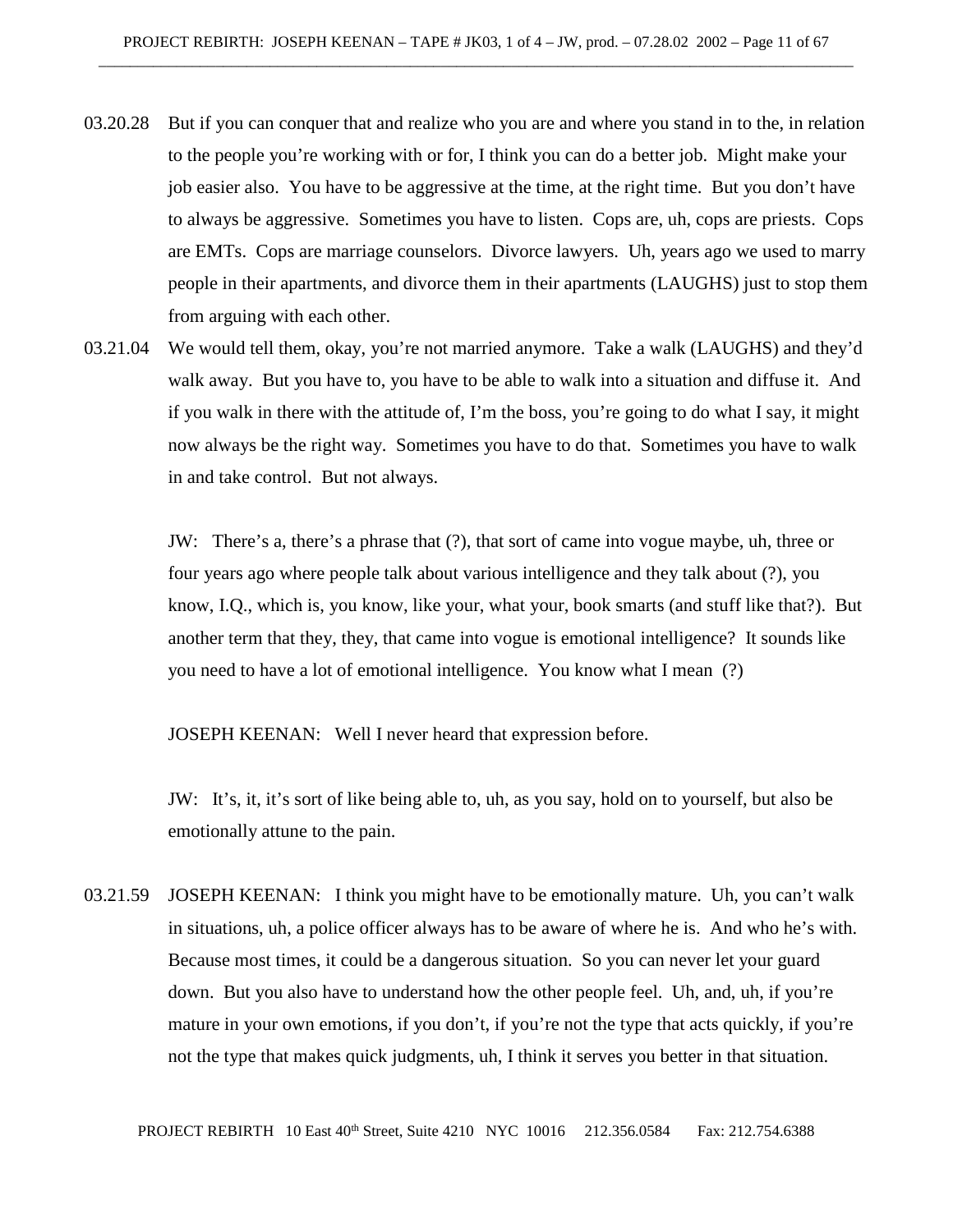03.20.28 But if you can conquer that and realize who you are and where you stand in to the, in relation to the people you're working with or for, I think you can do a better job. Might make your job easier also. You have to be aggressive at the time, at the right time. But you don't have to always be aggressive. Sometimes you have to listen. Cops are, uh, cops are priests. Cops are EMTs. Cops are marriage counselors. Divorce lawyers. Uh, years ago we used to marry people in their apartments, and divorce them in their apartments (LAUGHS) just to stop them from arguing with each other.

03.21.04 We would tell them, okay, you're not married anymore. Take a walk (LAUGHS) and they'd walk away. But you have to, you have to be able to walk into a situation and diffuse it. And if you walk in there with the attitude of, I'm the boss, you're going to do what I say, it might now always be the right way. Sometimes you have to do that. Sometimes you have to walk in and take control. But not always.

JW: There's a, there's a phrase that (?), that sort of came into vogue maybe, uh, three or four years ago where people talk about various intelligence and they talk about (?), you know, I.Q., which is, you know, like your, what your, book smarts (and stuff like that?). But another term that they, they, that came into vogue is emotional intelligence? It sounds like you need to have a lot of emotional intelligence. You know what I mean (?)

JOSEPH KEENAN: Well I never heard that expression before.

JW: It's, it, it's sort of like being able to, uh, as you say, hold on to yourself, but also be emotionally attune to the pain.

03.21.59 JOSEPH KEENAN: I think you might have to be emotionally mature. Uh, you can't walk in situations, uh, a police officer always has to be aware of where he is. And who he's with. Because most times, it could be a dangerous situation. So you can never let your guard down. But you also have to understand how the other people feel. Uh, and, uh, if you're mature in your own emotions, if you don't, if you're not the type that acts quickly, if you're not the type that makes quick judgments, uh, I think it serves you better in that situation.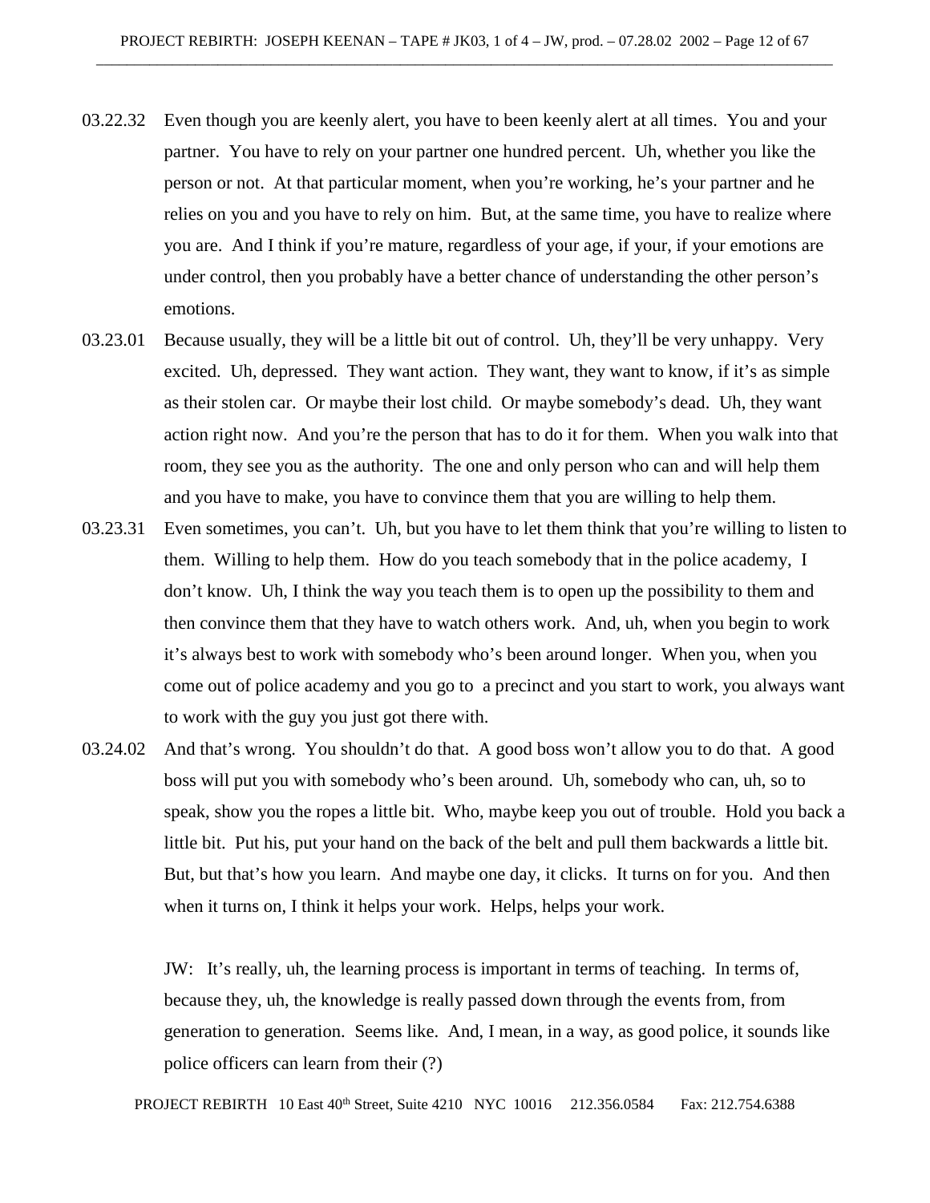03.22.32 Even though you are keenly alert, you have to been keenly alert at all times. You and your partner. You have to rely on your partner one hundred percent. Uh, whether you like the person or not. At that particular moment, when you're working, he's your partner and he relies on you and you have to rely on him. But, at the same time, you have to realize where you are. And I think if you're mature, regardless of your age, if your, if your emotions are under control, then you probably have a better chance of understanding the other person's emotions.

03.23.01 Because usually, they will be a little bit out of control. Uh, they'll be very unhappy. Very excited. Uh, depressed. They want action. They want, they want to know, if it's as simple as their stolen car. Or maybe their lost child. Or maybe somebody's dead. Uh, they want action right now. And you're the person that has to do it for them. When you walk into that room, they see you as the authority. The one and only person who can and will help them and you have to make, you have to convince them that you are willing to help them.

03.23.31 Even sometimes, you can't. Uh, but you have to let them think that you're willing to listen to them. Willing to help them. How do you teach somebody that in the police academy, I don't know. Uh, I think the way you teach them is to open up the possibility to them and then convince them that they have to watch others work. And, uh, when you begin to work it's always best to work with somebody who's been around longer. When you, when you come out of police academy and you go to a precinct and you start to work, you always want to work with the guy you just got there with.

03.24.02 And that's wrong. You shouldn't do that. A good boss won't allow you to do that. A good boss will put you with somebody who's been around. Uh, somebody who can, uh, so to speak, show you the ropes a little bit. Who, maybe keep you out of trouble. Hold you back a little bit. Put his, put your hand on the back of the belt and pull them backwards a little bit. But, but that's how you learn. And maybe one day, it clicks. It turns on for you. And then when it turns on, I think it helps your work. Helps, helps your work.

JW: It's really, uh, the learning process is important in terms of teaching. In terms of, because they, uh, the knowledge is really passed down through the events from, from generation to generation. Seems like. And, I mean, in a way, as good police, it sounds like police officers can learn from their (?)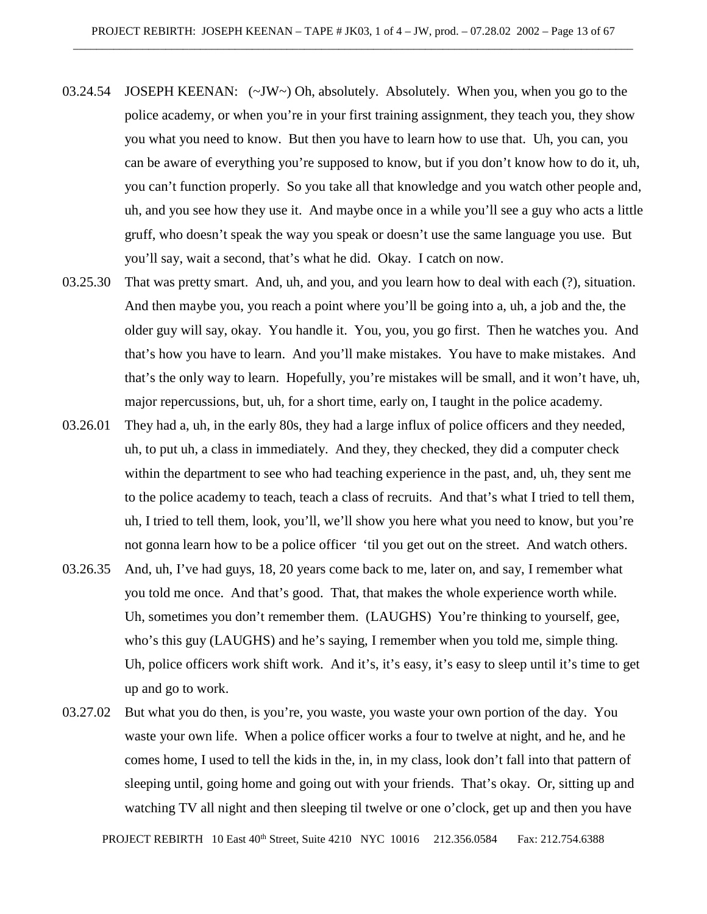03.24.54 JOSEPH KEENAN: (~JW~) Oh, absolutely. Absolutely. When you, when you go to the police academy, or when you're in your first training assignment, they teach you, they show you what you need to know. But then you have to learn how to use that. Uh, you can, you can be aware of everything you're supposed to know, but if you don't know how to do it, uh, you can't function properly. So you take all that knowledge and you watch other people and, uh, and you see how they use it. And maybe once in a while you'll see a guy who acts a little gruff, who doesn't speak the way you speak or doesn't use the same language you use. But you'll say, wait a second, that's what he did. Okay. I catch on now.

03.25.30 That was pretty smart. And, uh, and you, and you learn how to deal with each (?), situation. And then maybe you, you reach a point where you'll be going into a, uh, a job and the, the older guy will say, okay. You handle it. You, you, you go first. Then he watches you. And that's how you have to learn. And you'll make mistakes. You have to make mistakes. And that's the only way to learn. Hopefully, you're mistakes will be small, and it won't have, uh, major repercussions, but, uh, for a short time, early on, I taught in the police academy.

03.26.01 They had a, uh, in the early 80s, they had a large influx of police officers and they needed, uh, to put uh, a class in immediately. And they, they checked, they did a computer check within the department to see who had teaching experience in the past, and, uh, they sent me to the police academy to teach, teach a class of recruits. And that's what I tried to tell them, uh, I tried to tell them, look, you'll, we'll show you here what you need to know, but you're not gonna learn how to be a police officer 'til you get out on the street. And watch others.

03.26.35 And, uh, I've had guys, 18, 20 years come back to me, later on, and say, I remember what you told me once. And that's good. That, that makes the whole experience worth while. Uh, sometimes you don't remember them. (LAUGHS) You're thinking to yourself, gee, who's this guy (LAUGHS) and he's saying, I remember when you told me, simple thing. Uh, police officers work shift work. And it's, it's easy, it's easy to sleep until it's time to get up and go to work.

03.27.02 But what you do then, is you're, you waste, you waste your own portion of the day. You waste your own life. When a police officer works a four to twelve at night, and he, and he comes home, I used to tell the kids in the, in, in my class, look don't fall into that pattern of sleeping until, going home and going out with your friends. That's okay. Or, sitting up and watching TV all night and then sleeping til twelve or one o'clock, get up and then you have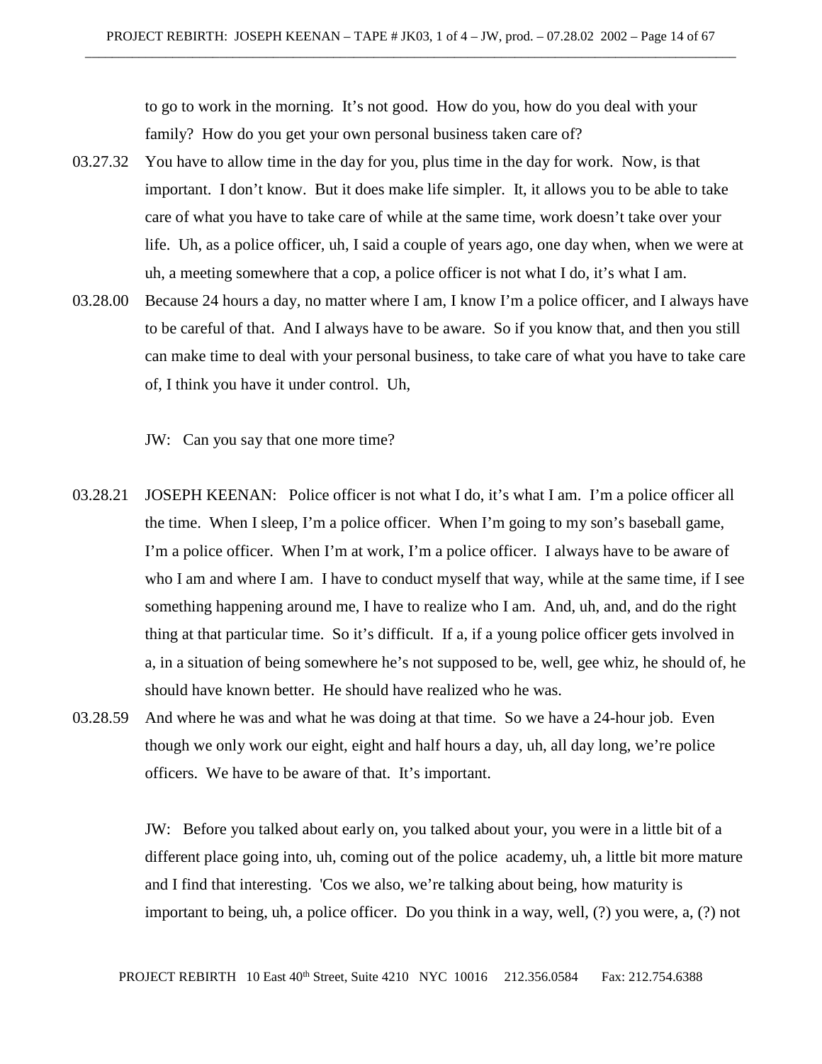to go to work in the morning. It's not good. How do you, how do you deal with your family? How do you get your own personal business taken care of?

03.27.32 You have to allow time in the day for you, plus time in the day for work. Now, is that important. I don't know. But it does make life simpler. It, it allows you to be able to take care of what you have to take care of while at the same time, work doesn't take over your life. Uh, as a police officer, uh, I said a couple of years ago, one day when, when we were at uh, a meeting somewhere that a cop, a police officer is not what I do, it's what I am.

03.28.00 Because 24 hours a day, no matter where I am, I know I'm a police officer, and I always have to be careful of that. And I always have to be aware. So if you know that, and then you still can make time to deal with your personal business, to take care of what you have to take care of, I think you have it under control. Uh,

JW: Can you say that one more time?

03.28.21 JOSEPH KEENAN: Police officer is not what I do, it's what I am. I'm a police officer all the time. When I sleep, I'm a police officer. When I'm going to my son's baseball game, I'm a police officer. When I'm at work, I'm a police officer. I always have to be aware of who I am and where I am. I have to conduct myself that way, while at the same time, if I see something happening around me, I have to realize who I am. And, uh, and, and do the right thing at that particular time. So it's difficult. If a, if a young police officer gets involved in a, in a situation of being somewhere he's not supposed to be, well, gee whiz, he should of, he should have known better. He should have realized who he was.

03.28.59 And where he was and what he was doing at that time. So we have a 24-hour job. Even though we only work our eight, eight and half hours a day, uh, all day long, we're police officers. We have to be aware of that. It's important.

JW: Before you talked about early on, you talked about your, you were in a little bit of a different place going into, uh, coming out of the police academy, uh, a little bit more mature and I find that interesting. 'Cos we also, we're talking about being, how maturity is important to being, uh, a police officer. Do you think in a way, well, (?) you were, a, (?) not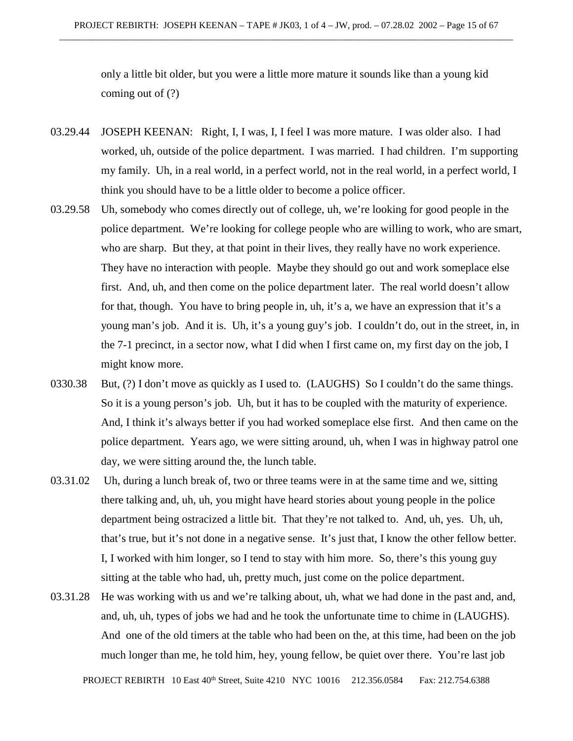only a little bit older, but you were a little more mature it sounds like than a young kid coming out of (?)

03.29.44 JOSEPH KEENAN: Right, I, I was, I, I feel I was more mature. I was older also. I had worked, uh, outside of the police department. I was married. I had children. I'm supporting my family. Uh, in a real world, in a perfect world, not in the real world, in a perfect world, I think you should have to be a little older to become a police officer.

03.29.58 Uh, somebody who comes directly out of college, uh, we're looking for good people in the police department. We're looking for college people who are willing to work, who are smart, who are sharp. But they, at that point in their lives, they really have no work experience. They have no interaction with people. Maybe they should go out and work someplace else first. And, uh, and then come on the police department later. The real world doesn't allow for that, though. You have to bring people in, uh, it's a, we have an expression that it's a young man's job. And it is. Uh, it's a young guy's job. I couldn't do, out in the street, in, in the 7-1 precinct, in a sector now, what I did when I first came on, my first day on the job, I might know more.

0330.38 But, (?) I don't move as quickly as I used to. (LAUGHS) So I couldn't do the same things. So it is a young person's job. Uh, but it has to be coupled with the maturity of experience. And, I think it's always better if you had worked someplace else first. And then came on the police department. Years ago, we were sitting around, uh, when I was in highway patrol one day, we were sitting around the, the lunch table.

03.31.02 Uh, during a lunch break of, two or three teams were in at the same time and we, sitting there talking and, uh, uh, you might have heard stories about young people in the police department being ostracized a little bit. That they're not talked to. And, uh, yes. Uh, uh, that's true, but it's not done in a negative sense. It's just that, I know the other fellow better. I, I worked with him longer, so I tend to stay with him more. So, there's this young guy sitting at the table who had, uh, pretty much, just come on the police department.

03.31.28 He was working with us and we're talking about, uh, what we had done in the past and, and, and, uh, uh, types of jobs we had and he took the unfortunate time to chime in (LAUGHS). And one of the old timers at the table who had been on the, at this time, had been on the job much longer than me, he told him, hey, young fellow, be quiet over there. You're last job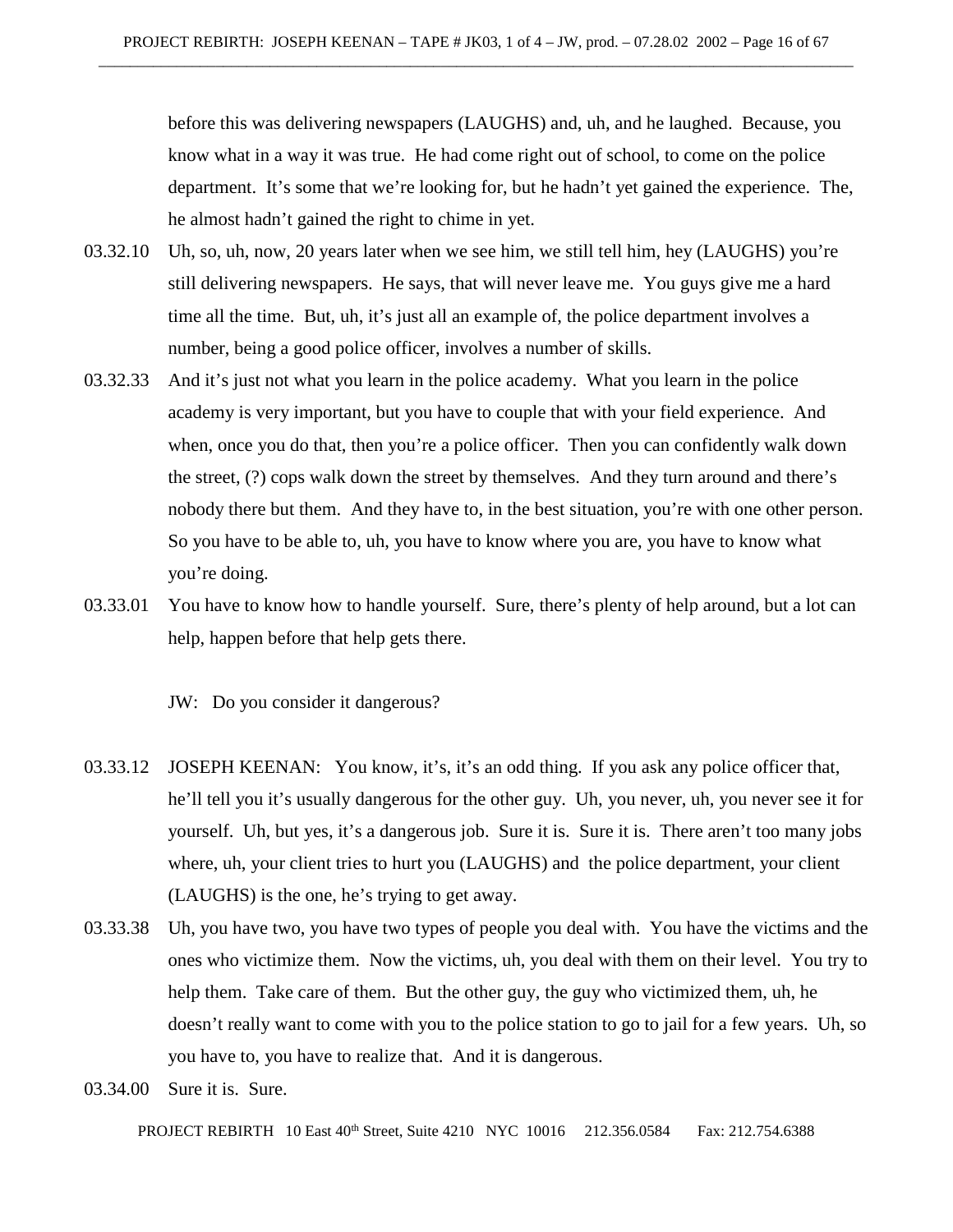before this was delivering newspapers (LAUGHS) and, uh, and he laughed. Because, you know what in a way it was true. He had come right out of school, to come on the police department. It's some that we're looking for, but he hadn't yet gained the experience. The, he almost hadn't gained the right to chime in yet.

03.32.10 Uh, so, uh, now, 20 years later when we see him, we still tell him, hey (LAUGHS) you're still delivering newspapers. He says, that will never leave me. You guys give me a hard time all the time. But, uh, it's just all an example of, the police department involves a number, being a good police officer, involves a number of skills.

03.32.33 And it's just not what you learn in the police academy. What you learn in the police academy is very important, but you have to couple that with your field experience. And when, once you do that, then you're a police officer. Then you can confidently walk down the street, (?) cops walk down the street by themselves. And they turn around and there's nobody there but them. And they have to, in the best situation, you're with one other person. So you have to be able to, uh, you have to know where you are, you have to know what you're doing.

03.33.01 You have to know how to handle yourself. Sure, there's plenty of help around, but a lot can help, happen before that help gets there.

JW: Do you consider it dangerous?

03.33.12 JOSEPH KEENAN: You know, it's, it's an odd thing. If you ask any police officer that, he'll tell you it's usually dangerous for the other guy. Uh, you never, uh, you never see it for yourself. Uh, but yes, it's a dangerous job. Sure it is. Sure it is. There aren't too many jobs where, uh, your client tries to hurt you (LAUGHS) and the police department, your client (LAUGHS) is the one, he's trying to get away.

03.33.38 Uh, you have two, you have two types of people you deal with. You have the victims and the ones who victimize them. Now the victims, uh, you deal with them on their level. You try to help them. Take care of them. But the other guy, the guy who victimized them, uh, he doesn't really want to come with you to the police station to go to jail for a few years. Uh, so you have to, you have to realize that. And it is dangerous.

03.34.00 Sure it is. Sure.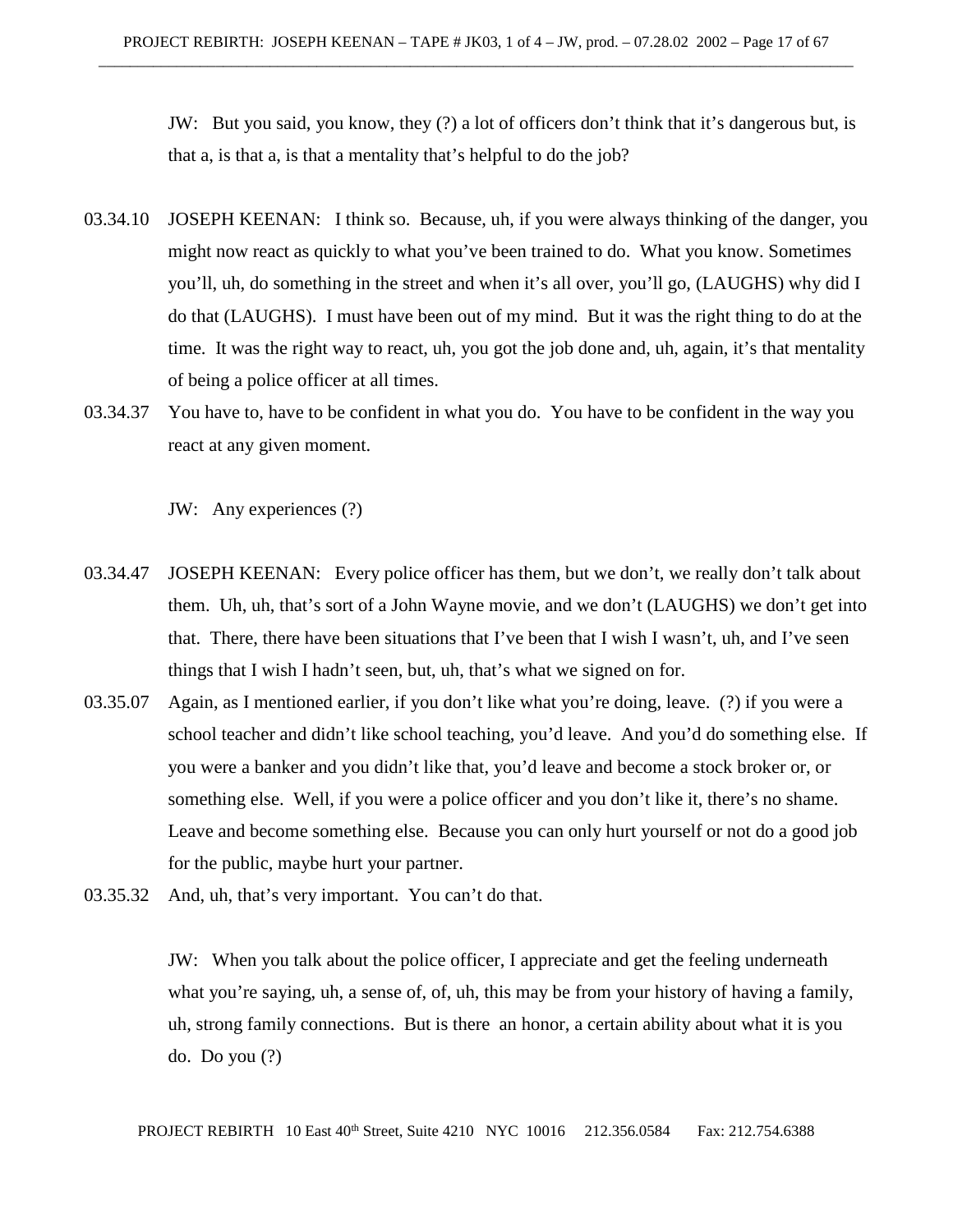JW: But you said, you know, they (?) a lot of officers don't think that it's dangerous but, is that a, is that a, is that a mentality that's helpful to do the job?

03.34.10 JOSEPH KEENAN: I think so. Because, uh, if you were always thinking of the danger, you might now react as quickly to what you've been trained to do. What you know. Sometimes you'll, uh, do something in the street and when it's all over, you'll go, (LAUGHS) why did I do that (LAUGHS). I must have been out of my mind. But it was the right thing to do at the time. It was the right way to react, uh, you got the job done and, uh, again, it's that mentality of being a police officer at all times.

03.34.37 You have to, have to be confident in what you do. You have to be confident in the way you react at any given moment.

JW: Any experiences (?)

03.34.47 JOSEPH KEENAN: Every police officer has them, but we don't, we really don't talk about them. Uh, uh, that's sort of a John Wayne movie, and we don't (LAUGHS) we don't get into that. There, there have been situations that I've been that I wish I wasn't, uh, and I've seen things that I wish I hadn't seen, but, uh, that's what we signed on for.

03.35.07 Again, as I mentioned earlier, if you don't like what you're doing, leave. (?) if you were a school teacher and didn't like school teaching, you'd leave. And you'd do something else. If you were a banker and you didn't like that, you'd leave and become a stock broker or, or something else. Well, if you were a police officer and you don't like it, there's no shame. Leave and become something else. Because you can only hurt yourself or not do a good job for the public, maybe hurt your partner.

03.35.32 And, uh, that's very important. You can't do that.

JW: When you talk about the police officer, I appreciate and get the feeling underneath what you're saying, uh, a sense of, of, uh, this may be from your history of having a family, uh, strong family connections. But is there an honor, a certain ability about what it is you do. Do you (?)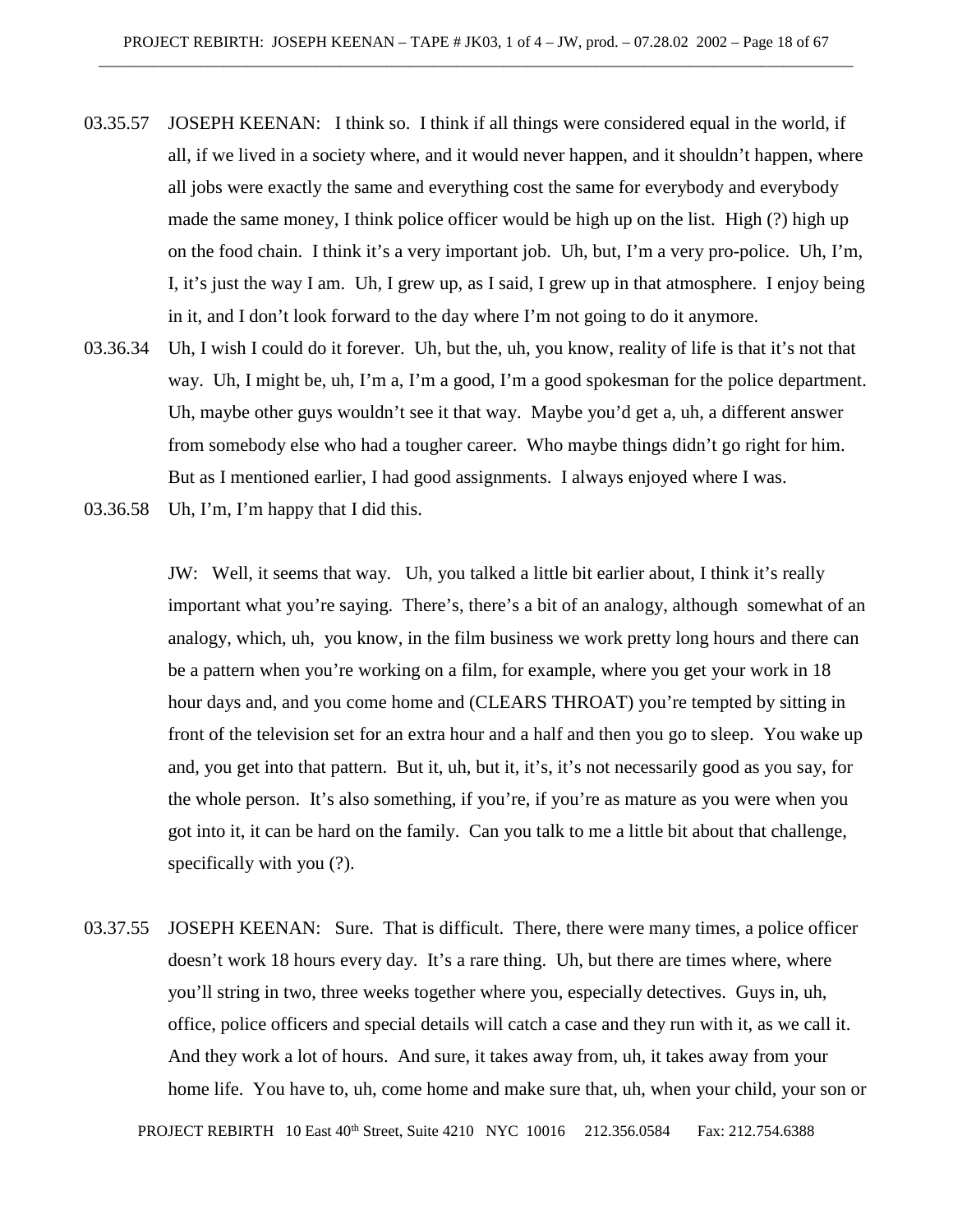03.35.57 JOSEPH KEENAN: I think so. I think if all things were considered equal in the world, if all, if we lived in a society where, and it would never happen, and it shouldn't happen, where all jobs were exactly the same and everything cost the same for everybody and everybody made the same money, I think police officer would be high up on the list. High (?) high up on the food chain. I think it's a very important job. Uh, but, I'm a very pro-police. Uh, I'm, I, it's just the way I am. Uh, I grew up, as I said, I grew up in that atmosphere. I enjoy being in it, and I don't look forward to the day where I'm not going to do it anymore.

03.36.34 Uh, I wish I could do it forever. Uh, but the, uh, you know, reality of life is that it's not that way. Uh, I might be, uh, I'm a, I'm a good, I'm a good spokesman for the police department. Uh, maybe other guys wouldn't see it that way. Maybe you'd get a, uh, a different answer from somebody else who had a tougher career. Who maybe things didn't go right for him. But as I mentioned earlier, I had good assignments. I always enjoyed where I was.

03.36.58 Uh, I'm, I'm happy that I did this.

JW: Well, it seems that way. Uh, you talked a little bit earlier about, I think it's really important what you're saying. There's, there's a bit of an analogy, although somewhat of an analogy, which, uh, you know, in the film business we work pretty long hours and there can be a pattern when you're working on a film, for example, where you get your work in 18 hour days and, and you come home and (CLEARS THROAT) you're tempted by sitting in front of the television set for an extra hour and a half and then you go to sleep. You wake up and, you get into that pattern. But it, uh, but it, it's, it's not necessarily good as you say, for the whole person. It's also something, if you're, if you're as mature as you were when you got into it, it can be hard on the family. Can you talk to me a little bit about that challenge, specifically with you (?).

03.37.55 JOSEPH KEENAN: Sure. That is difficult. There, there were many times, a police officer doesn't work 18 hours every day. It's a rare thing. Uh, but there are times where, where you'll string in two, three weeks together where you, especially detectives. Guys in, uh, office, police officers and special details will catch a case and they run with it, as we call it. And they work a lot of hours. And sure, it takes away from, uh, it takes away from your home life. You have to, uh, come home and make sure that, uh, when your child, your son or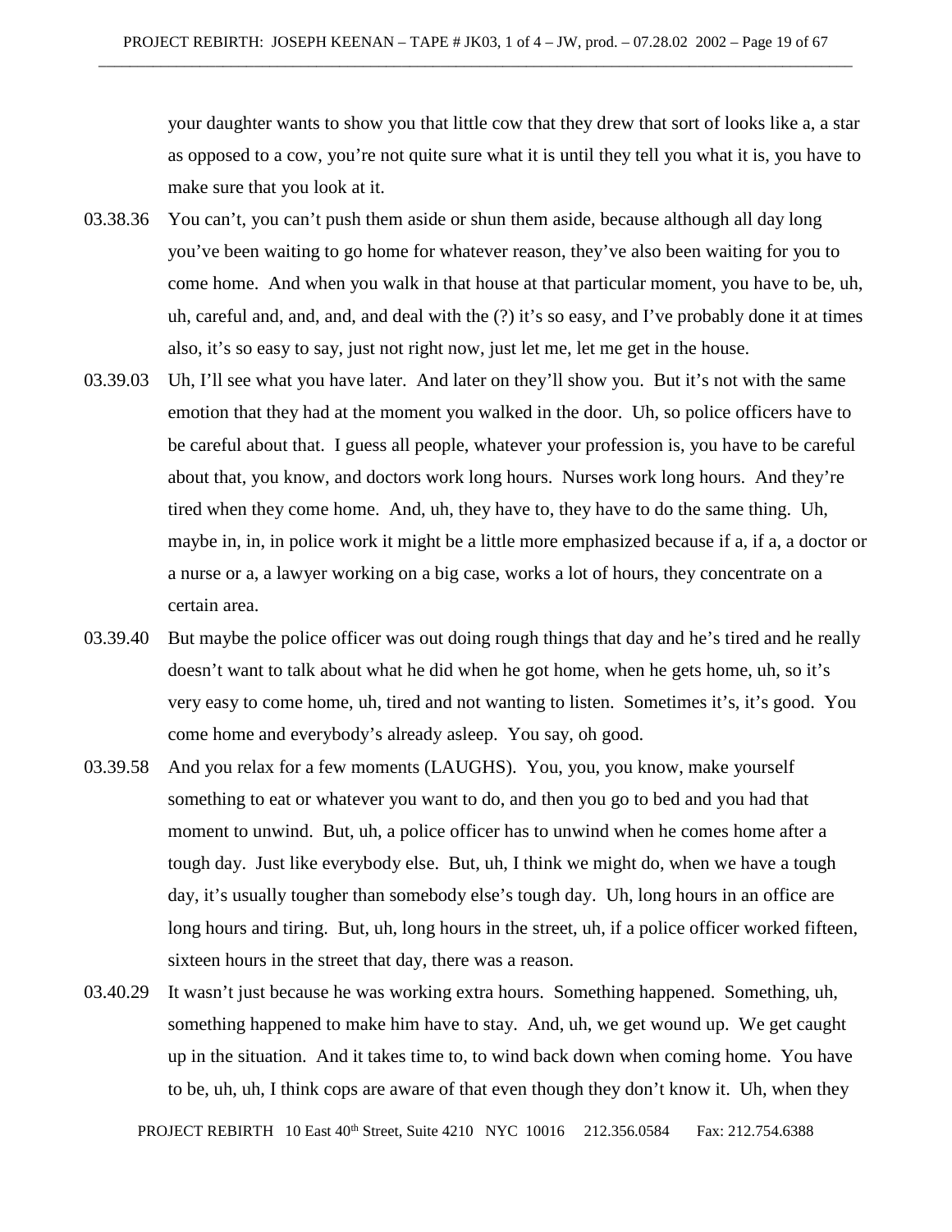your daughter wants to show you that little cow that they drew that sort of looks like a, a star as opposed to a cow, you're not quite sure what it is until they tell you what it is, you have to make sure that you look at it.

03.38.36 You can't, you can't push them aside or shun them aside, because although all day long you've been waiting to go home for whatever reason, they've also been waiting for you to come home. And when you walk in that house at that particular moment, you have to be, uh, uh, careful and, and, and, and deal with the (?) it's so easy, and I've probably done it at times also, it's so easy to say, just not right now, just let me, let me get in the house.

03.39.03 Uh, I'll see what you have later. And later on they'll show you. But it's not with the same emotion that they had at the moment you walked in the door. Uh, so police officers have to be careful about that. I guess all people, whatever your profession is, you have to be careful about that, you know, and doctors work long hours. Nurses work long hours. And they're tired when they come home. And, uh, they have to, they have to do the same thing. Uh, maybe in, in, in police work it might be a little more emphasized because if a, if a, a doctor or a nurse or a, a lawyer working on a big case, works a lot of hours, they concentrate on a certain area.

03.39.40 But maybe the police officer was out doing rough things that day and he's tired and he really doesn't want to talk about what he did when he got home, when he gets home, uh, so it's very easy to come home, uh, tired and not wanting to listen. Sometimes it's, it's good. You come home and everybody's already asleep. You say, oh good.

03.39.58 And you relax for a few moments (LAUGHS). You, you, you know, make yourself something to eat or whatever you want to do, and then you go to bed and you had that moment to unwind. But, uh, a police officer has to unwind when he comes home after a tough day. Just like everybody else. But, uh, I think we might do, when we have a tough day, it's usually tougher than somebody else's tough day. Uh, long hours in an office are long hours and tiring. But, uh, long hours in the street, uh, if a police officer worked fifteen, sixteen hours in the street that day, there was a reason.

03.40.29 It wasn't just because he was working extra hours. Something happened. Something, uh, something happened to make him have to stay. And, uh, we get wound up. We get caught up in the situation. And it takes time to, to wind back down when coming home. You have to be, uh, uh, I think cops are aware of that even though they don't know it. Uh, when they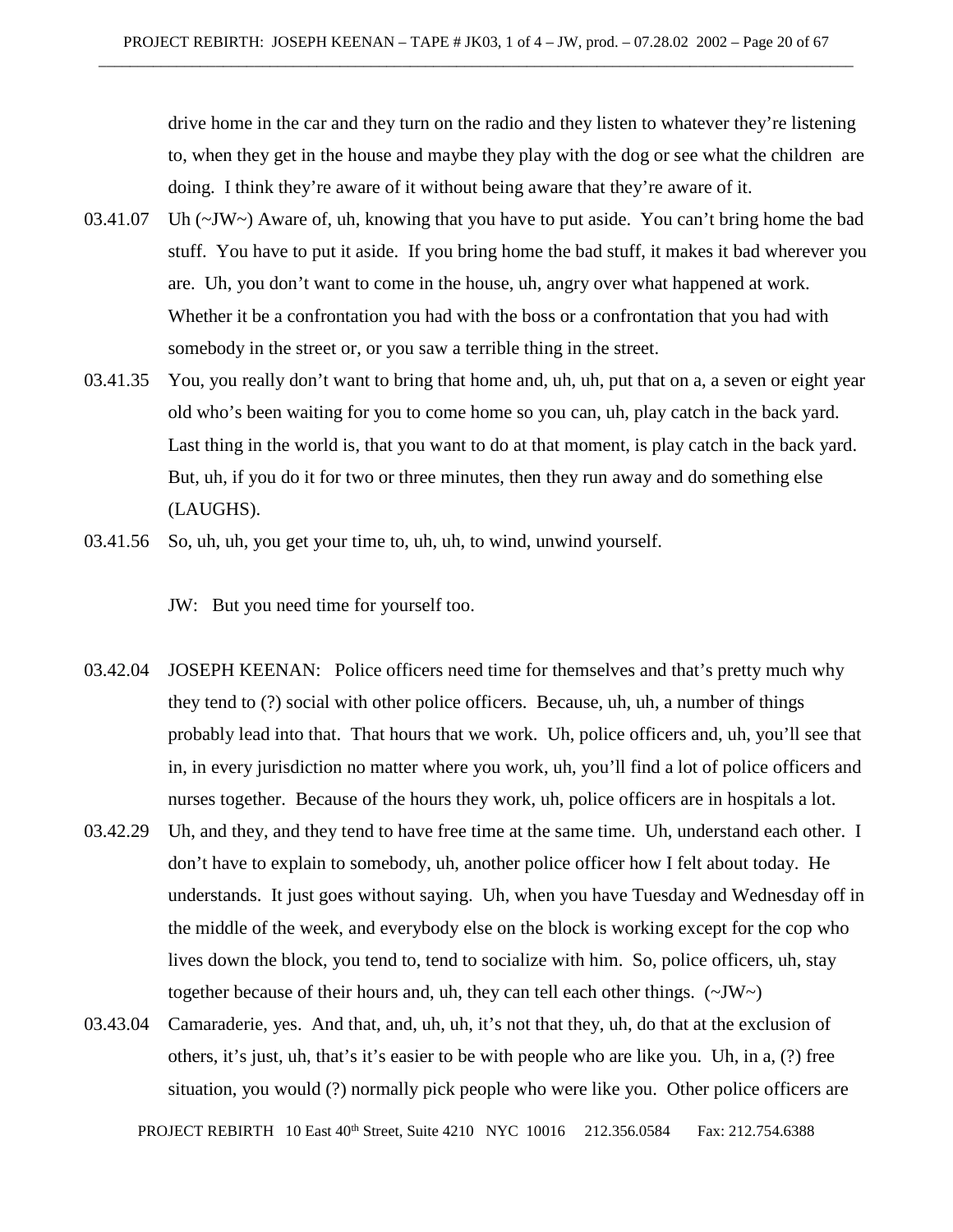drive home in the car and they turn on the radio and they listen to whatever they're listening to, when they get in the house and maybe they play with the dog or see what the children are doing. I think they're aware of it without being aware that they're aware of it.

03.41.07 Uh (~JW~) Aware of, uh, knowing that you have to put aside. You can't bring home the bad stuff. You have to put it aside. If you bring home the bad stuff, it makes it bad wherever you are. Uh, you don't want to come in the house, uh, angry over what happened at work. Whether it be a confrontation you had with the boss or a confrontation that you had with somebody in the street or, or you saw a terrible thing in the street.

03.41.35 You, you really don't want to bring that home and, uh, uh, put that on a, a seven or eight year old who's been waiting for you to come home so you can, uh, play catch in the back yard. Last thing in the world is, that you want to do at that moment, is play catch in the back yard. But, uh, if you do it for two or three minutes, then they run away and do something else (LAUGHS).

03.41.56 So, uh, uh, you get your time to, uh, uh, to wind, unwind yourself.

JW: But you need time for yourself too.

03.42.04 JOSEPH KEENAN: Police officers need time for themselves and that's pretty much why they tend to (?) social with other police officers. Because, uh, uh, a number of things probably lead into that. That hours that we work. Uh, police officers and, uh, you'll see that in, in every jurisdiction no matter where you work, uh, you'll find a lot of police officers and nurses together. Because of the hours they work, uh, police officers are in hospitals a lot.

03.42.29 Uh, and they, and they tend to have free time at the same time. Uh, understand each other. I don't have to explain to somebody, uh, another police officer how I felt about today. He understands. It just goes without saying. Uh, when you have Tuesday and Wednesday off in the middle of the week, and everybody else on the block is working except for the cop who lives down the block, you tend to, tend to socialize with him. So, police officers, uh, stay together because of their hours and, uh, they can tell each other things. (~JW~)

03.43.04 Camaraderie, yes. And that, and, uh, uh, it's not that they, uh, do that at the exclusion of others, it's just, uh, that's it's easier to be with people who are like you. Uh, in a, (?) free situation, you would (?) normally pick people who were like you. Other police officers are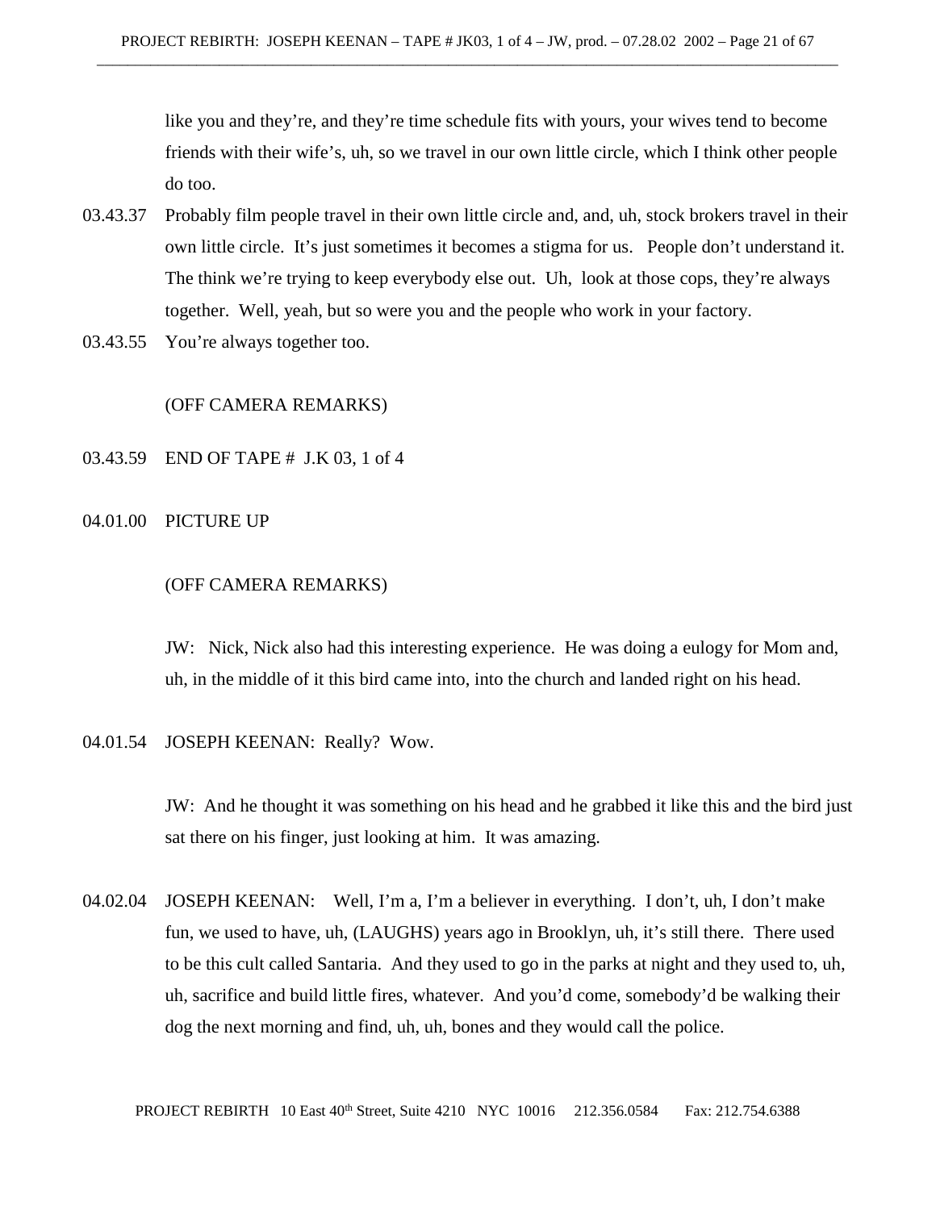like you and they're, and they're time schedule fits with yours, your wives tend to become friends with their wife's, uh, so we travel in our own little circle, which I think other people do too.

03.43.37 Probably film people travel in their own little circle and, and, uh, stock brokers travel in their own little circle. It's just sometimes it becomes a stigma for us. People don't understand it. The think we're trying to keep everybody else out. Uh, look at those cops, they're always together. Well, yeah, but so were you and the people who work in your factory.

03.43.55 You're always together too.

(OFF CAMERA REMARKS)

03.43.59 END OF TAPE # J.K 03, 1 of 4

04.01.00 PICTURE UP

(OFF CAMERA REMARKS)

JW: Nick, Nick also had this interesting experience. He was doing a eulogy for Mom and, uh, in the middle of it this bird came into, into the church and landed right on his head.

04.01.54 JOSEPH KEENAN: Really? Wow.

JW: And he thought it was something on his head and he grabbed it like this and the bird just sat there on his finger, just looking at him. It was amazing.

04.02.04 JOSEPH KEENAN: Well, I'm a, I'm a believer in everything. I don't, uh, I don't make fun, we used to have, uh, (LAUGHS) years ago in Brooklyn, uh, it's still there. There used to be this cult called Santaria. And they used to go in the parks at night and they used to, uh, uh, sacrifice and build little fires, whatever. And you'd come, somebody'd be walking their dog the next morning and find, uh, uh, bones and they would call the police.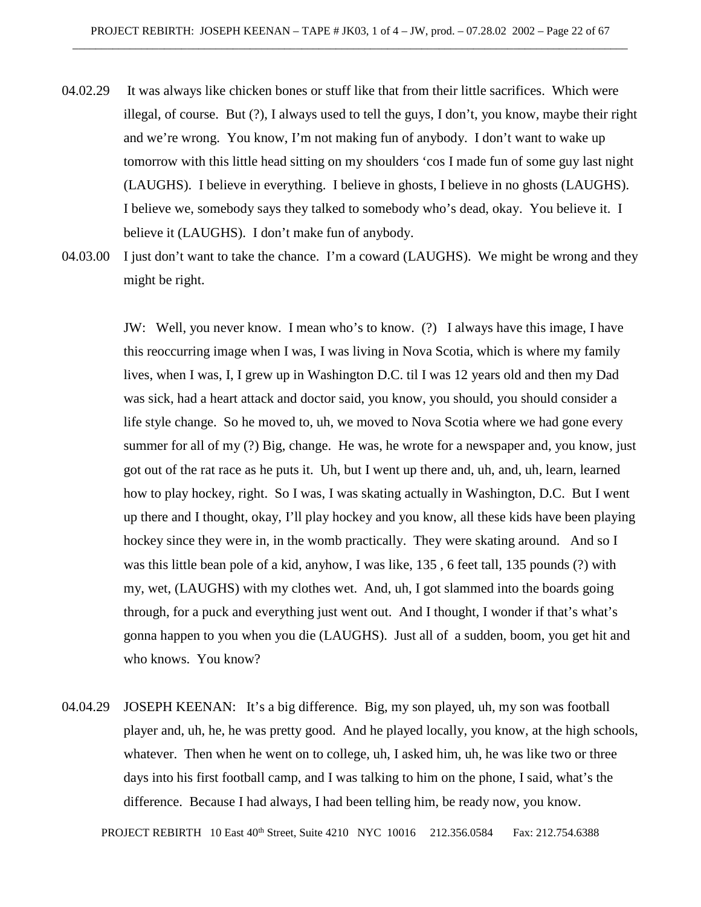04.02.29 It was always like chicken bones or stuff like that from their little sacrifices. Which were illegal, of course. But (?), I always used to tell the guys, I don't, you know, maybe their right and we're wrong. You know, I'm not making fun of anybody. I don't want to wake up tomorrow with this little head sitting on my shoulders 'cos I made fun of some guy last night (LAUGHS). I believe in everything. I believe in ghosts, I believe in no ghosts (LAUGHS). I believe we, somebody says they talked to somebody who's dead, okay. You believe it. I believe it (LAUGHS). I don't make fun of anybody.

04.03.00 I just don't want to take the chance. I'm a coward (LAUGHS). We might be wrong and they might be right.

JW: Well, you never know. I mean who's to know. (?) I always have this image, I have this reoccurring image when I was, I was living in Nova Scotia, which is where my family lives, when I was, I, I grew up in Washington D.C. til I was 12 years old and then my Dad was sick, had a heart attack and doctor said, you know, you should, you should consider a life style change. So he moved to, uh, we moved to Nova Scotia where we had gone every summer for all of my (?) Big, change. He was, he wrote for a newspaper and, you know, just got out of the rat race as he puts it. Uh, but I went up there and, uh, and, uh, learn, learned how to play hockey, right. So I was, I was skating actually in Washington, D.C. But I went up there and I thought, okay, I'll play hockey and you know, all these kids have been playing hockey since they were in, in the womb practically. They were skating around. And so I was this little bean pole of a kid, anyhow, I was like, 135 , 6 feet tall, 135 pounds (?) with my, wet, (LAUGHS) with my clothes wet. And, uh, I got slammed into the boards going through, for a puck and everything just went out. And I thought, I wonder if that's what's gonna happen to you when you die (LAUGHS). Just all of a sudden, boom, you get hit and who knows. You know?

04.04.29 JOSEPH KEENAN: It's a big difference. Big, my son played, uh, my son was football player and, uh, he, he was pretty good. And he played locally, you know, at the high schools, whatever. Then when he went on to college, uh, I asked him, uh, he was like two or three days into his first football camp, and I was talking to him on the phone, I said, what's the difference. Because I had always, I had been telling him, be ready now, you know.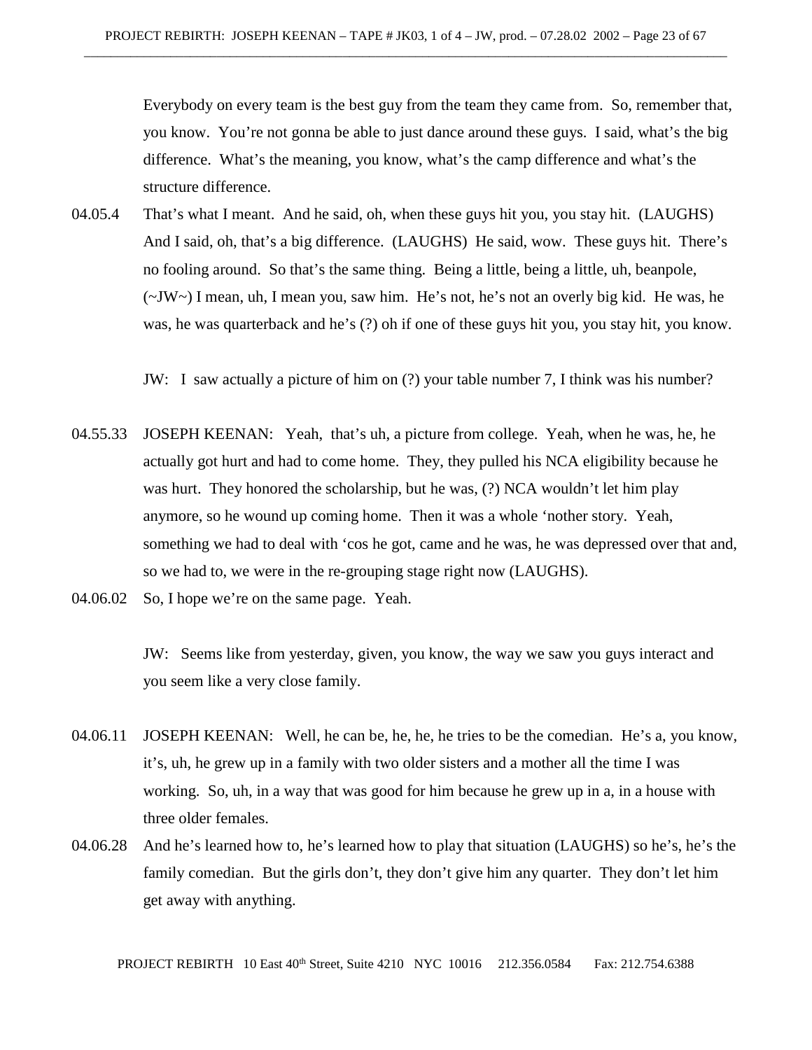Everybody on every team is the best guy from the team they came from. So, remember that, you know. You're not gonna be able to just dance around these guys. I said, what's the big difference. What's the meaning, you know, what's the camp difference and what's the structure difference.

04.05.4 That's what I meant. And he said, oh, when these guys hit you, you stay hit. (LAUGHS) And I said, oh, that's a big difference. (LAUGHS) He said, wow. These guys hit. There's no fooling around. So that's the same thing. Being a little, being a little, uh, beanpole, (~JW~) I mean, uh, I mean you, saw him. He's not, he's not an overly big kid. He was, he was, he was quarterback and he's (?) oh if one of these guys hit you, you stay hit, you know.

JW: I saw actually a picture of him on (?) your table number 7, I think was his number?

04.55.33 JOSEPH KEENAN: Yeah, that's uh, a picture from college. Yeah, when he was, he, he actually got hurt and had to come home. They, they pulled his NCA eligibility because he was hurt. They honored the scholarship, but he was, (?) NCA wouldn't let him play anymore, so he wound up coming home. Then it was a whole 'nother story. Yeah, something we had to deal with 'cos he got, came and he was, he was depressed over that and, so we had to, we were in the re-grouping stage right now (LAUGHS).

04.06.02 So, I hope we're on the same page. Yeah.

JW: Seems like from yesterday, given, you know, the way we saw you guys interact and you seem like a very close family.

04.06.11 JOSEPH KEENAN: Well, he can be, he, he, he tries to be the comedian. He's a, you know, it's, uh, he grew up in a family with two older sisters and a mother all the time I was working. So, uh, in a way that was good for him because he grew up in a, in a house with three older females.

04.06.28 And he's learned how to, he's learned how to play that situation (LAUGHS) so he's, he's the family comedian. But the girls don't, they don't give him any quarter. They don't let him get away with anything.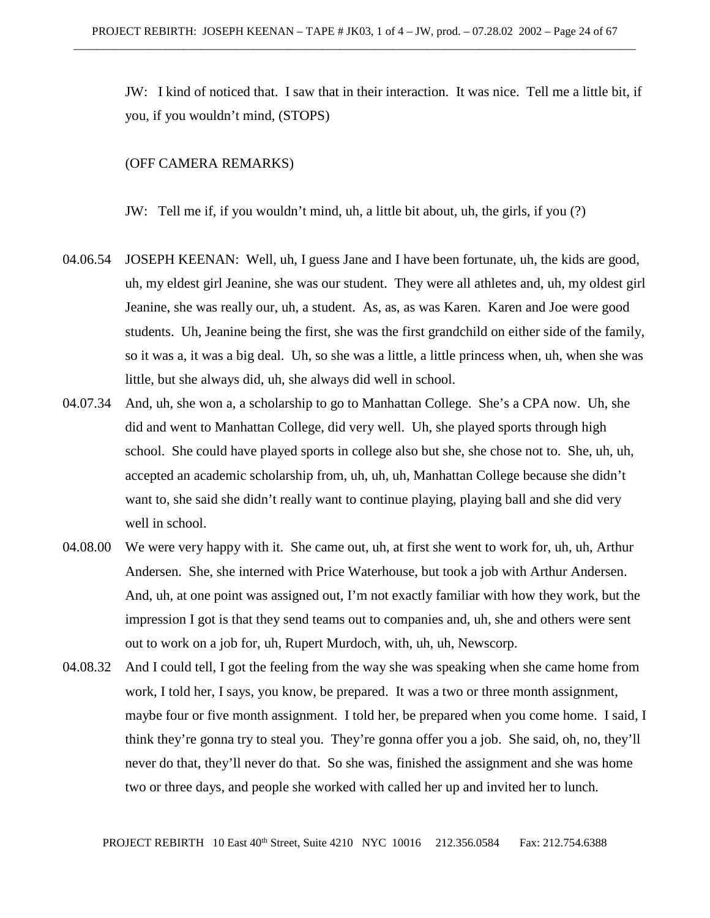JW: I kind of noticed that. I saw that in their interaction. It was nice. Tell me a little bit, if you, if you wouldn't mind, (STOPS)

(OFF CAMERA REMARKS)

JW: Tell me if, if you wouldn't mind, uh, a little bit about, uh, the girls, if you (?)

04.06.54 JOSEPH KEENAN: Well, uh, I guess Jane and I have been fortunate, uh, the kids are good, uh, my eldest girl Jeanine, she was our student. They were all athletes and, uh, my oldest girl Jeanine, she was really our, uh, a student. As, as, as was Karen. Karen and Joe were good students. Uh, Jeanine being the first, she was the first grandchild on either side of the family, so it was a, it was a big deal. Uh, so she was a little, a little princess when, uh, when she was little, but she always did, uh, she always did well in school.

04.07.34 And, uh, she won a, a scholarship to go to Manhattan College. She's a CPA now. Uh, she did and went to Manhattan College, did very well. Uh, she played sports through high school. She could have played sports in college also but she, she chose not to. She, uh, uh, accepted an academic scholarship from, uh, uh, uh, Manhattan College because she didn't want to, she said she didn't really want to continue playing, playing ball and she did very well in school.

04.08.00 We were very happy with it. She came out, uh, at first she went to work for, uh, uh, Arthur Andersen. She, she interned with Price Waterhouse, but took a job with Arthur Andersen. And, uh, at one point was assigned out, I'm not exactly familiar with how they work, but the impression I got is that they send teams out to companies and, uh, she and others were sent out to work on a job for, uh, Rupert Murdoch, with, uh, uh, Newscorp.

04.08.32 And I could tell, I got the feeling from the way she was speaking when she came home from work, I told her, I says, you know, be prepared. It was a two or three month assignment, maybe four or five month assignment. I told her, be prepared when you come home. I said, I think they're gonna try to steal you. They're gonna offer you a job. She said, oh, no, they'll never do that, they'll never do that. So she was, finished the assignment and she was home two or three days, and people she worked with called her up and invited her to lunch.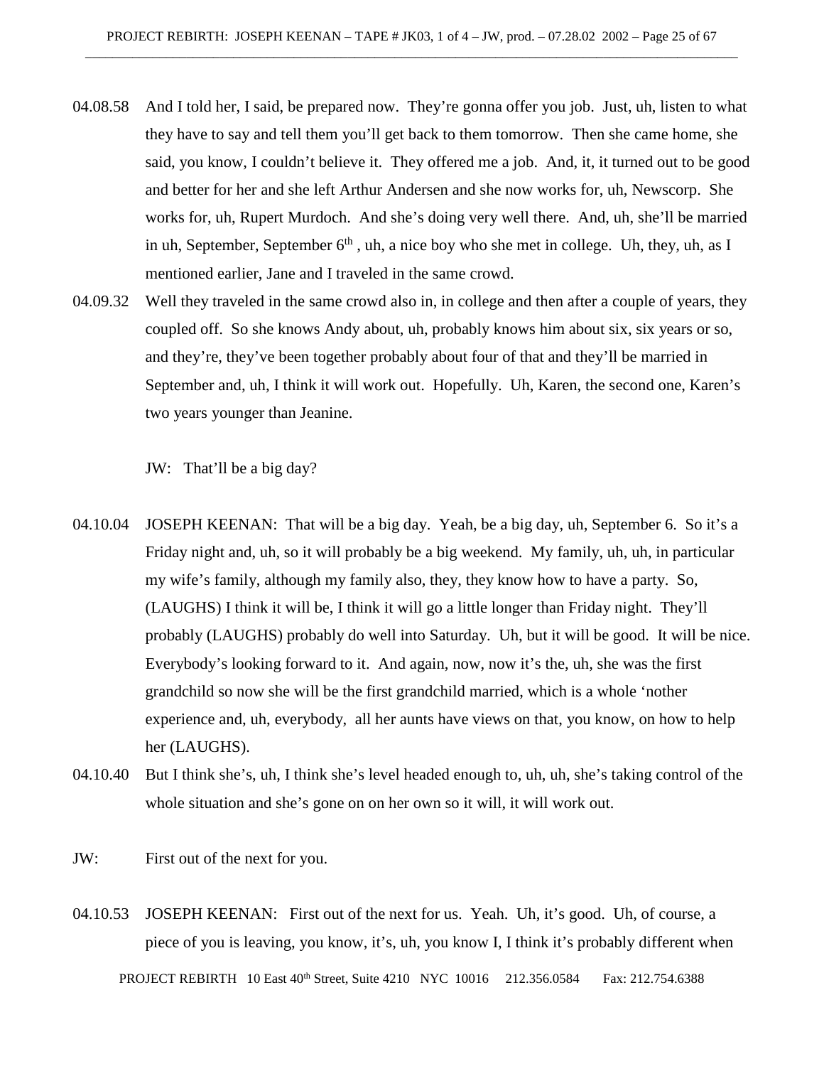04.08.58 And I told her, I said, be prepared now. They're gonna offer you job. Just, uh, listen to what they have to say and tell them you'll get back to them tomorrow. Then she came home, she said, you know, I couldn't believe it. They offered me a job. And, it, it turned out to be good and better for her and she left Arthur Andersen and she now works for, uh, Newscorp. She works for, uh, Rupert Murdoch. And she's doing very well there. And, uh, she'll be married in uh, September, September 6th , uh, a nice boy who she met in college. Uh, they, uh, as I mentioned earlier, Jane and I traveled in the same crowd.

04.09.32 Well they traveled in the same crowd also in, in college and then after a couple of years, they coupled off. So she knows Andy about, uh, probably knows him about six, six years or so, and they're, they've been together probably about four of that and they'll be married in September and, uh, I think it will work out. Hopefully. Uh, Karen, the second one, Karen's two years younger than Jeanine.

JW: That'll be a big day?

04.10.04 JOSEPH KEENAN: That will be a big day. Yeah, be a big day, uh, September 6. So it's a Friday night and, uh, so it will probably be a big weekend. My family, uh, uh, in particular my wife's family, although my family also, they, they know how to have a party. So, (LAUGHS) I think it will be, I think it will go a little longer than Friday night. They'll probably (LAUGHS) probably do well into Saturday. Uh, but it will be good. It will be nice. Everybody's looking forward to it. And again, now, now it's the, uh, she was the first grandchild so now she will be the first grandchild married, which is a whole 'nother experience and, uh, everybody, all her aunts have views on that, you know, on how to help her (LAUGHS).

04.10.40 But I think she's, uh, I think she's level headed enough to, uh, uh, she's taking control of the whole situation and she's gone on on her own so it will, it will work out.

JW: First out of the next for you.

04.10.53 JOSEPH KEENAN: First out of the next for us. Yeah. Uh, it's good. Uh, of course, a piece of you is leaving, you know, it's, uh, you know I, I think it's probably different when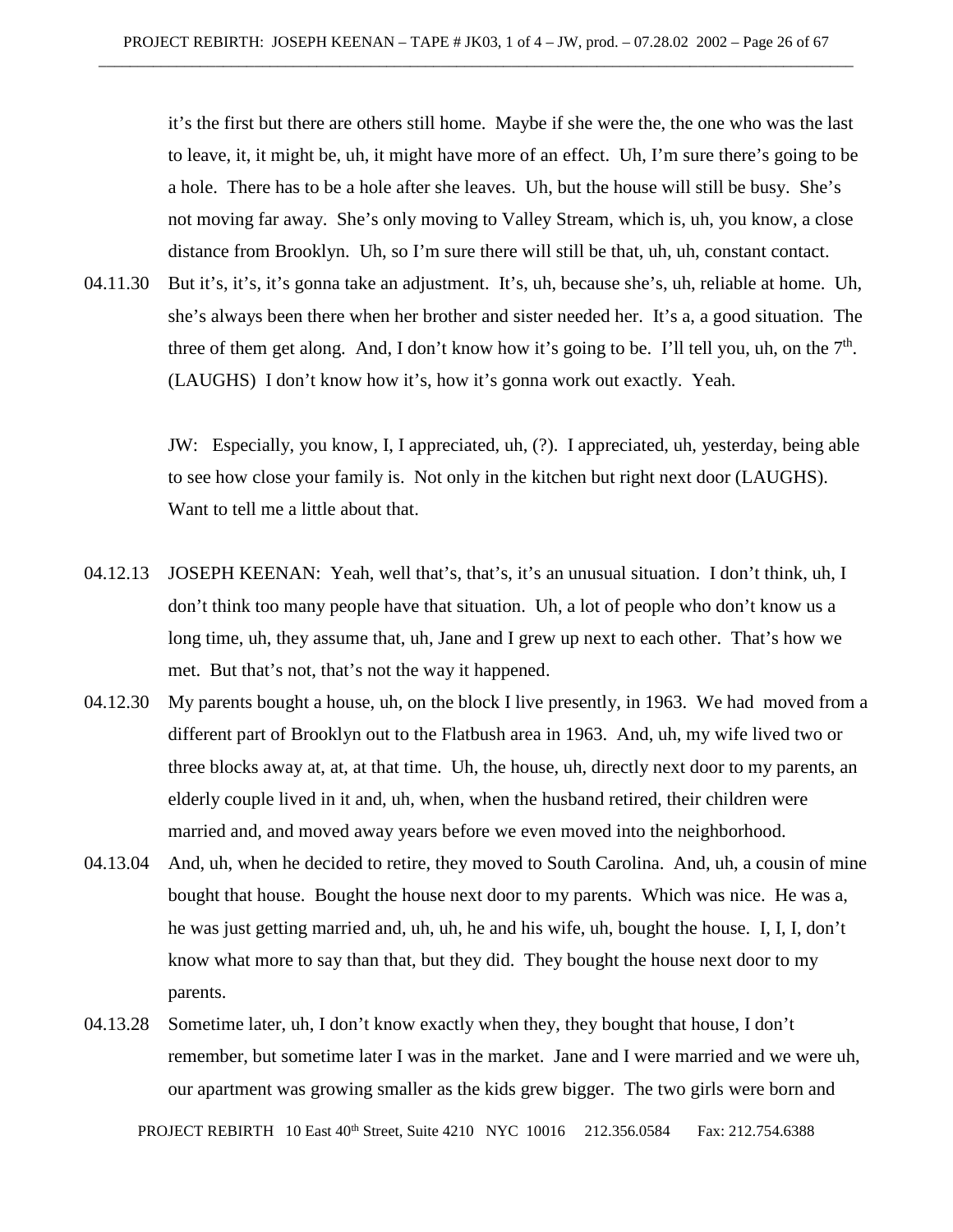it's the first but there are others still home. Maybe if she were the, the one who was the last to leave, it, it might be, uh, it might have more of an effect. Uh, I'm sure there's going to be a hole. There has to be a hole after she leaves. Uh, but the house will still be busy. She's not moving far away. She's only moving to Valley Stream, which is, uh, you know, a close distance from Brooklyn. Uh, so I'm sure there will still be that, uh, uh, constant contact.

04.11.30 But it's, it's, it's gonna take an adjustment. It's, uh, because she's, uh, reliable at home. Uh, she's always been there when her brother and sister needed her. It's a, a good situation. The three of them get along. And, I don't know how it's going to be. I'll tell you, uh, on the 7th. (LAUGHS) I don't know how it's, how it's gonna work out exactly. Yeah.

JW: Especially, you know, I, I appreciated, uh, (?). I appreciated, uh, yesterday, being able to see how close your family is. Not only in the kitchen but right next door (LAUGHS). Want to tell me a little about that.

04.12.13 JOSEPH KEENAN: Yeah, well that's, that's, it's an unusual situation. I don't think, uh, I don't think too many people have that situation. Uh, a lot of people who don't know us a long time, uh, they assume that, uh, Jane and I grew up next to each other. That's how we met. But that's not, that's not the way it happened.

04.12.30 My parents bought a house, uh, on the block I live presently, in 1963. We had moved from a different part of Brooklyn out to the Flatbush area in 1963. And, uh, my wife lived two or three blocks away at, at, at that time. Uh, the house, uh, directly next door to my parents, an elderly couple lived in it and, uh, when, when the husband retired, their children were married and, and moved away years before we even moved into the neighborhood.

04.13.04 And, uh, when he decided to retire, they moved to South Carolina. And, uh, a cousin of mine bought that house. Bought the house next door to my parents. Which was nice. He was a, he was just getting married and, uh, uh, he and his wife, uh, bought the house. I, I, I, don't know what more to say than that, but they did. They bought the house next door to my parents.

04.13.28 Sometime later, uh, I don't know exactly when they, they bought that house, I don't remember, but sometime later I was in the market. Jane and I were married and we were uh, our apartment was growing smaller as the kids grew bigger. The two girls were born and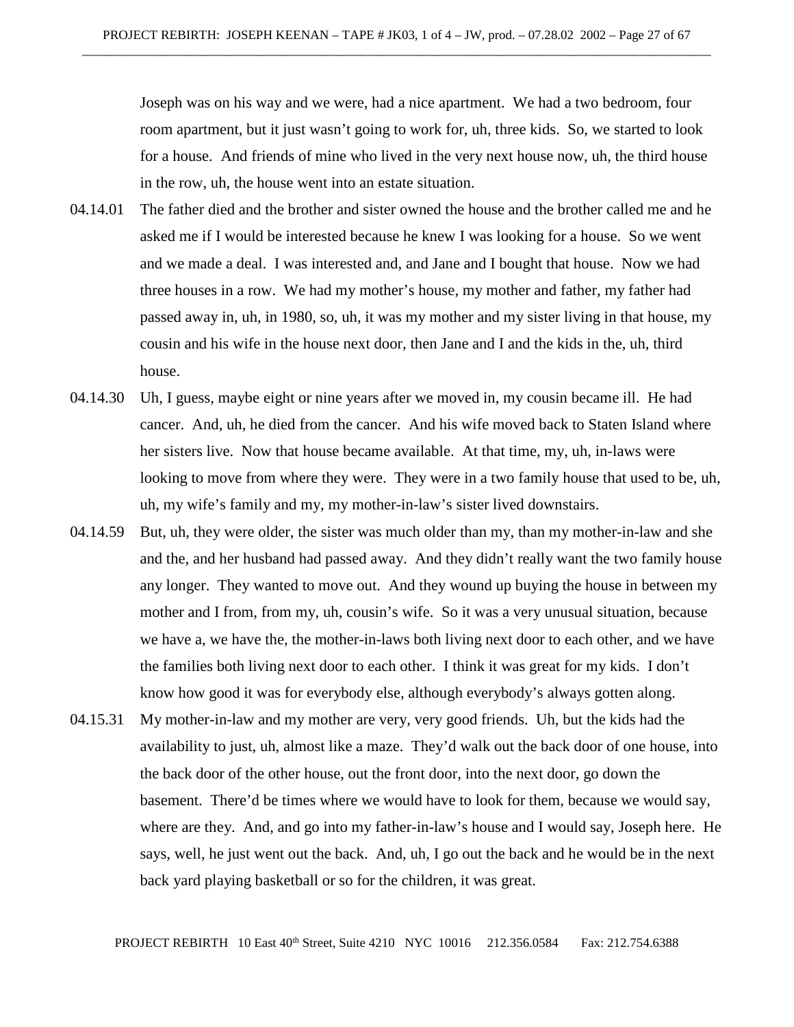Joseph was on his way and we were, had a nice apartment. We had a two bedroom, four room apartment, but it just wasn't going to work for, uh, three kids. So, we started to look for a house. And friends of mine who lived in the very next house now, uh, the third house in the row, uh, the house went into an estate situation.

04.14.01 The father died and the brother and sister owned the house and the brother called me and he asked me if I would be interested because he knew I was looking for a house. So we went and we made a deal. I was interested and, and Jane and I bought that house. Now we had three houses in a row. We had my mother's house, my mother and father, my father had passed away in, uh, in 1980, so, uh, it was my mother and my sister living in that house, my cousin and his wife in the house next door, then Jane and I and the kids in the, uh, third house.

04.14.30 Uh, I guess, maybe eight or nine years after we moved in, my cousin became ill. He had cancer. And, uh, he died from the cancer. And his wife moved back to Staten Island where her sisters live. Now that house became available. At that time, my, uh, in-laws were looking to move from where they were. They were in a two family house that used to be, uh, uh, my wife's family and my, my mother-in-law's sister lived downstairs.

04.14.59 But, uh, they were older, the sister was much older than my, than my mother-in-law and she and the, and her husband had passed away. And they didn't really want the two family house any longer. They wanted to move out. And they wound up buying the house in between my mother and I from, from my, uh, cousin's wife. So it was a very unusual situation, because we have a, we have the, the mother-in-laws both living next door to each other, and we have the families both living next door to each other. I think it was great for my kids. I don't know how good it was for everybody else, although everybody's always gotten along.

04.15.31 My mother-in-law and my mother are very, very good friends. Uh, but the kids had the availability to just, uh, almost like a maze. They'd walk out the back door of one house, into the back door of the other house, out the front door, into the next door, go down the basement. There'd be times where we would have to look for them, because we would say, where are they. And, and go into my father-in-law's house and I would say, Joseph here. He says, well, he just went out the back. And, uh, I go out the back and he would be in the next back yard playing basketball or so for the children, it was great.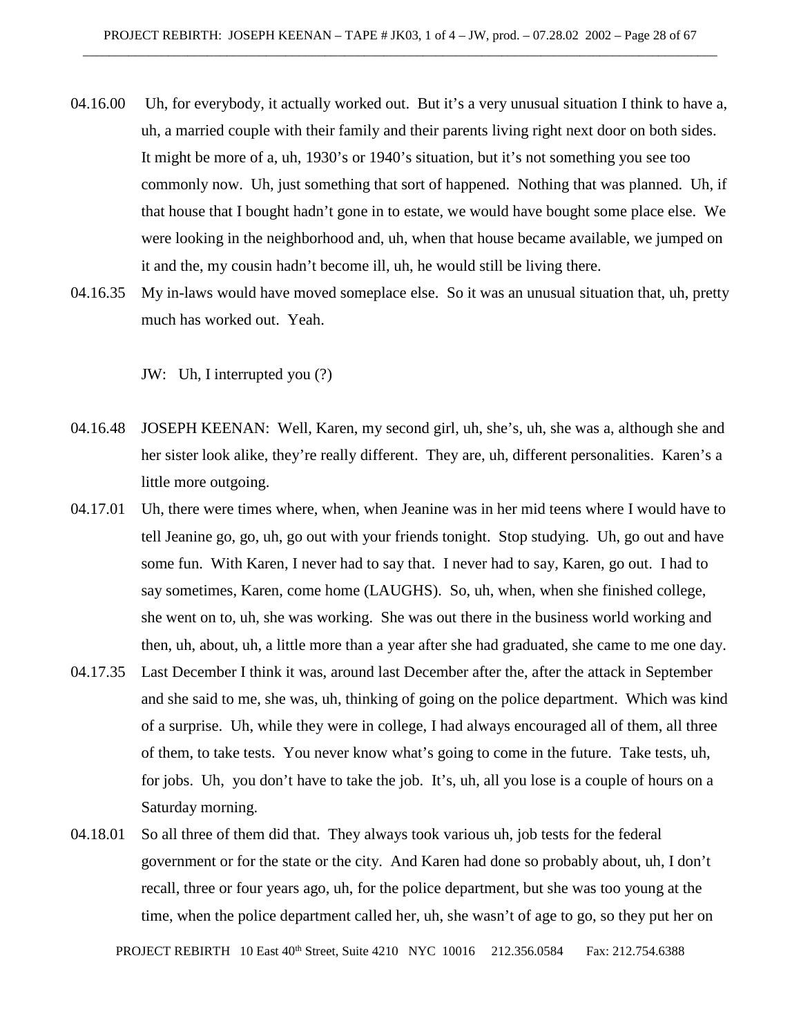04.16.00  Uh, for everybody, it actually worked out. But it's a very unusual situation I think to have a, uh, a married couple with their family and their parents living right next door on both sides. It might be more of a, uh, 1930's or 1940's situation, but it's not something you see too commonly now. Uh, just something that sort of happened. Nothing that was planned. Uh, if that house that I bought hadn't gone in to estate, we would have bought some place else. We were looking in the neighborhood and, uh, when that house became available, we jumped on it and the, my cousin hadn't become ill, uh, he would still be living there.

04.16.35  My in-laws would have moved someplace else. So it was an unusual situation that, uh, pretty much has worked out. Yeah.

JW: Uh, I interrupted you (?)

04.16.48  JOSEPH KEENAN: Well, Karen, my second girl, uh, she's, uh, she was a, although she and her sister look alike, they're really different. They are, uh, different personalities. Karen's a little more outgoing.

04.17.01  Uh, there were times where, when, when Jeanine was in her mid teens where I would have to tell Jeanine go, go, uh, go out with your friends tonight. Stop studying. Uh, go out and have some fun. With Karen, I never had to say that. I never had to say, Karen, go out. I had to say sometimes, Karen, come home (LAUGHS). So, uh, when, when she finished college, she went on to, uh, she was working. She was out there in the business world working and then, uh, about, uh, a little more than a year after she had graduated, she came to me one day.

04.17.35  Last December I think it was, around last December after the, after the attack in September and she said to me, she was, uh, thinking of going on the police department. Which was kind of a surprise. Uh, while they were in college, I had always encouraged all of them, all three of them, to take tests. You never know what's going to come in the future. Take tests, uh, for jobs. Uh, you don't have to take the job. It's, uh, all you lose is a couple of hours on a Saturday morning.

04.18.01  So all three of them did that. They always took various uh, job tests for the federal government or for the state or the city. And Karen had done so probably about, uh, I don't recall, three or four years ago, uh, for the police department, but she was too young at the time, when the police department called her, uh, she wasn't of age to go, so they put her on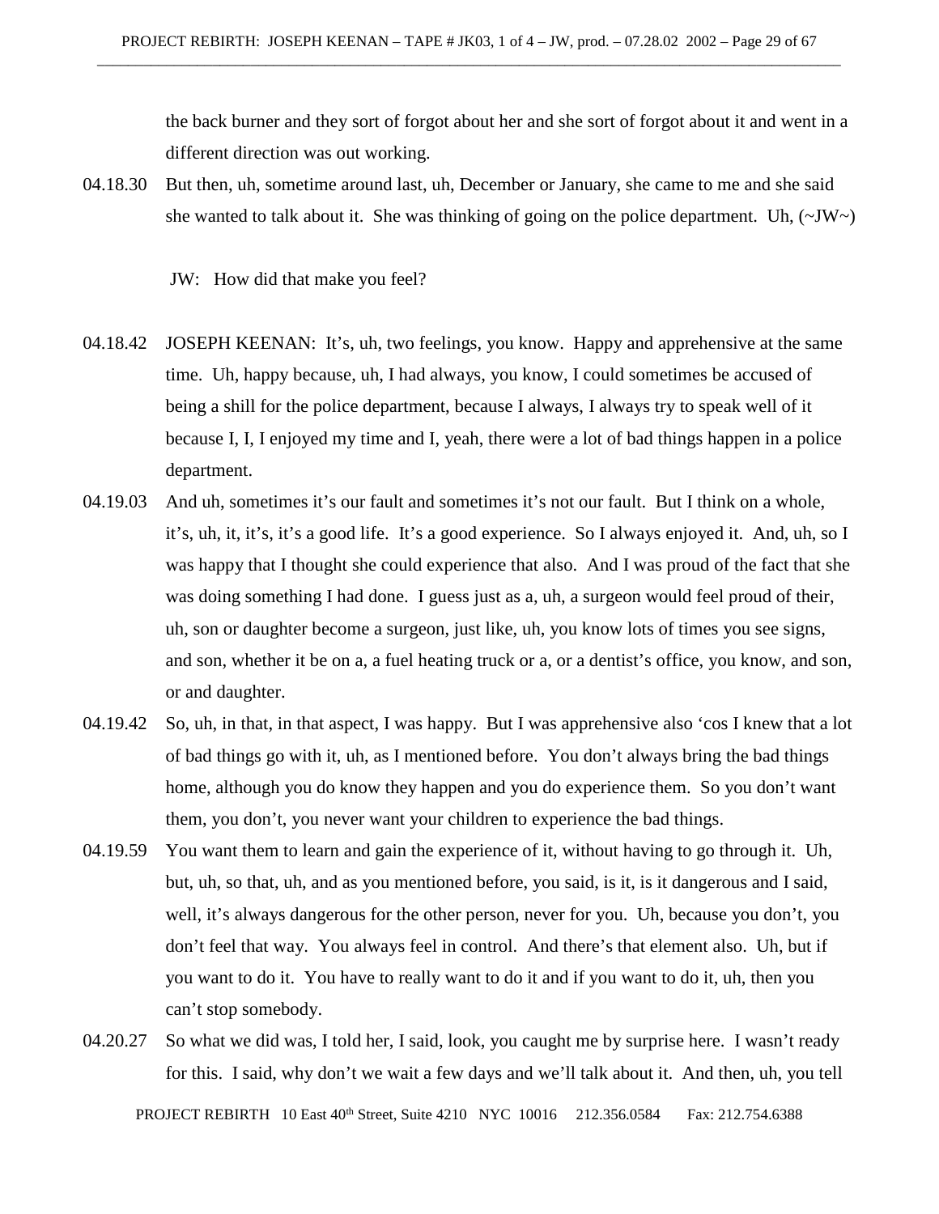the back burner and they sort of forgot about her and she sort of forgot about it and went in a different direction was out working.

04.18.30 But then, uh, sometime around last, uh, December or January, she came to me and she said she wanted to talk about it. She was thinking of going on the police department. Uh, (~JW~)

JW: How did that make you feel?

04.18.42 JOSEPH KEENAN: It's, uh, two feelings, you know. Happy and apprehensive at the same time. Uh, happy because, uh, I had always, you know, I could sometimes be accused of being a shill for the police department, because I always, I always try to speak well of it because I, I, I enjoyed my time and I, yeah, there were a lot of bad things happen in a police department.

04.19.03 And uh, sometimes it's our fault and sometimes it's not our fault. But I think on a whole, it's, uh, it, it's, it's a good life. It's a good experience. So I always enjoyed it. And, uh, so I was happy that I thought she could experience that also. And I was proud of the fact that she was doing something I had done. I guess just as a, uh, a surgeon would feel proud of their, uh, son or daughter become a surgeon, just like, uh, you know lots of times you see signs, and son, whether it be on a, a fuel heating truck or a, or a dentist's office, you know, and son, or and daughter.

04.19.42 So, uh, in that, in that aspect, I was happy. But I was apprehensive also 'cos I knew that a lot of bad things go with it, uh, as I mentioned before. You don't always bring the bad things home, although you do know they happen and you do experience them. So you don't want them, you don't, you never want your children to experience the bad things.

04.19.59 You want them to learn and gain the experience of it, without having to go through it. Uh, but, uh, so that, uh, and as you mentioned before, you said, is it, is it dangerous and I said, well, it's always dangerous for the other person, never for you. Uh, because you don't, you don't feel that way. You always feel in control. And there's that element also. Uh, but if you want to do it. You have to really want to do it and if you want to do it, uh, then you can't stop somebody.

04.20.27 So what we did was, I told her, I said, look, you caught me by surprise here. I wasn't ready for this. I said, why don't we wait a few days and we'll talk about it. And then, uh, you tell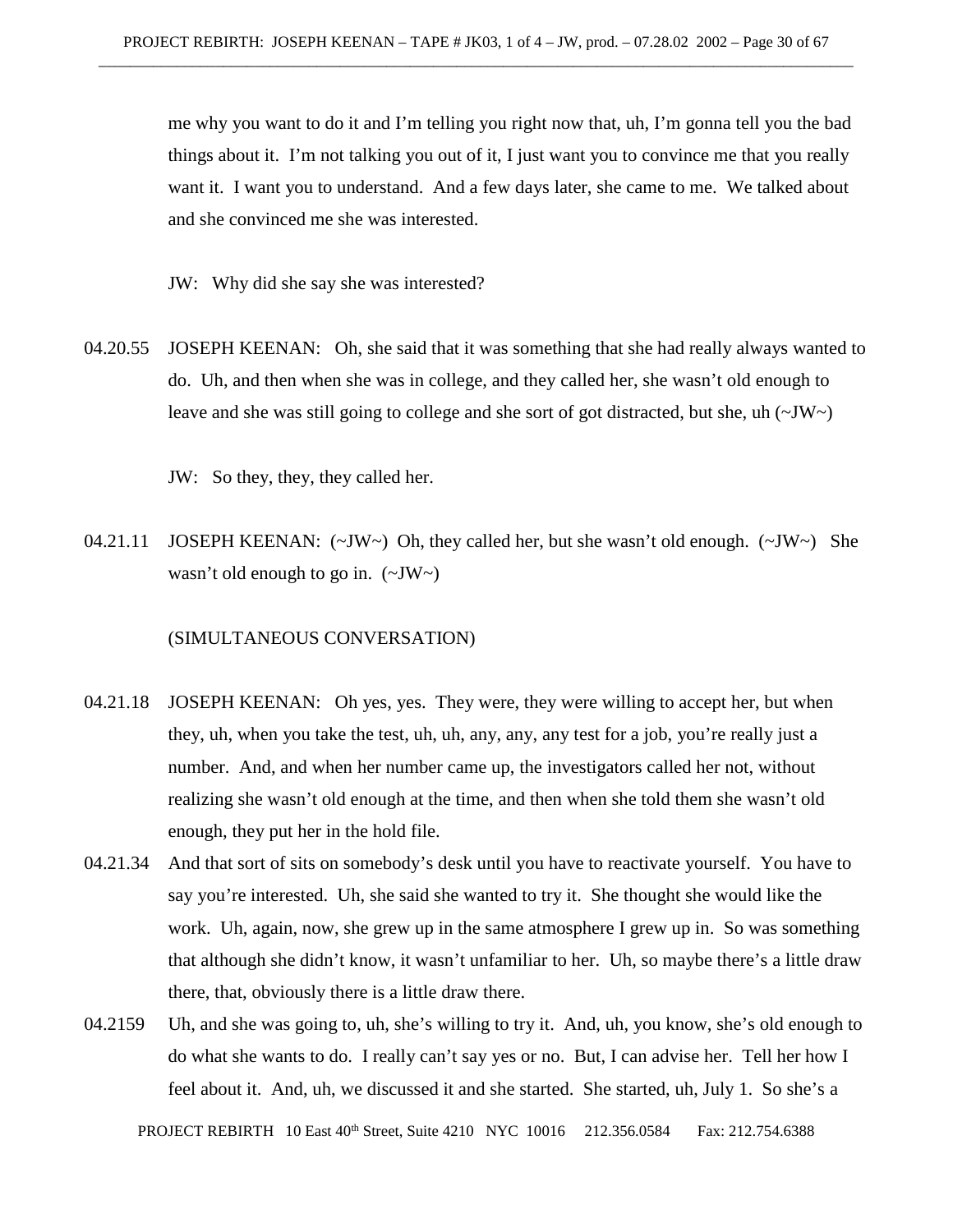me why you want to do it and I'm telling you right now that, uh, I'm gonna tell you the bad things about it. I'm not talking you out of it, I just want you to convince me that you really want it. I want you to understand. And a few days later, she came to me. We talked about and she convinced me she was interested.

JW: Why did she say she was interested?

04.20.55 JOSEPH KEENAN: Oh, she said that it was something that she had really always wanted to do. Uh, and then when she was in college, and they called her, she wasn't old enough to leave and she was still going to college and she sort of got distracted, but she, uh (~JW~)

JW: So they, they, they called her.

04.21.11 JOSEPH KEENAN: (~JW~) Oh, they called her, but she wasn't old enough. (~JW~) She wasn't old enough to go in. (~JW~)

(SIMULTANEOUS CONVERSATION)

04.21.18 JOSEPH KEENAN: Oh yes, yes. They were, they were willing to accept her, but when they, uh, when you take the test, uh, uh, any, any, any test for a job, you're really just a number. And, and when her number came up, the investigators called her not, without realizing she wasn't old enough at the time, and then when she told them she wasn't old enough, they put her in the hold file.

04.21.34 And that sort of sits on somebody's desk until you have to reactivate yourself. You have to say you're interested. Uh, she said she wanted to try it. She thought she would like the work. Uh, again, now, she grew up in the same atmosphere I grew up in. So was something that although she didn't know, it wasn't unfamiliar to her. Uh, so maybe there's a little draw there, that, obviously there is a little draw there.

04.2159 Uh, and she was going to, uh, she's willing to try it. And, uh, you know, she's old enough to do what she wants to do. I really can't say yes or no. But, I can advise her. Tell her how I feel about it. And, uh, we discussed it and she started. She started, uh, July 1. So she's a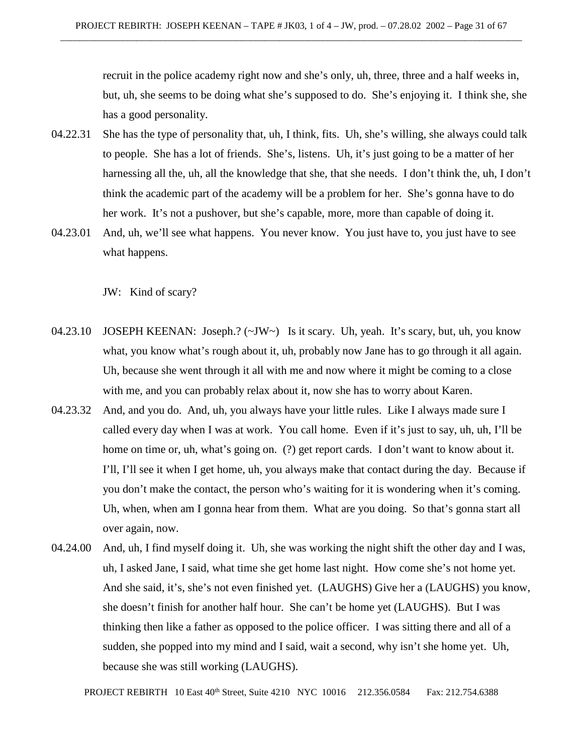recruit in the police academy right now and she's only, uh, three, three and a half weeks in, but, uh, she seems to be doing what she's supposed to do. She's enjoying it. I think she, she has a good personality.

04.22.31 She has the type of personality that, uh, I think, fits. Uh, she's willing, she always could talk to people. She has a lot of friends. She's, listens. Uh, it's just going to be a matter of her harnessing all the, uh, all the knowledge that she, that she needs. I don't think the, uh, I don't think the academic part of the academy will be a problem for her. She's gonna have to do her work. It's not a pushover, but she's capable, more, more than capable of doing it.

04.23.01 And, uh, we'll see what happens. You never know. You just have to, you just have to see what happens.

JW: Kind of scary?

04.23.10 JOSEPH KEENAN: Joseph.? (~JW~) Is it scary. Uh, yeah. It's scary, but, uh, you know what, you know what's rough about it, uh, probably now Jane has to go through it all again. Uh, because she went through it all with me and now where it might be coming to a close with me, and you can probably relax about it, now she has to worry about Karen.

04.23.32 And, and you do. And, uh, you always have your little rules. Like I always made sure I called every day when I was at work. You call home. Even if it's just to say, uh, uh, I'll be home on time or, uh, what's going on. (?) get report cards. I don't want to know about it. I'll, I'll see it when I get home, uh, you always make that contact during the day. Because if you don't make the contact, the person who's waiting for it is wondering when it's coming. Uh, when, when am I gonna hear from them. What are you doing. So that's gonna start all over again, now.

04.24.00 And, uh, I find myself doing it. Uh, she was working the night shift the other day and I was, uh, I asked Jane, I said, what time she get home last night. How come she's not home yet. And she said, it's, she's not even finished yet. (LAUGHS) Give her a (LAUGHS) you know, she doesn't finish for another half hour. She can't be home yet (LAUGHS). But I was thinking then like a father as opposed to the police officer. I was sitting there and all of a sudden, she popped into my mind and I said, wait a second, why isn't she home yet. Uh, because she was still working (LAUGHS).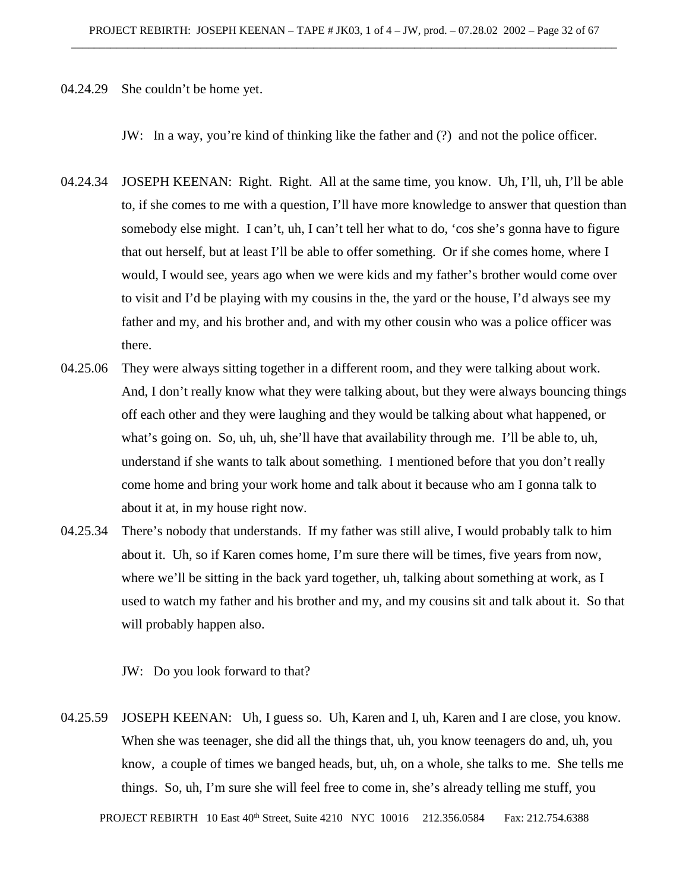04.24.29 She couldn't be home yet.

JW: In a way, you're kind of thinking like the father and (?) and not the police officer.

04.24.34 JOSEPH KEENAN: Right. Right. All at the same time, you know. Uh, I'll, uh, I'll be able to, if she comes to me with a question, I'll have more knowledge to answer that question than somebody else might. I can't, uh, I can't tell her what to do, 'cos she's gonna have to figure that out herself, but at least I'll be able to offer something. Or if she comes home, where I would, I would see, years ago when we were kids and my father's brother would come over to visit and I'd be playing with my cousins in the, the yard or the house, I'd always see my father and my, and his brother and, and with my other cousin who was a police officer was there.

04.25.06 They were always sitting together in a different room, and they were talking about work. And, I don't really know what they were talking about, but they were always bouncing things off each other and they were laughing and they would be talking about what happened, or what's going on. So, uh, uh, she'll have that availability through me. I'll be able to, uh, understand if she wants to talk about something. I mentioned before that you don't really come home and bring your work home and talk about it because who am I gonna talk to about it at, in my house right now.

04.25.34 There's nobody that understands. If my father was still alive, I would probably talk to him about it. Uh, so if Karen comes home, I'm sure there will be times, five years from now, where we'll be sitting in the back yard together, uh, talking about something at work, as I used to watch my father and his brother and my, and my cousins sit and talk about it. So that will probably happen also.

JW: Do you look forward to that?

04.25.59 JOSEPH KEENAN: Uh, I guess so. Uh, Karen and I, uh, Karen and I are close, you know. When she was teenager, she did all the things that, uh, you know teenagers do and, uh, you know, a couple of times we banged heads, but, uh, on a whole, she talks to me. She tells me things. So, uh, I'm sure she will feel free to come in, she's already telling me stuff, you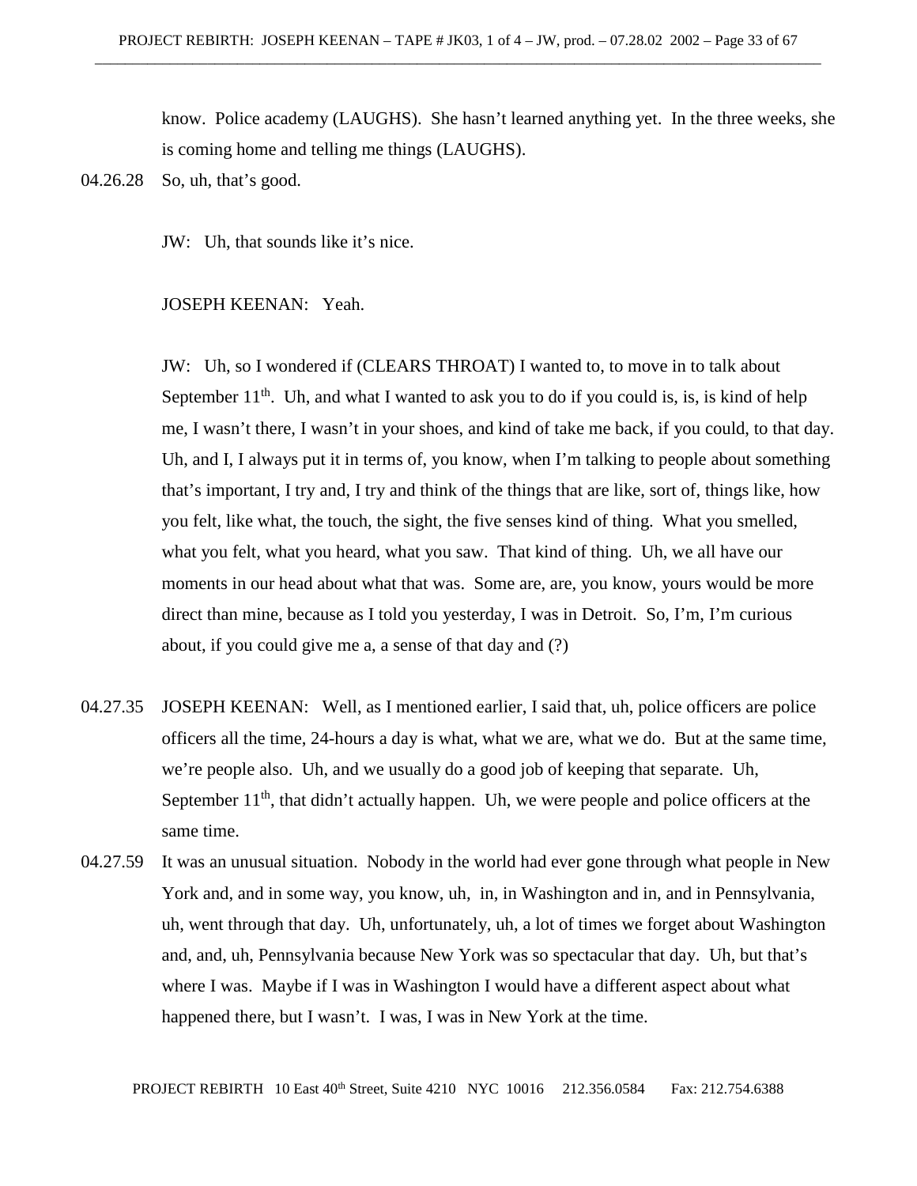know. Police academy (LAUGHS). She hasn't learned anything yet. In the three weeks, she is coming home and telling me things (LAUGHS).

04.26.28 So, uh, that's good.

JW: Uh, that sounds like it's nice.

JOSEPH KEENAN: Yeah.

JW: Uh, so I wondered if (CLEARS THROAT) I wanted to, to move in to talk about September 11th. Uh, and what I wanted to ask you to do if you could is, is, is kind of help me, I wasn't there, I wasn't in your shoes, and kind of take me back, if you could, to that day. Uh, and I, I always put it in terms of, you know, when I'm talking to people about something that's important, I try and, I try and think of the things that are like, sort of, things like, how you felt, like what, the touch, the sight, the five senses kind of thing. What you smelled, what you felt, what you heard, what you saw. That kind of thing. Uh, we all have our moments in our head about what that was. Some are, are, you know, yours would be more direct than mine, because as I told you yesterday, I was in Detroit. So, I'm, I'm curious about, if you could give me a, a sense of that day and (?)

04.27.35 JOSEPH KEENAN: Well, as I mentioned earlier, I said that, uh, police officers are police officers all the time, 24-hours a day is what, what we are, what we do. But at the same time, we're people also. Uh, and we usually do a good job of keeping that separate. Uh, September 11th, that didn't actually happen. Uh, we were people and police officers at the same time.

04.27.59 It was an unusual situation. Nobody in the world had ever gone through what people in New York and, and in some way, you know, uh, in, in Washington and in, and in Pennsylvania, uh, went through that day. Uh, unfortunately, uh, a lot of times we forget about Washington and, and, uh, Pennsylvania because New York was so spectacular that day. Uh, but that's where I was. Maybe if I was in Washington I would have a different aspect about what happened there, but I wasn't. I was, I was in New York at the time.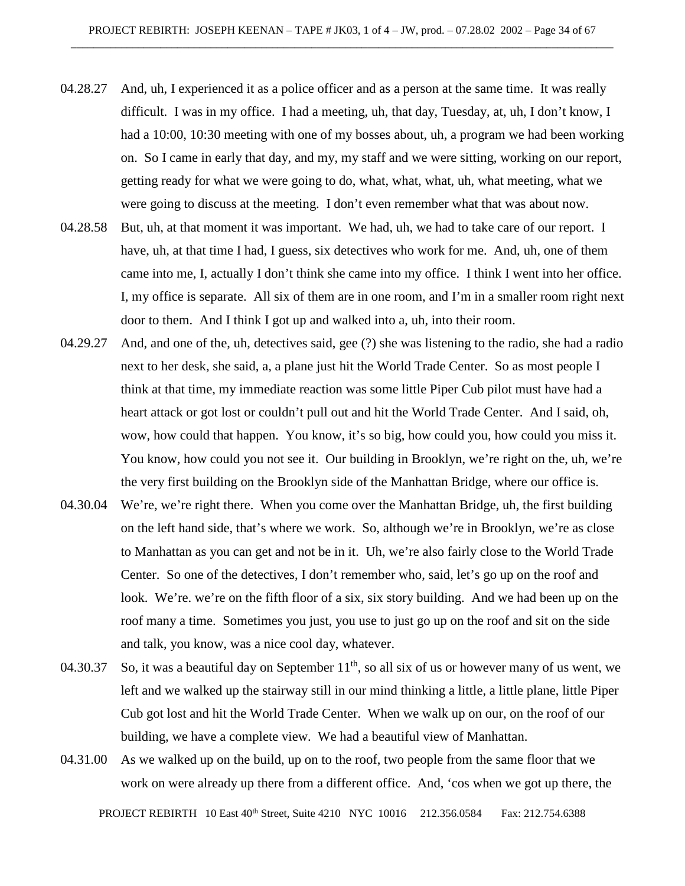04.28.27 And, uh, I experienced it as a police officer and as a person at the same time. It was really difficult. I was in my office. I had a meeting, uh, that day, Tuesday, at, uh, I don't know, I had a 10:00, 10:30 meeting with one of my bosses about, uh, a program we had been working on. So I came in early that day, and my, my staff and we were sitting, working on our report, getting ready for what we were going to do, what, what, what, uh, what meeting, what we were going to discuss at the meeting. I don't even remember what that was about now.

04.28.58 But, uh, at that moment it was important. We had, uh, we had to take care of our report. I have, uh, at that time I had, I guess, six detectives who work for me. And, uh, one of them came into me, I, actually I don't think she came into my office. I think I went into her office. I, my office is separate. All six of them are in one room, and I'm in a smaller room right next door to them. And I think I got up and walked into a, uh, into their room.

04.29.27 And, and one of the, uh, detectives said, gee (?) she was listening to the radio, she had a radio next to her desk, she said, a, a plane just hit the World Trade Center. So as most people I think at that time, my immediate reaction was some little Piper Cub pilot must have had a heart attack or got lost or couldn't pull out and hit the World Trade Center. And I said, oh, wow, how could that happen. You know, it's so big, how could you, how could you miss it. You know, how could you not see it. Our building in Brooklyn, we're right on the, uh, we're the very first building on the Brooklyn side of the Manhattan Bridge, where our office is.

04.30.04 We're, we're right there. When you come over the Manhattan Bridge, uh, the first building on the left hand side, that's where we work. So, although we're in Brooklyn, we're as close to Manhattan as you can get and not be in it. Uh, we're also fairly close to the World Trade Center. So one of the detectives, I don't remember who, said, let's go up on the roof and look. We're. we're on the fifth floor of a six, six story building. And we had been up on the roof many a time. Sometimes you just, you use to just go up on the roof and sit on the side and talk, you know, was a nice cool day, whatever.

04.30.37 So, it was a beautiful day on September 11th, so all six of us or however many of us went, we left and we walked up the stairway still in our mind thinking a little, a little plane, little Piper Cub got lost and hit the World Trade Center. When we walk up on our, on the roof of our building, we have a complete view. We had a beautiful view of Manhattan.

04.31.00 As we walked up on the build, up on to the roof, two people from the same floor that we work on were already up there from a different office. And, 'cos when we got up there, the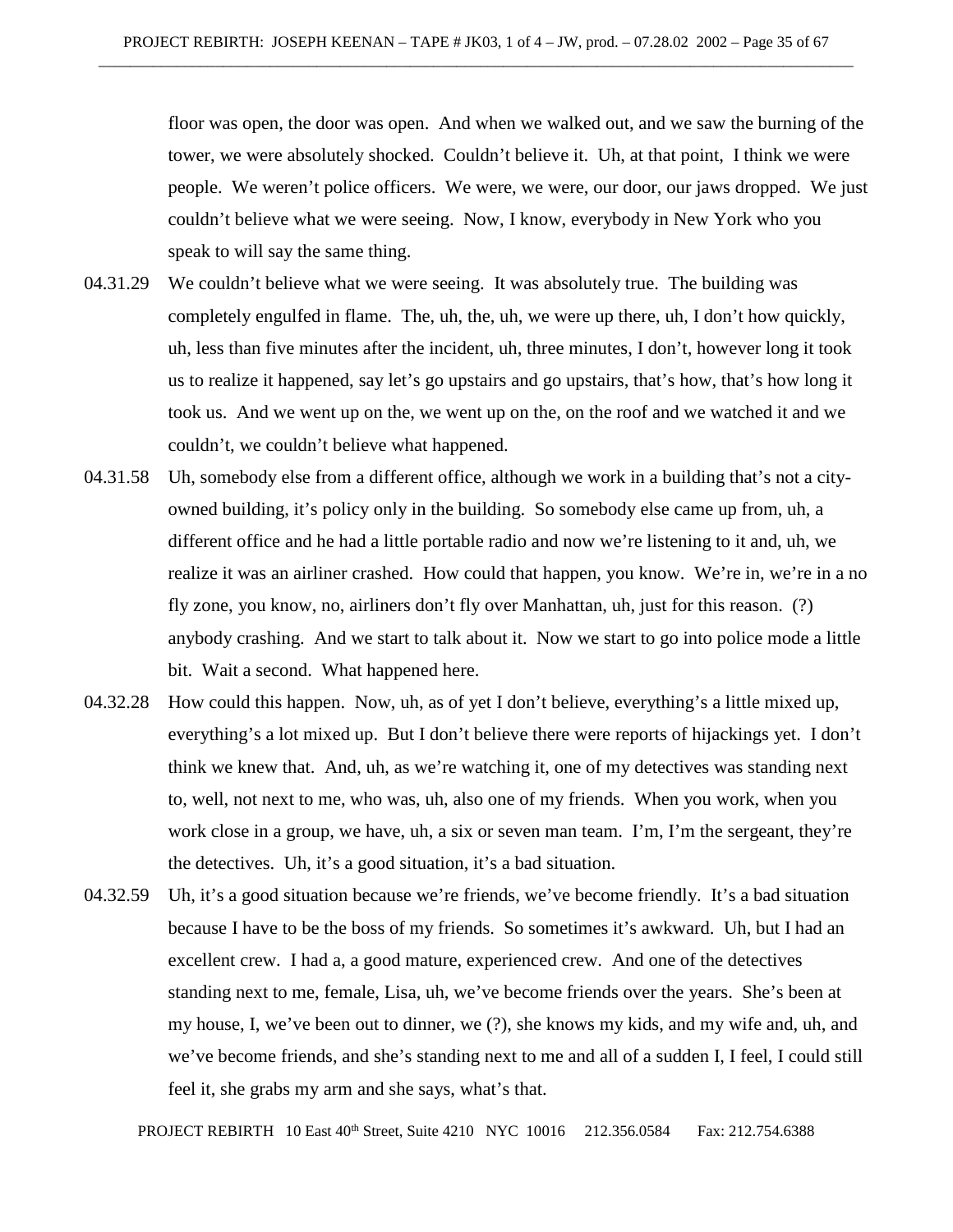floor was open, the door was open. And when we walked out, and we saw the burning of the tower, we were absolutely shocked. Couldn't believe it. Uh, at that point, I think we were people. We weren't police officers. We were, we were, our door, our jaws dropped. We just couldn't believe what we were seeing. Now, I know, everybody in New York who you speak to will say the same thing.

04.31.29 We couldn't believe what we were seeing. It was absolutely true. The building was completely engulfed in flame. The, uh, the, uh, we were up there, uh, I don't how quickly, uh, less than five minutes after the incident, uh, three minutes, I don't, however long it took us to realize it happened, say let's go upstairs and go upstairs, that's how, that's how long it took us. And we went up on the, we went up on the, on the roof and we watched it and we couldn't, we couldn't believe what happened.

04.31.58 Uh, somebody else from a different office, although we work in a building that's not a city-owned building, it's policy only in the building. So somebody else came up from, uh, a different office and he had a little portable radio and now we're listening to it and, uh, we realize it was an airliner crashed. How could that happen, you know. We're in, we're in a no fly zone, you know, no, airliners don't fly over Manhattan, uh, just for this reason. (?) anybody crashing. And we start to talk about it. Now we start to go into police mode a little bit. Wait a second. What happened here.

04.32.28 How could this happen. Now, uh, as of yet I don't believe, everything's a little mixed up, everything's a lot mixed up. But I don't believe there were reports of hijackings yet. I don't think we knew that. And, uh, as we're watching it, one of my detectives was standing next to, well, not next to me, who was, uh, also one of my friends. When you work, when you work close in a group, we have, uh, a six or seven man team. I'm, I'm the sergeant, they're the detectives. Uh, it's a good situation, it's a bad situation.

04.32.59 Uh, it's a good situation because we're friends, we've become friendly. It's a bad situation because I have to be the boss of my friends. So sometimes it's awkward. Uh, but I had an excellent crew. I had a, a good mature, experienced crew. And one of the detectives standing next to me, female, Lisa, uh, we've become friends over the years. She's been at my house, I, we've been out to dinner, we (?), she knows my kids, and my wife and, uh, and we've become friends, and she's standing next to me and all of a sudden I, I feel, I could still feel it, she grabs my arm and she says, what's that.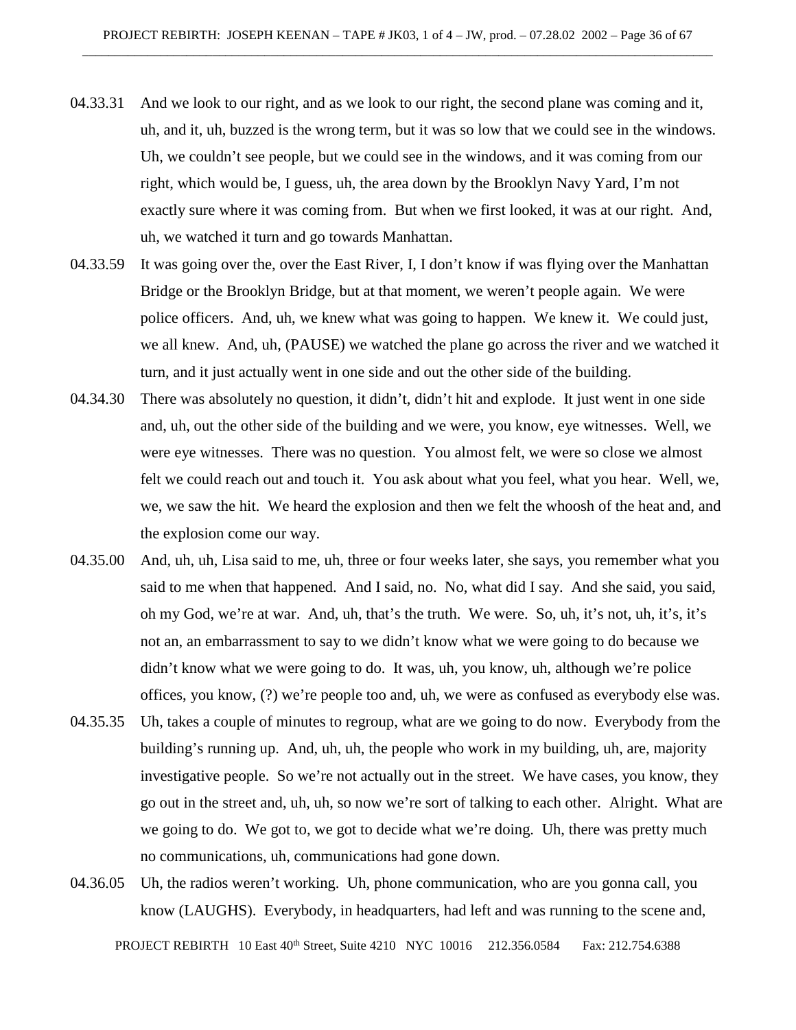04.33.31 And we look to our right, and as we look to our right, the second plane was coming and it, uh, and it, uh, buzzed is the wrong term, but it was so low that we could see in the windows. Uh, we couldn't see people, but we could see in the windows, and it was coming from our right, which would be, I guess, uh, the area down by the Brooklyn Navy Yard, I'm not exactly sure where it was coming from. But when we first looked, it was at our right. And, uh, we watched it turn and go towards Manhattan.

04.33.59 It was going over the, over the East River, I, I don't know if was flying over the Manhattan Bridge or the Brooklyn Bridge, but at that moment, we weren't people again. We were police officers. And, uh, we knew what was going to happen. We knew it. We could just, we all knew. And, uh, (PAUSE) we watched the plane go across the river and we watched it turn, and it just actually went in one side and out the other side of the building.

04.34.30 There was absolutely no question, it didn't, didn't hit and explode. It just went in one side and, uh, out the other side of the building and we were, you know, eye witnesses. Well, we were eye witnesses. There was no question. You almost felt, we were so close we almost felt we could reach out and touch it. You ask about what you feel, what you hear. Well, we, we, we saw the hit. We heard the explosion and then we felt the whoosh of the heat and, and the explosion come our way.

04.35.00 And, uh, uh, Lisa said to me, uh, three or four weeks later, she says, you remember what you said to me when that happened. And I said, no. No, what did I say. And she said, you said, oh my God, we're at war. And, uh, that's the truth. We were. So, uh, it's not, uh, it's, it's not an, an embarrassment to say to we didn't know what we were going to do because we didn't know what we were going to do. It was, uh, you know, uh, although we're police offices, you know, (?) we're people too and, uh, we were as confused as everybody else was.

04.35.35 Uh, takes a couple of minutes to regroup, what are we going to do now. Everybody from the building's running up. And, uh, uh, the people who work in my building, uh, are, majority investigative people. So we're not actually out in the street. We have cases, you know, they go out in the street and, uh, uh, so now we're sort of talking to each other. Alright. What are we going to do. We got to, we got to decide what we're doing. Uh, there was pretty much no communications, uh, communications had gone down.

04.36.05 Uh, the radios weren't working. Uh, phone communication, who are you gonna call, you know (LAUGHS). Everybody, in headquarters, had left and was running to the scene and,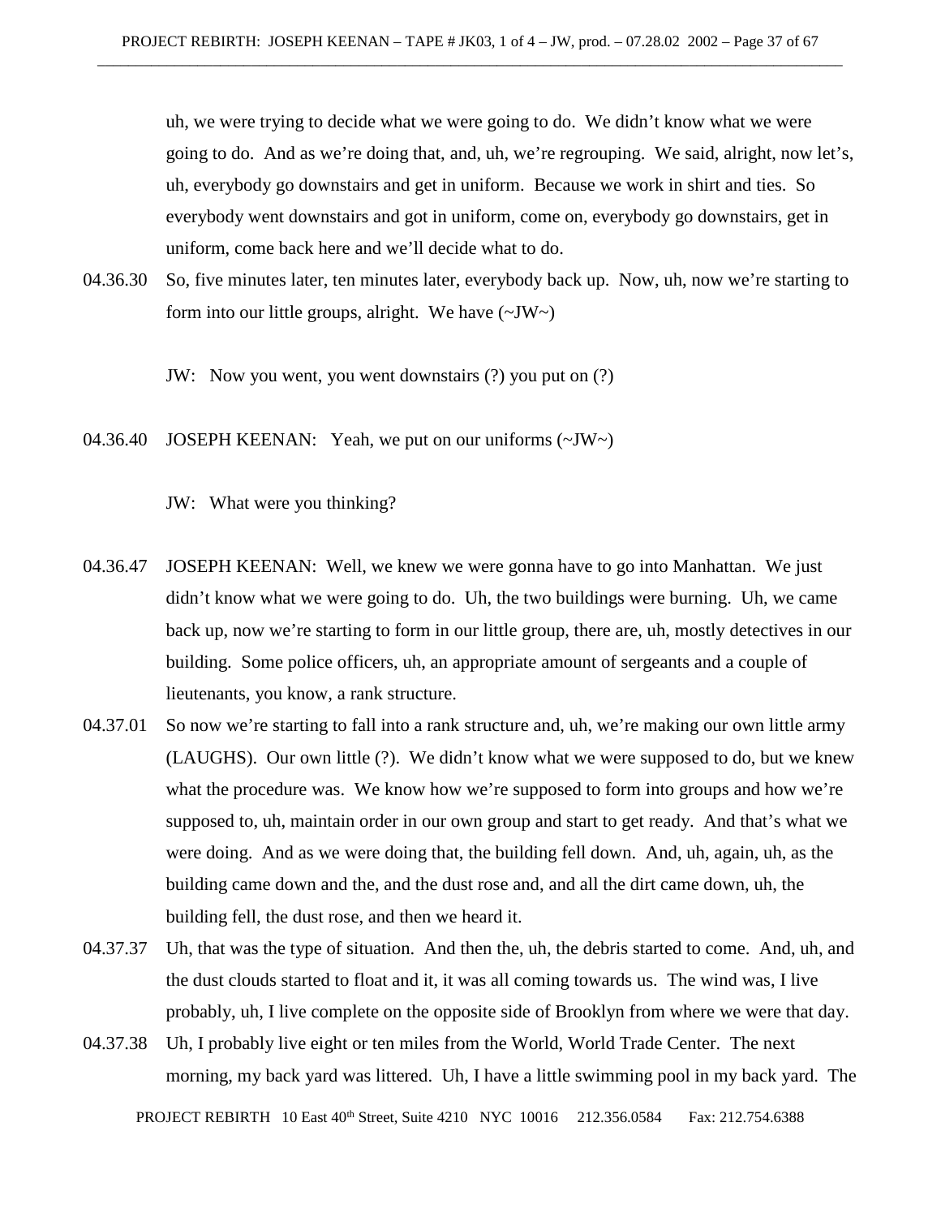uh, we were trying to decide what we were going to do. We didn't know what we were going to do. And as we're doing that, and, uh, we're regrouping. We said, alright, now let's, uh, everybody go downstairs and get in uniform. Because we work in shirt and ties. So everybody went downstairs and got in uniform, come on, everybody go downstairs, get in uniform, come back here and we'll decide what to do.

04.36.30 So, five minutes later, ten minutes later, everybody back up. Now, uh, now we're starting to form into our little groups, alright. We have (~JW~)

JW: Now you went, you went downstairs (?) you put on (?)

04.36.40 JOSEPH KEENAN: Yeah, we put on our uniforms (~JW~)

JW: What were you thinking?

04.36.47 JOSEPH KEENAN: Well, we knew we were gonna have to go into Manhattan. We just didn't know what we were going to do. Uh, the two buildings were burning. Uh, we came back up, now we're starting to form in our little group, there are, uh, mostly detectives in our building. Some police officers, uh, an appropriate amount of sergeants and a couple of lieutenants, you know, a rank structure.

04.37.01 So now we're starting to fall into a rank structure and, uh, we're making our own little army (LAUGHS). Our own little (?). We didn't know what we were supposed to do, but we knew what the procedure was. We know how we're supposed to form into groups and how we're supposed to, uh, maintain order in our own group and start to get ready. And that's what we were doing. And as we were doing that, the building fell down. And, uh, again, uh, as the building came down and the, and the dust rose and, and all the dirt came down, uh, the building fell, the dust rose, and then we heard it.

04.37.37 Uh, that was the type of situation. And then the, uh, the debris started to come. And, uh, and the dust clouds started to float and it, it was all coming towards us. The wind was, I live probably, uh, I live complete on the opposite side of Brooklyn from where we were that day.

04.37.38 Uh, I probably live eight or ten miles from the World, World Trade Center. The next morning, my back yard was littered. Uh, I have a little swimming pool in my back yard. The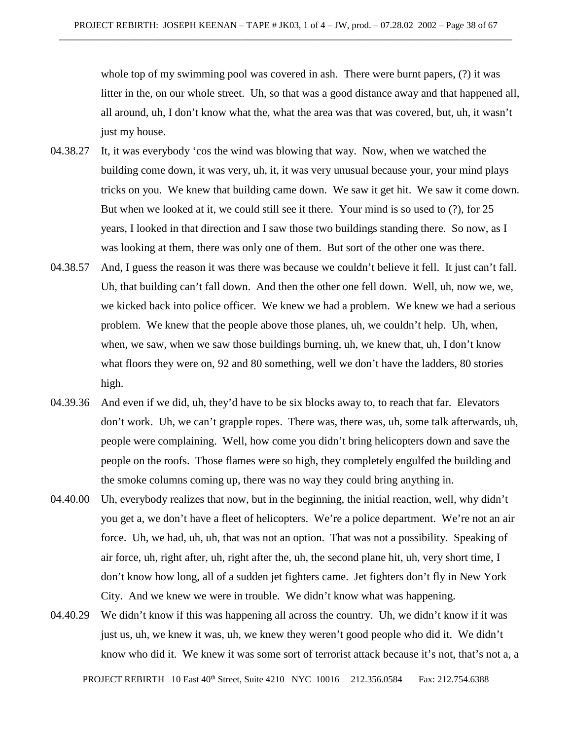whole top of my swimming pool was covered in ash. There were burnt papers, (?) it was litter in the, on our whole street. Uh, so that was a good distance away and that happened all, all around, uh, I don't know what the, what the area was that was covered, but, uh, it wasn't just my house.

04.38.27 It, it was everybody 'cos the wind was blowing that way. Now, when we watched the building come down, it was very, uh, it, it was very unusual because your, your mind plays tricks on you. We knew that building came down. We saw it get hit. We saw it come down. But when we looked at it, we could still see it there. Your mind is so used to (?), for 25 years, I looked in that direction and I saw those two buildings standing there. So now, as I was looking at them, there was only one of them. But sort of the other one was there.

04.38.57 And, I guess the reason it was there was because we couldn't believe it fell. It just can't fall. Uh, that building can't fall down. And then the other one fell down. Well, uh, now we, we, we kicked back into police officer. We knew we had a problem. We knew we had a serious problem. We knew that the people above those planes, uh, we couldn't help. Uh, when, when, we saw, when we saw those buildings burning, uh, we knew that, uh, I don't know what floors they were on, 92 and 80 something, well we don't have the ladders, 80 stories high.

04.39.36 And even if we did, uh, they'd have to be six blocks away to, to reach that far. Elevators don't work. Uh, we can't grapple ropes. There was, there was, uh, some talk afterwards, uh, people were complaining. Well, how come you didn't bring helicopters down and save the people on the roofs. Those flames were so high, they completely engulfed the building and the smoke columns coming up, there was no way they could bring anything in.

04.40.00 Uh, everybody realizes that now, but in the beginning, the initial reaction, well, why didn't you get a, we don't have a fleet of helicopters. We're a police department. We're not an air force. Uh, we had, uh, uh, that was not an option. That was not a possibility. Speaking of air force, uh, right after, uh, right after the, uh, the second plane hit, uh, very short time, I don't know how long, all of a sudden jet fighters came. Jet fighters don't fly in New York City. And we knew we were in trouble. We didn't know what was happening.

04.40.29 We didn't know if this was happening all across the country. Uh, we didn't know if it was just us, uh, we knew it was, uh, we knew they weren't good people who did it. We didn't know who did it. We knew it was some sort of terrorist attack because it's not, that's not a, a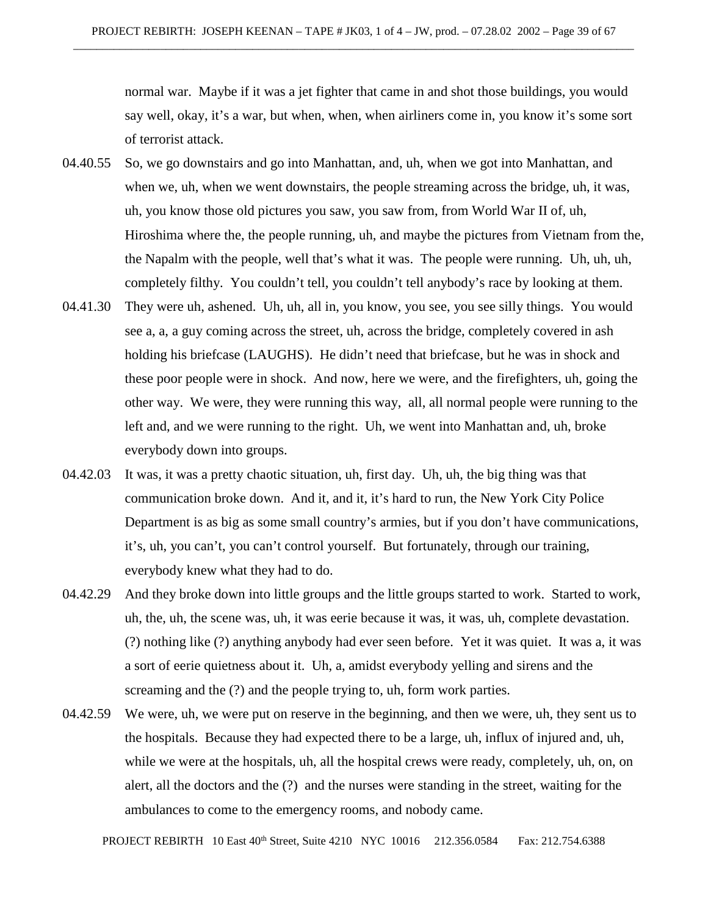normal war. Maybe if it was a jet fighter that came in and shot those buildings, you would say well, okay, it's a war, but when, when, when airliners come in, you know it's some sort of terrorist attack.

04.40.55 So, we go downstairs and go into Manhattan, and, uh, when we got into Manhattan, and when we, uh, when we went downstairs, the people streaming across the bridge, uh, it was, uh, you know those old pictures you saw, you saw from, from World War II of, uh, Hiroshima where the, the people running, uh, and maybe the pictures from Vietnam from the, the Napalm with the people, well that's what it was. The people were running. Uh, uh, uh, completely filthy. You couldn't tell, you couldn't tell anybody's race by looking at them.

04.41.30 They were uh, ashened. Uh, uh, all in, you know, you see, you see silly things. You would see a, a, a guy coming across the street, uh, across the bridge, completely covered in ash holding his briefcase (LAUGHS). He didn't need that briefcase, but he was in shock and these poor people were in shock. And now, here we were, and the firefighters, uh, going the other way. We were, they were running this way, all, all normal people were running to the left and, and we were running to the right. Uh, we went into Manhattan and, uh, broke everybody down into groups.

04.42.03 It was, it was a pretty chaotic situation, uh, first day. Uh, uh, the big thing was that communication broke down. And it, and it, it's hard to run, the New York City Police Department is as big as some small country's armies, but if you don't have communications, it's, uh, you can't, you can't control yourself. But fortunately, through our training, everybody knew what they had to do.

04.42.29 And they broke down into little groups and the little groups started to work. Started to work, uh, the, uh, the scene was, uh, it was eerie because it was, it was, uh, complete devastation. (?) nothing like (?) anything anybody had ever seen before. Yet it was quiet. It was a, it was a sort of eerie quietness about it. Uh, a, amidst everybody yelling and sirens and the screaming and the (?) and the people trying to, uh, form work parties.

04.42.59 We were, uh, we were put on reserve in the beginning, and then we were, uh, they sent us to the hospitals. Because they had expected there to be a large, uh, influx of injured and, uh, while we were at the hospitals, uh, all the hospital crews were ready, completely, uh, on, on alert, all the doctors and the (?) and the nurses were standing in the street, waiting for the ambulances to come to the emergency rooms, and nobody came.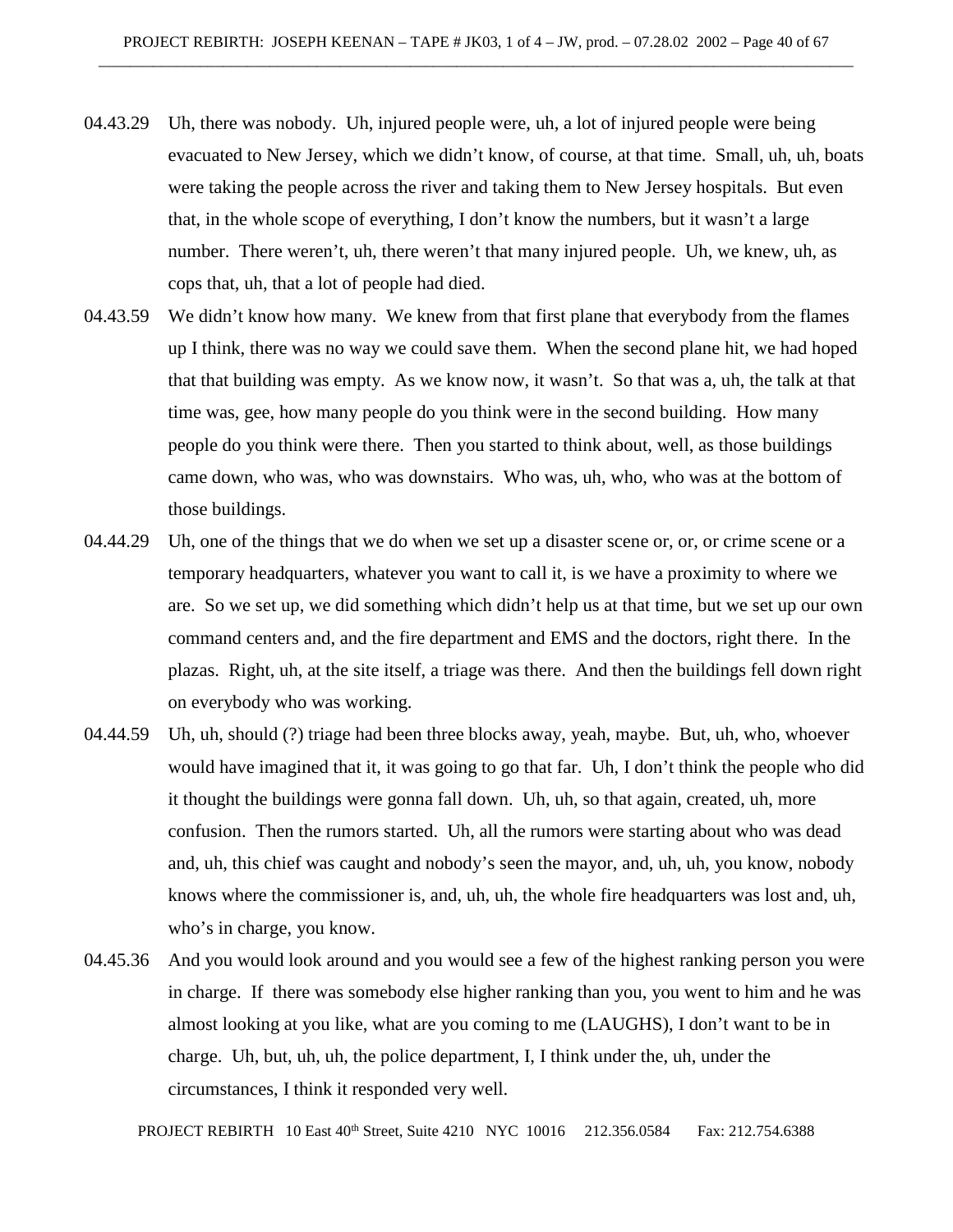04.43.29 Uh, there was nobody. Uh, injured people were, uh, a lot of injured people were being evacuated to New Jersey, which we didn't know, of course, at that time. Small, uh, uh, boats were taking the people across the river and taking them to New Jersey hospitals. But even that, in the whole scope of everything, I don't know the numbers, but it wasn't a large number. There weren't, uh, there weren't that many injured people. Uh, we knew, uh, as cops that, uh, that a lot of people had died.

04.43.59 We didn't know how many. We knew from that first plane that everybody from the flames up I think, there was no way we could save them. When the second plane hit, we had hoped that that building was empty. As we know now, it wasn't. So that was a, uh, the talk at that time was, gee, how many people do you think were in the second building. How many people do you think were there. Then you started to think about, well, as those buildings came down, who was, who was downstairs. Who was, uh, who, who was at the bottom of those buildings.

04.44.29 Uh, one of the things that we do when we set up a disaster scene or, or, or crime scene or a temporary headquarters, whatever you want to call it, is we have a proximity to where we are. So we set up, we did something which didn't help us at that time, but we set up our own command centers and, and the fire department and EMS and the doctors, right there. In the plazas. Right, uh, at the site itself, a triage was there. And then the buildings fell down right on everybody who was working.

04.44.59 Uh, uh, should (?) triage had been three blocks away, yeah, maybe. But, uh, who, whoever would have imagined that it, it was going to go that far. Uh, I don't think the people who did it thought the buildings were gonna fall down. Uh, uh, so that again, created, uh, more confusion. Then the rumors started. Uh, all the rumors were starting about who was dead and, uh, this chief was caught and nobody's seen the mayor, and, uh, uh, you know, nobody knows where the commissioner is, and, uh, uh, the whole fire headquarters was lost and, uh, who's in charge, you know.

04.45.36 And you would look around and you would see a few of the highest ranking person you were in charge. If there was somebody else higher ranking than you, you went to him and he was almost looking at you like, what are you coming to me (LAUGHS), I don't want to be in charge. Uh, but, uh, uh, the police department, I, I think under the, uh, under the circumstances, I think it responded very well.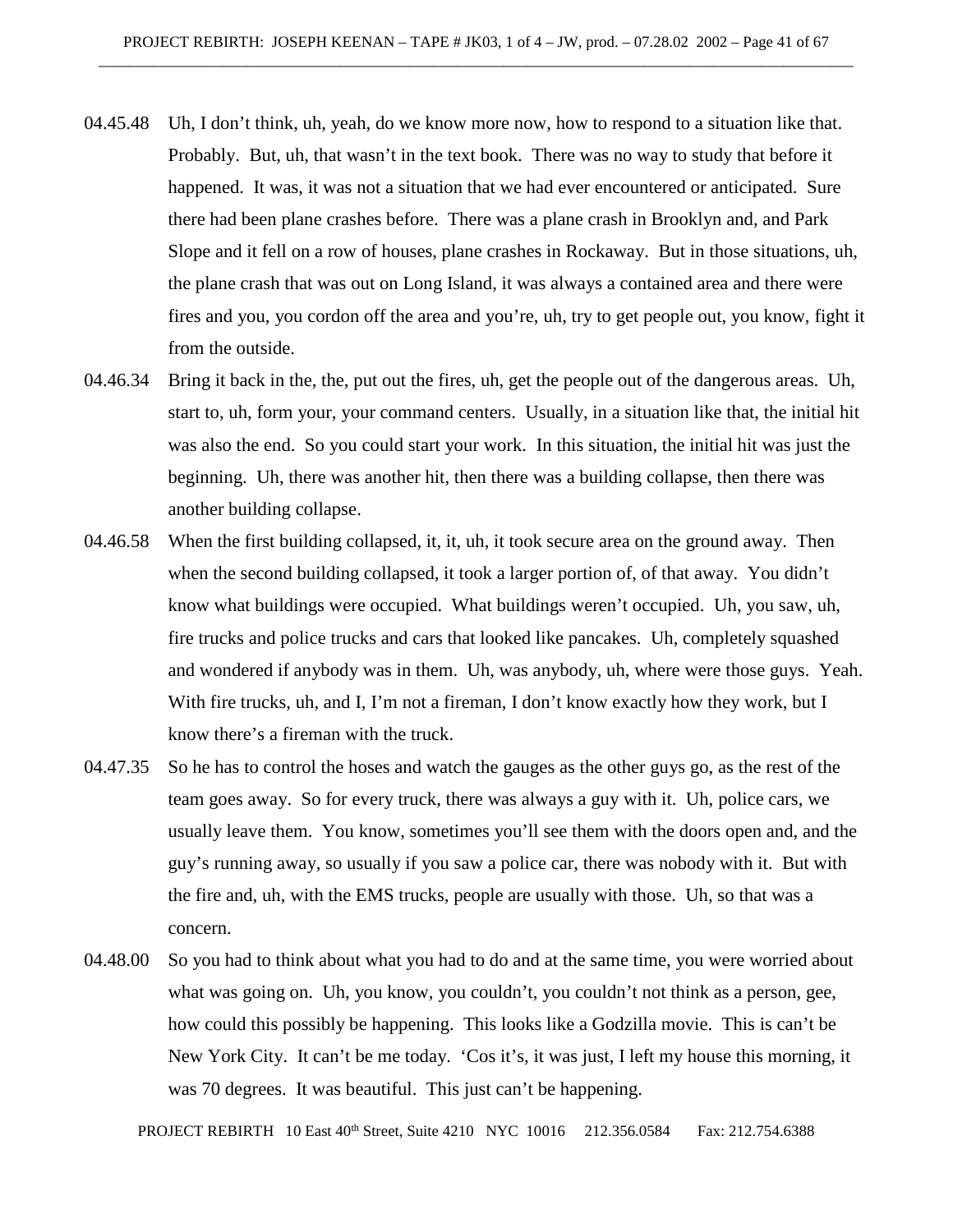04.45.48 Uh, I don't think, uh, yeah, do we know more now, how to respond to a situation like that. Probably. But, uh, that wasn't in the text book. There was no way to study that before it happened. It was, it was not a situation that we had ever encountered or anticipated. Sure there had been plane crashes before. There was a plane crash in Brooklyn and, and Park Slope and it fell on a row of houses, plane crashes in Rockaway. But in those situations, uh, the plane crash that was out on Long Island, it was always a contained area and there were fires and you, you cordon off the area and you're, uh, try to get people out, you know, fight it from the outside.

04.46.34 Bring it back in the, the, put out the fires, uh, get the people out of the dangerous areas. Uh, start to, uh, form your, your command centers. Usually, in a situation like that, the initial hit was also the end. So you could start your work. In this situation, the initial hit was just the beginning. Uh, there was another hit, then there was a building collapse, then there was another building collapse.

04.46.58 When the first building collapsed, it, it, uh, it took secure area on the ground away. Then when the second building collapsed, it took a larger portion of, of that away. You didn't know what buildings were occupied. What buildings weren't occupied. Uh, you saw, uh, fire trucks and police trucks and cars that looked like pancakes. Uh, completely squashed and wondered if anybody was in them. Uh, was anybody, uh, where were those guys. Yeah. With fire trucks, uh, and I, I'm not a fireman, I don't know exactly how they work, but I know there's a fireman with the truck.

04.47.35 So he has to control the hoses and watch the gauges as the other guys go, as the rest of the team goes away. So for every truck, there was always a guy with it. Uh, police cars, we usually leave them. You know, sometimes you'll see them with the doors open and, and the guy's running away, so usually if you saw a police car, there was nobody with it. But with the fire and, uh, with the EMS trucks, people are usually with those. Uh, so that was a concern.

04.48.00 So you had to think about what you had to do and at the same time, you were worried about what was going on. Uh, you know, you couldn't, you couldn't not think as a person, gee, how could this possibly be happening. This looks like a Godzilla movie. This is can't be New York City. It can't be me today. 'Cos it's, it was just, I left my house this morning, it was 70 degrees. It was beautiful. This just can't be happening.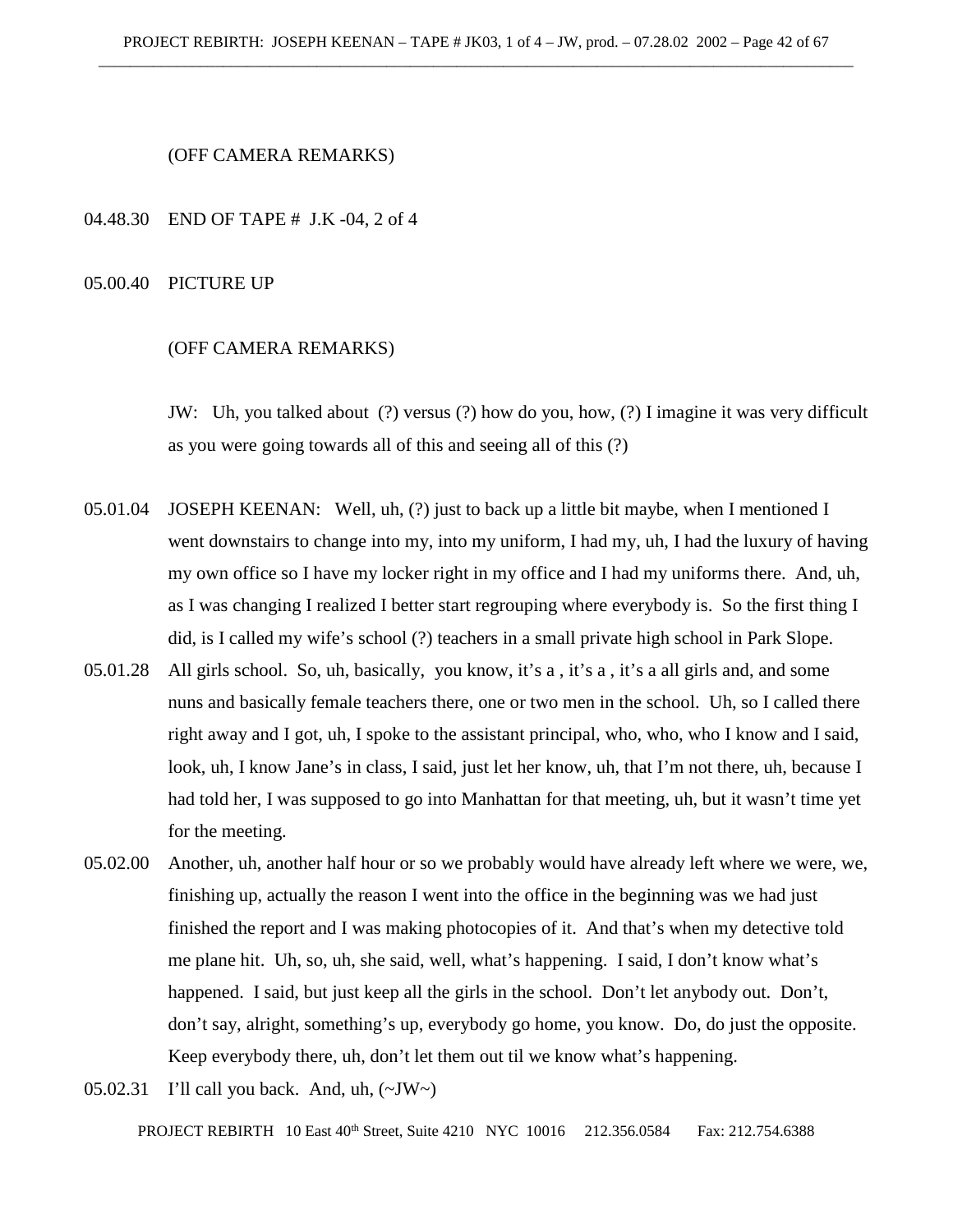(OFF CAMERA REMARKS)

04.48.30 END OF TAPE # J.K -04, 2 of 4

05.00.40 PICTURE UP

(OFF CAMERA REMARKS)

JW: Uh, you talked about (?) versus (?) how do you, how, (?) I imagine it was very difficult as you were going towards all of this and seeing all of this (?)

05.01.04 JOSEPH KEENAN: Well, uh, (?) just to back up a little bit maybe, when I mentioned I went downstairs to change into my, into my uniform, I had my, uh, I had the luxury of having my own office so I have my locker right in my office and I had my uniforms there. And, uh, as I was changing I realized I better start regrouping where everybody is. So the first thing I did, is I called my wife's school (?) teachers in a small private high school in Park Slope.

05.01.28 All girls school. So, uh, basically, you know, it's a , it's a , it's a all girls and, and some nuns and basically female teachers there, one or two men in the school. Uh, so I called there right away and I got, uh, I spoke to the assistant principal, who, who, who I know and I said, look, uh, I know Jane's in class, I said, just let her know, uh, that I'm not there, uh, because I had told her, I was supposed to go into Manhattan for that meeting, uh, but it wasn't time yet for the meeting.

05.02.00 Another, uh, another half hour or so we probably would have already left where we were, we, finishing up, actually the reason I went into the office in the beginning was we had just finished the report and I was making photocopies of it. And that's when my detective told me plane hit. Uh, so, uh, she said, well, what's happening. I said, I don't know what's happened. I said, but just keep all the girls in the school. Don't let anybody out. Don't, don't say, alright, something's up, everybody go home, you know. Do, do just the opposite. Keep everybody there, uh, don't let them out til we know what's happening.

05.02.31 I'll call you back. And, uh, (~JW~)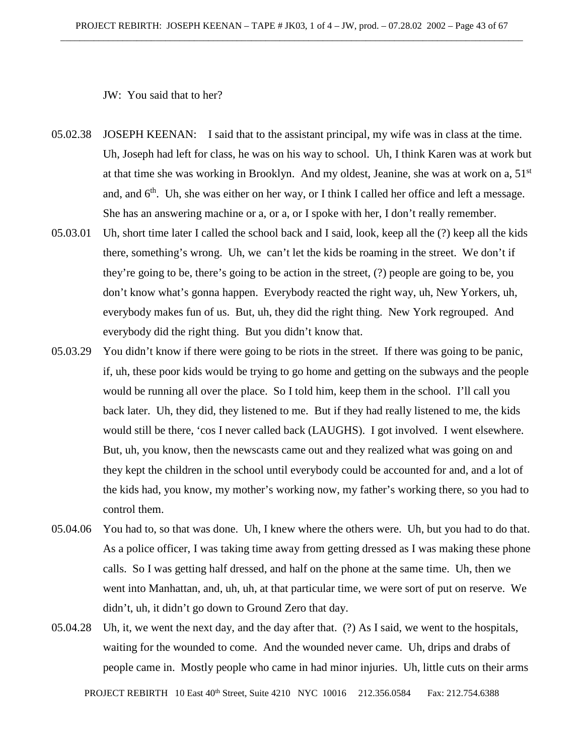JW: You said that to her?

05.02.38 JOSEPH KEENAN: I said that to the assistant principal, my wife was in class at the time. Uh, Joseph had left for class, he was on his way to school. Uh, I think Karen was at work but at that time she was working in Brooklyn. And my oldest, Jeanine, she was at work on a, 51st and, and 6th. Uh, she was either on her way, or I think I called her office and left a message. She has an answering machine or a, or a, or I spoke with her, I don't really remember.

05.03.01 Uh, short time later I called the school back and I said, look, keep all the (?) keep all the kids there, something's wrong. Uh, we can't let the kids be roaming in the street. We don't if they're going to be, there's going to be action in the street, (?) people are going to be, you don't know what's gonna happen. Everybody reacted the right way, uh, New Yorkers, uh, everybody makes fun of us. But, uh, they did the right thing. New York regrouped. And everybody did the right thing. But you didn't know that.

05.03.29 You didn't know if there were going to be riots in the street. If there was going to be panic, if, uh, these poor kids would be trying to go home and getting on the subways and the people would be running all over the place. So I told him, keep them in the school. I'll call you back later. Uh, they did, they listened to me. But if they had really listened to me, the kids would still be there, 'cos I never called back (LAUGHS). I got involved. I went elsewhere. But, uh, you know, then the newscasts came out and they realized what was going on and they kept the children in the school until everybody could be accounted for and, and a lot of the kids had, you know, my mother's working now, my father's working there, so you had to control them.

05.04.06 You had to, so that was done. Uh, I knew where the others were. Uh, but you had to do that. As a police officer, I was taking time away from getting dressed as I was making these phone calls. So I was getting half dressed, and half on the phone at the same time. Uh, then we went into Manhattan, and, uh, uh, at that particular time, we were sort of put on reserve. We didn't, uh, it didn't go down to Ground Zero that day.

05.04.28 Uh, it, we went the next day, and the day after that. (?) As I said, we went to the hospitals, waiting for the wounded to come. And the wounded never came. Uh, drips and drabs of people came in. Mostly people who came in had minor injuries. Uh, little cuts on their arms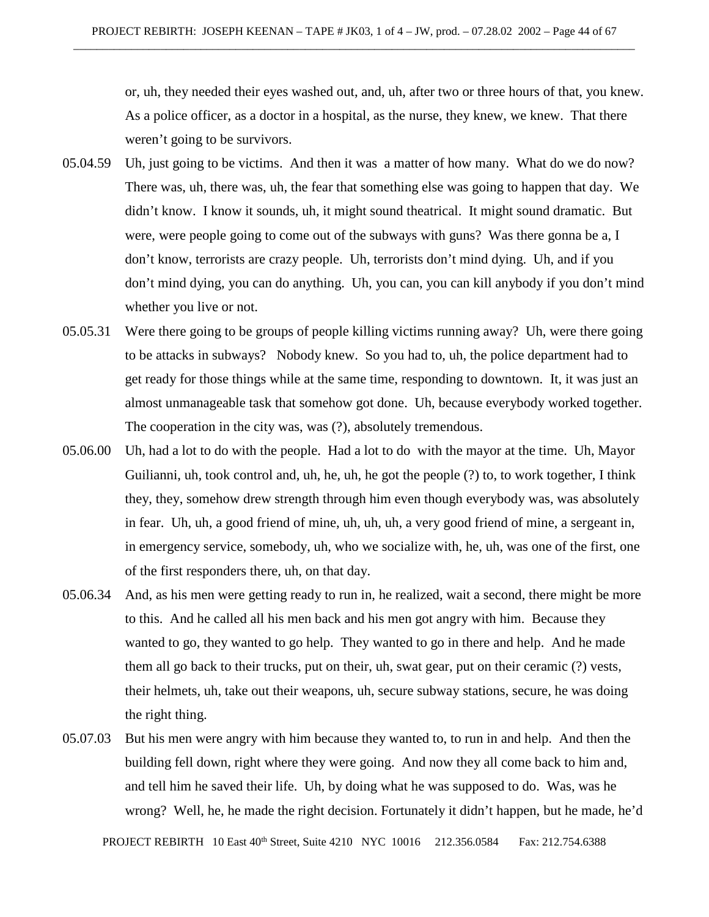or, uh, they needed their eyes washed out, and, uh, after two or three hours of that, you knew. As a police officer, as a doctor in a hospital, as the nurse, they knew, we knew. That there weren't going to be survivors.

05.04.59 Uh, just going to be victims. And then it was a matter of how many. What do we do now? There was, uh, there was, uh, the fear that something else was going to happen that day. We didn't know. I know it sounds, uh, it might sound theatrical. It might sound dramatic. But were, were people going to come out of the subways with guns? Was there gonna be a, I don't know, terrorists are crazy people. Uh, terrorists don't mind dying. Uh, and if you don't mind dying, you can do anything. Uh, you can, you can kill anybody if you don't mind whether you live or not.

05.05.31 Were there going to be groups of people killing victims running away? Uh, were there going to be attacks in subways? Nobody knew. So you had to, uh, the police department had to get ready for those things while at the same time, responding to downtown. It, it was just an almost unmanageable task that somehow got done. Uh, because everybody worked together. The cooperation in the city was, was (?), absolutely tremendous.

05.06.00 Uh, had a lot to do with the people. Had a lot to do with the mayor at the time. Uh, Mayor Guilianni, uh, took control and, uh, he, uh, he got the people (?) to, to work together, I think they, they, somehow drew strength through him even though everybody was, was absolutely in fear. Uh, uh, a good friend of mine, uh, uh, uh, a very good friend of mine, a sergeant in, in emergency service, somebody, uh, who we socialize with, he, uh, was one of the first, one of the first responders there, uh, on that day.

05.06.34 And, as his men were getting ready to run in, he realized, wait a second, there might be more to this. And he called all his men back and his men got angry with him. Because they wanted to go, they wanted to go help. They wanted to go in there and help. And he made them all go back to their trucks, put on their, uh, swat gear, put on their ceramic (?) vests, their helmets, uh, take out their weapons, uh, secure subway stations, secure, he was doing the right thing.

05.07.03 But his men were angry with him because they wanted to, to run in and help. And then the building fell down, right where they were going. And now they all come back to him and, and tell him he saved their life. Uh, by doing what he was supposed to do. Was, was he wrong? Well, he, he made the right decision. Fortunately it didn't happen, but he made, he'd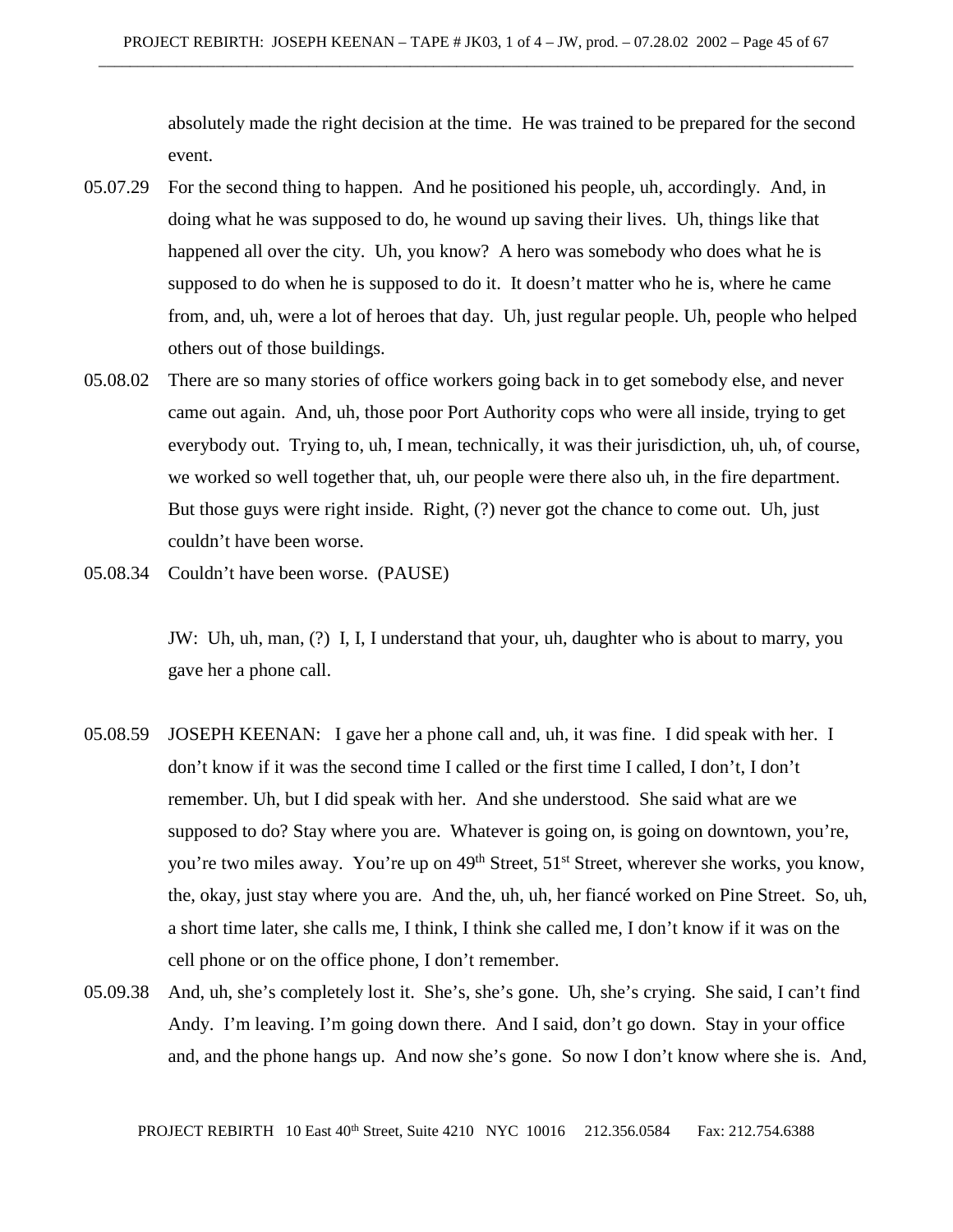absolutely made the right decision at the time. He was trained to be prepared for the second event.

05.07.29 For the second thing to happen. And he positioned his people, uh, accordingly. And, in doing what he was supposed to do, he wound up saving their lives. Uh, things like that happened all over the city. Uh, you know? A hero was somebody who does what he is supposed to do when he is supposed to do it. It doesn't matter who he is, where he came from, and, uh, were a lot of heroes that day. Uh, just regular people. Uh, people who helped others out of those buildings.

05.08.02 There are so many stories of office workers going back in to get somebody else, and never came out again. And, uh, those poor Port Authority cops who were all inside, trying to get everybody out. Trying to, uh, I mean, technically, it was their jurisdiction, uh, uh, of course, we worked so well together that, uh, our people were there also uh, in the fire department. But those guys were right inside. Right, (?) never got the chance to come out. Uh, just couldn't have been worse.

05.08.34 Couldn't have been worse. (PAUSE)

JW: Uh, uh, man, (?) I, I, I understand that your, uh, daughter who is about to marry, you gave her a phone call.

05.08.59 JOSEPH KEENAN: I gave her a phone call and, uh, it was fine. I did speak with her. I don't know if it was the second time I called or the first time I called, I don't, I don't remember. Uh, but I did speak with her. And she understood. She said what are we supposed to do? Stay where you are. Whatever is going on, is going on downtown, you're, you're two miles away. You're up on 49th Street, 51st Street, wherever she works, you know, the, okay, just stay where you are. And the, uh, uh, her fiancé worked on Pine Street. So, uh, a short time later, she calls me, I think, I think she called me, I don't know if it was on the cell phone or on the office phone, I don't remember.

05.09.38 And, uh, she's completely lost it. She's, she's gone. Uh, she's crying. She said, I can't find Andy. I'm leaving. I'm going down there. And I said, don't go down. Stay in your office and, and the phone hangs up. And now she's gone. So now I don't know where she is. And,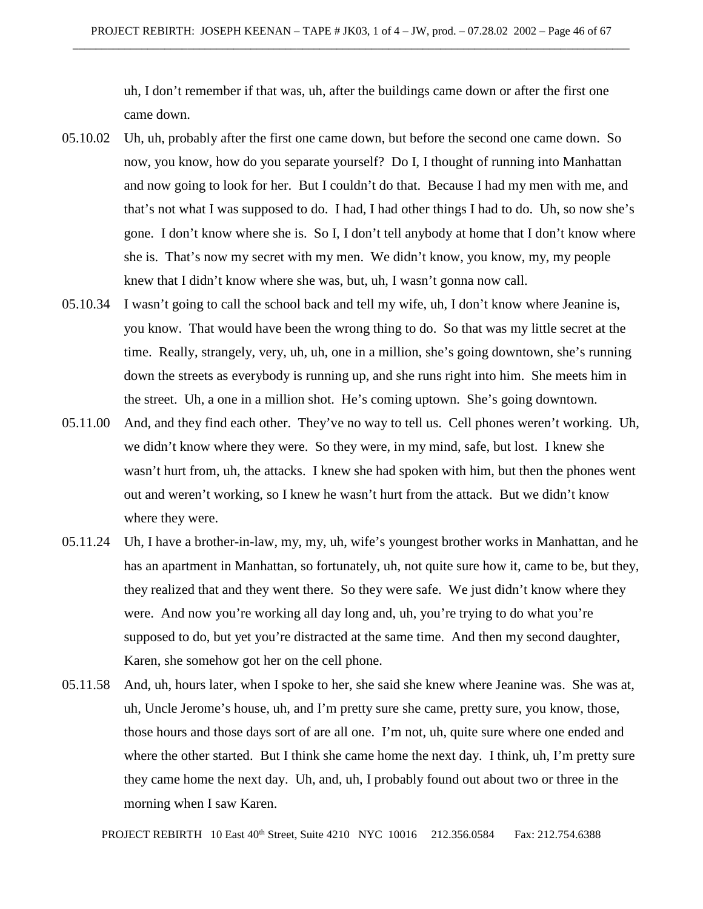uh, I don't remember if that was, uh, after the buildings came down or after the first one came down.

05.10.02 Uh, uh, probably after the first one came down, but before the second one came down. So now, you know, how do you separate yourself? Do I, I thought of running into Manhattan and now going to look for her. But I couldn't do that. Because I had my men with me, and that's not what I was supposed to do. I had, I had other things I had to do. Uh, so now she's gone. I don't know where she is. So I, I don't tell anybody at home that I don't know where she is. That's now my secret with my men. We didn't know, you know, my, my people knew that I didn't know where she was, but, uh, I wasn't gonna now call.

05.10.34 I wasn't going to call the school back and tell my wife, uh, I don't know where Jeanine is, you know. That would have been the wrong thing to do. So that was my little secret at the time. Really, strangely, very, uh, uh, one in a million, she's going downtown, she's running down the streets as everybody is running up, and she runs right into him. She meets him in the street. Uh, a one in a million shot. He's coming uptown. She's going downtown.

05.11.00 And, and they find each other. They've no way to tell us. Cell phones weren't working. Uh, we didn't know where they were. So they were, in my mind, safe, but lost. I knew she wasn't hurt from, uh, the attacks. I knew she had spoken with him, but then the phones went out and weren't working, so I knew he wasn't hurt from the attack. But we didn't know where they were.

05.11.24 Uh, I have a brother-in-law, my, my, uh, wife's youngest brother works in Manhattan, and he has an apartment in Manhattan, so fortunately, uh, not quite sure how it, came to be, but they, they realized that and they went there. So they were safe. We just didn't know where they were. And now you're working all day long and, uh, you're trying to do what you're supposed to do, but yet you're distracted at the same time. And then my second daughter, Karen, she somehow got her on the cell phone.

05.11.58 And, uh, hours later, when I spoke to her, she said she knew where Jeanine was. She was at, uh, Uncle Jerome's house, uh, and I'm pretty sure she came, pretty sure, you know, those, those hours and those days sort of are all one. I'm not, uh, quite sure where one ended and where the other started. But I think she came home the next day. I think, uh, I'm pretty sure they came home the next day. Uh, and, uh, I probably found out about two or three in the morning when I saw Karen.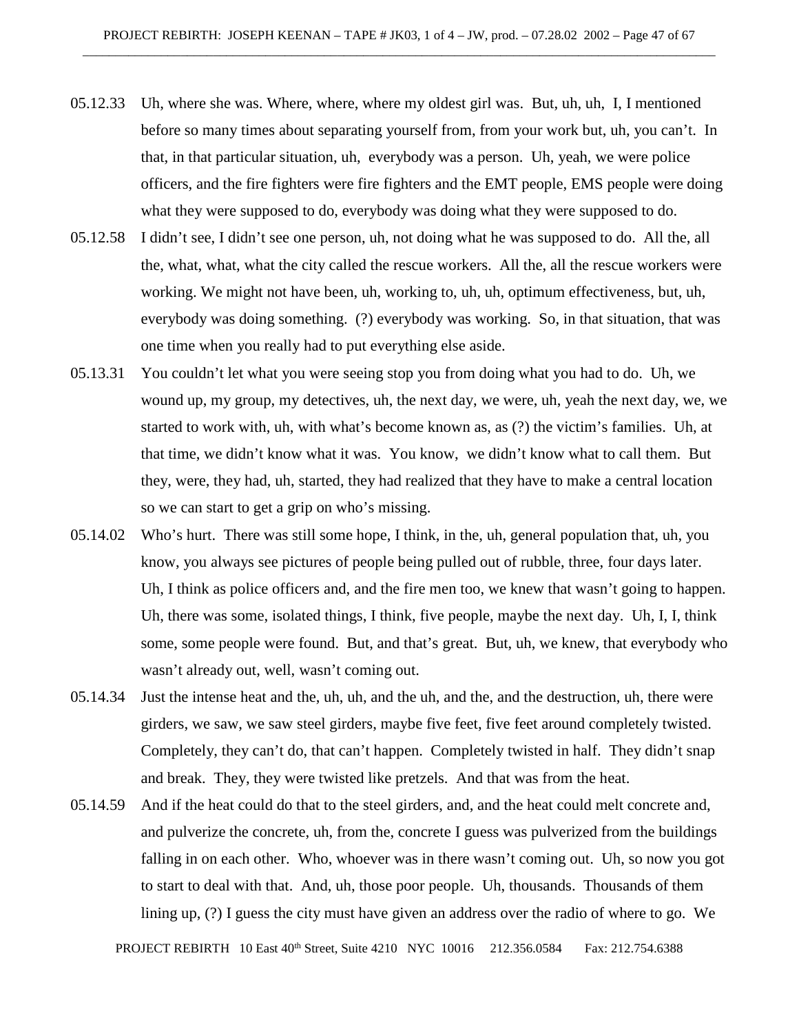05.12.33 Uh, where she was. Where, where, where my oldest girl was. But, uh, uh, I, I mentioned before so many times about separating yourself from, from your work but, uh, you can't. In that, in that particular situation, uh, everybody was a person. Uh, yeah, we were police officers, and the fire fighters were fire fighters and the EMT people, EMS people were doing what they were supposed to do, everybody was doing what they were supposed to do.

05.12.58 I didn't see, I didn't see one person, uh, not doing what he was supposed to do. All the, all the, what, what, what the city called the rescue workers. All the, all the rescue workers were working. We might not have been, uh, working to, uh, uh, optimum effectiveness, but, uh, everybody was doing something. (?) everybody was working. So, in that situation, that was one time when you really had to put everything else aside.

05.13.31 You couldn't let what you were seeing stop you from doing what you had to do. Uh, we wound up, my group, my detectives, uh, the next day, we were, uh, yeah the next day, we, we started to work with, uh, with what's become known as, as (?) the victim's families. Uh, at that time, we didn't know what it was. You know, we didn't know what to call them. But they, were, they had, uh, started, they had realized that they have to make a central location so we can start to get a grip on who's missing.

05.14.02 Who's hurt. There was still some hope, I think, in the, uh, general population that, uh, you know, you always see pictures of people being pulled out of rubble, three, four days later. Uh, I think as police officers and, and the fire men too, we knew that wasn't going to happen. Uh, there was some, isolated things, I think, five people, maybe the next day. Uh, I, I, think some, some people were found. But, and that's great. But, uh, we knew, that everybody who wasn't already out, well, wasn't coming out.

05.14.34 Just the intense heat and the, uh, uh, and the uh, and the, and the destruction, uh, there were girders, we saw, we saw steel girders, maybe five feet, five feet around completely twisted. Completely, they can't do, that can't happen. Completely twisted in half. They didn't snap and break. They, they were twisted like pretzels. And that was from the heat.

05.14.59 And if the heat could do that to the steel girders, and, and the heat could melt concrete and, and pulverize the concrete, uh, from the, concrete I guess was pulverized from the buildings falling in on each other. Who, whoever was in there wasn't coming out. Uh, so now you got to start to deal with that. And, uh, those poor people. Uh, thousands. Thousands of them lining up, (?) I guess the city must have given an address over the radio of where to go. We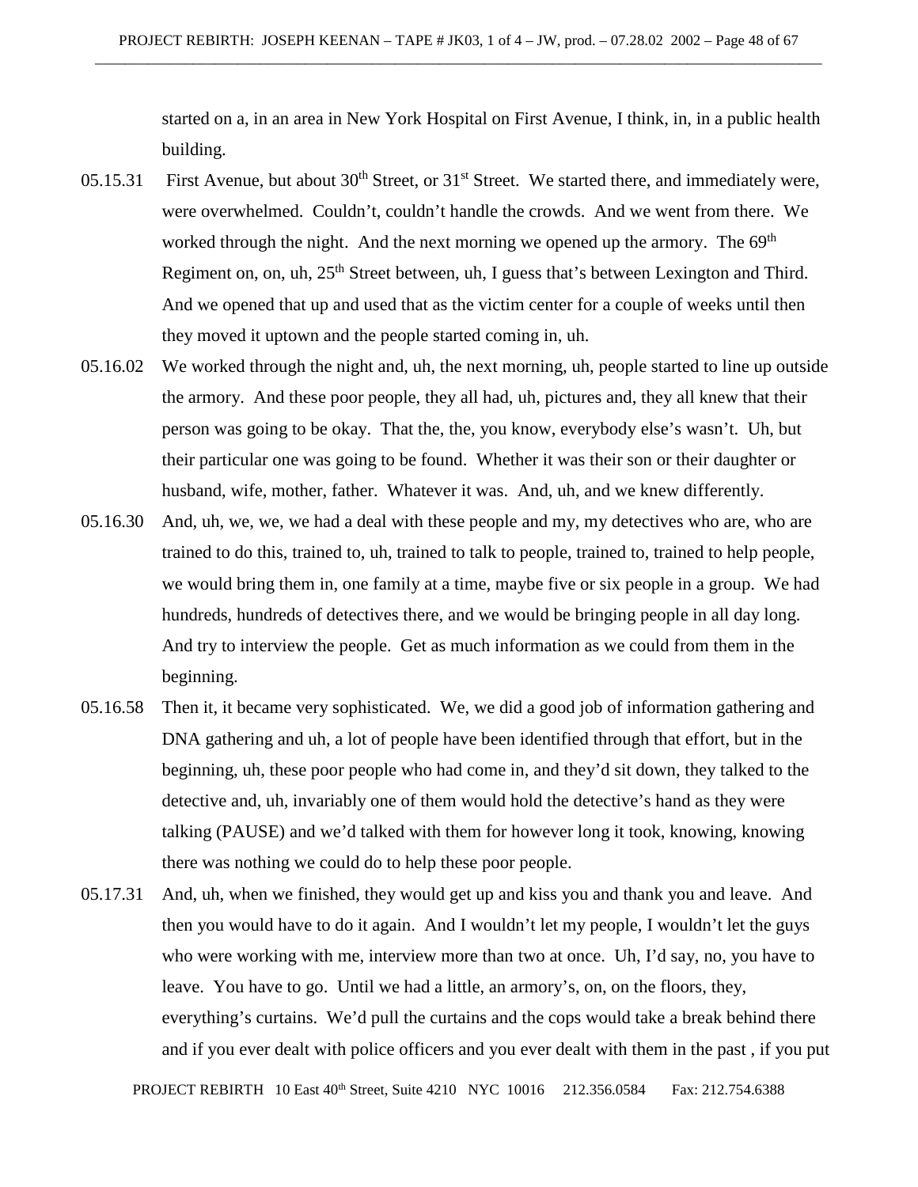started on a, in an area in New York Hospital on First Avenue, I think, in, in a public health building.

05.15.31 First Avenue, but about 30th Street, or 31st Street. We started there, and immediately were, were overwhelmed. Couldn't, couldn't handle the crowds. And we went from there. We worked through the night. And the next morning we opened up the armory. The 69th Regiment on, on, uh, 25th Street between, uh, I guess that's between Lexington and Third. And we opened that up and used that as the victim center for a couple of weeks until then they moved it uptown and the people started coming in, uh.

05.16.02 We worked through the night and, uh, the next morning, uh, people started to line up outside the armory. And these poor people, they all had, uh, pictures and, they all knew that their person was going to be okay. That the, the, you know, everybody else's wasn't. Uh, but their particular one was going to be found. Whether it was their son or their daughter or husband, wife, mother, father. Whatever it was. And, uh, and we knew differently.

05.16.30 And, uh, we, we, we had a deal with these people and my, my detectives who are, who are trained to do this, trained to, uh, trained to talk to people, trained to, trained to help people, we would bring them in, one family at a time, maybe five or six people in a group. We had hundreds, hundreds of detectives there, and we would be bringing people in all day long. And try to interview the people. Get as much information as we could from them in the beginning.

05.16.58 Then it, it became very sophisticated. We, we did a good job of information gathering and DNA gathering and uh, a lot of people have been identified through that effort, but in the beginning, uh, these poor people who had come in, and they'd sit down, they talked to the detective and, uh, invariably one of them would hold the detective's hand as they were talking (PAUSE) and we'd talked with them for however long it took, knowing, knowing there was nothing we could do to help these poor people.

05.17.31 And, uh, when we finished, they would get up and kiss you and thank you and leave. And then you would have to do it again. And I wouldn't let my people, I wouldn't let the guys who were working with me, interview more than two at once. Uh, I'd say, no, you have to leave. You have to go. Until we had a little, an armory's, on, on the floors, they, everything's curtains. We'd pull the curtains and the cops would take a break behind there and if you ever dealt with police officers and you ever dealt with them in the past , if you put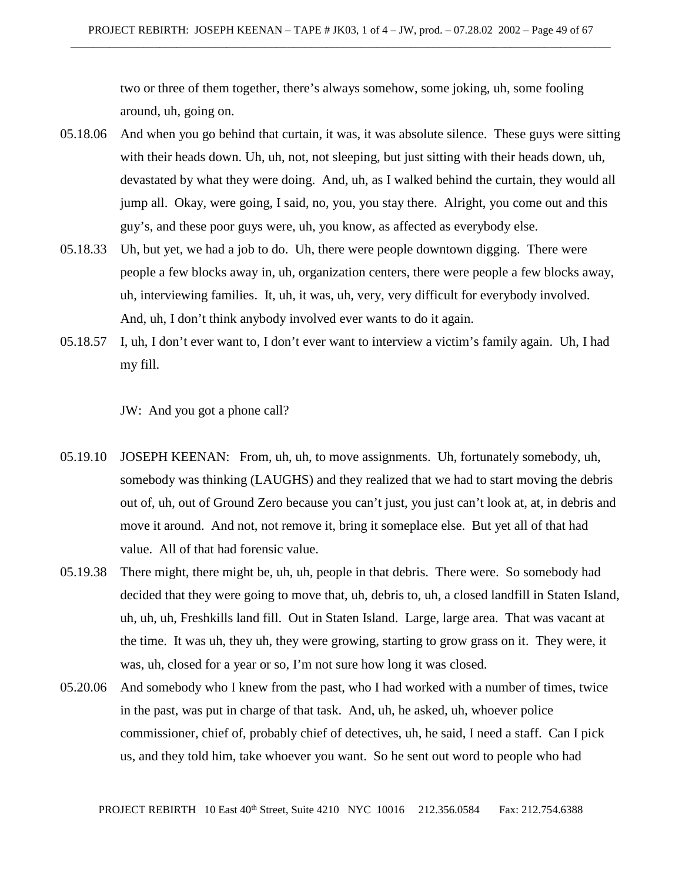two or three of them together, there's always somehow, some joking, uh, some fooling around, uh, going on.

05.18.06 And when you go behind that curtain, it was, it was absolute silence. These guys were sitting with their heads down. Uh, uh, not, not sleeping, but just sitting with their heads down, uh, devastated by what they were doing. And, uh, as I walked behind the curtain, they would all jump all. Okay, were going, I said, no, you, you stay there. Alright, you come out and this guy's, and these poor guys were, uh, you know, as affected as everybody else.

05.18.33 Uh, but yet, we had a job to do. Uh, there were people downtown digging. There were people a few blocks away in, uh, organization centers, there were people a few blocks away, uh, interviewing families. It, uh, it was, uh, very, very difficult for everybody involved. And, uh, I don't think anybody involved ever wants to do it again.

05.18.57 I, uh, I don't ever want to, I don't ever want to interview a victim's family again. Uh, I had my fill.

JW: And you got a phone call?

05.19.10 JOSEPH KEENAN: From, uh, uh, to move assignments. Uh, fortunately somebody, uh, somebody was thinking (LAUGHS) and they realized that we had to start moving the debris out of, uh, out of Ground Zero because you can't just, you just can't look at, at, in debris and move it around. And not, not remove it, bring it someplace else. But yet all of that had value. All of that had forensic value.

05.19.38 There might, there might be, uh, uh, people in that debris. There were. So somebody had decided that they were going to move that, uh, debris to, uh, a closed landfill in Staten Island, uh, uh, uh, Freshkills land fill. Out in Staten Island. Large, large area. That was vacant at the time. It was uh, they uh, they were growing, starting to grow grass on it. They were, it was, uh, closed for a year or so, I'm not sure how long it was closed.

05.20.06 And somebody who I knew from the past, who I had worked with a number of times, twice in the past, was put in charge of that task. And, uh, he asked, uh, whoever police commissioner, chief of, probably chief of detectives, uh, he said, I need a staff. Can I pick us, and they told him, take whoever you want. So he sent out word to people who had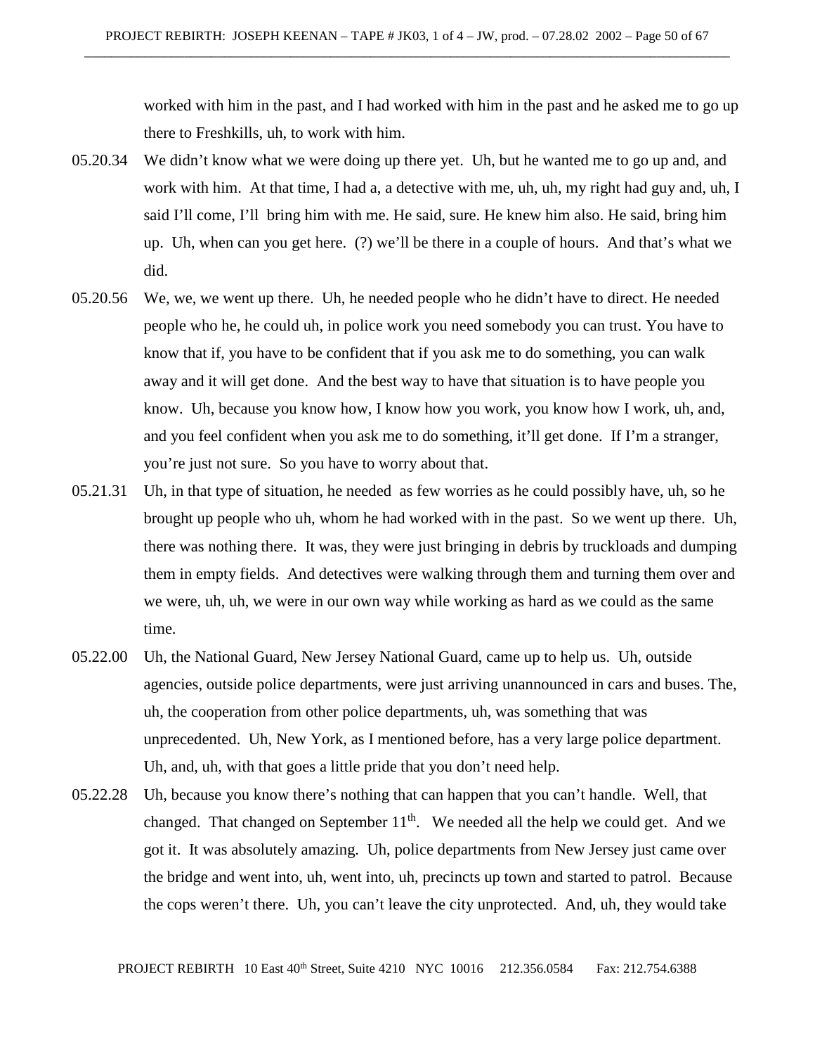worked with him in the past, and I had worked with him in the past and he asked me to go up there to Freshkills, uh, to work with him.

05.20.34 We didn't know what we were doing up there yet. Uh, but he wanted me to go up and, and work with him. At that time, I had a, a detective with me, uh, uh, my right had guy and, uh, I said I'll come, I'll bring him with me. He said, sure. He knew him also. He said, bring him up. Uh, when can you get here. (?) we'll be there in a couple of hours. And that's what we did.

05.20.56 We, we, we went up there. Uh, he needed people who he didn't have to direct. He needed people who he, he could uh, in police work you need somebody you can trust. You have to know that if, you have to be confident that if you ask me to do something, you can walk away and it will get done. And the best way to have that situation is to have people you know. Uh, because you know how, I know how you work, you know how I work, uh, and, and you feel confident when you ask me to do something, it'll get done. If I'm a stranger, you're just not sure. So you have to worry about that.

05.21.31 Uh, in that type of situation, he needed as few worries as he could possibly have, uh, so he brought up people who uh, whom he had worked with in the past. So we went up there. Uh, there was nothing there. It was, they were just bringing in debris by truckloads and dumping them in empty fields. And detectives were walking through them and turning them over and we were, uh, uh, we were in our own way while working as hard as we could as the same time.

05.22.00 Uh, the National Guard, New Jersey National Guard, came up to help us. Uh, outside agencies, outside police departments, were just arriving unannounced in cars and buses. The, uh, the cooperation from other police departments, uh, was something that was unprecedented. Uh, New York, as I mentioned before, has a very large police department. Uh, and, uh, with that goes a little pride that you don't need help.

05.22.28 Uh, because you know there's nothing that can happen that you can't handle. Well, that changed. That changed on September 11th. We needed all the help we could get. And we got it. It was absolutely amazing. Uh, police departments from New Jersey just came over the bridge and went into, uh, went into, uh, precincts up town and started to patrol. Because the cops weren't there. Uh, you can't leave the city unprotected. And, uh, they would take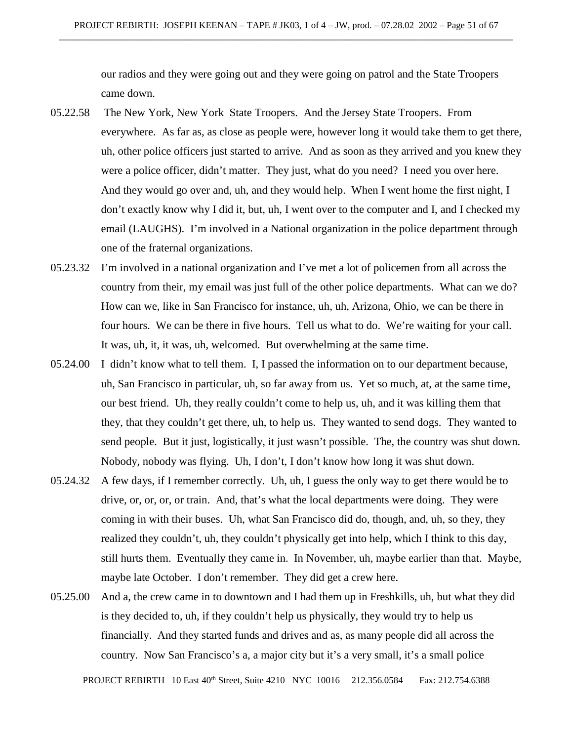our radios and they were going out and they were going on patrol and the State Troopers came down.

05.22.58 The New York, New York State Troopers. And the Jersey State Troopers. From everywhere. As far as, as close as people were, however long it would take them to get there, uh, other police officers just started to arrive. And as soon as they arrived and you knew they were a police officer, didn't matter. They just, what do you need? I need you over here. And they would go over and, uh, and they would help. When I went home the first night, I don't exactly know why I did it, but, uh, I went over to the computer and I, and I checked my email (LAUGHS). I'm involved in a National organization in the police department through one of the fraternal organizations.

05.23.32 I'm involved in a national organization and I've met a lot of policemen from all across the country from their, my email was just full of the other police departments. What can we do? How can we, like in San Francisco for instance, uh, uh, Arizona, Ohio, we can be there in four hours. We can be there in five hours. Tell us what to do. We're waiting for your call. It was, uh, it, it was, uh, welcomed. But overwhelming at the same time.

05.24.00 I didn't know what to tell them. I, I passed the information on to our department because, uh, San Francisco in particular, uh, so far away from us. Yet so much, at, at the same time, our best friend. Uh, they really couldn't come to help us, uh, and it was killing them that they, that they couldn't get there, uh, to help us. They wanted to send dogs. They wanted to send people. But it just, logistically, it just wasn't possible. The, the country was shut down. Nobody, nobody was flying. Uh, I don't, I don't know how long it was shut down.

05.24.32 A few days, if I remember correctly. Uh, uh, I guess the only way to get there would be to drive, or, or, or, or train. And, that's what the local departments were doing. They were coming in with their buses. Uh, what San Francisco did do, though, and, uh, so they, they realized they couldn't, uh, they couldn't physically get into help, which I think to this day, still hurts them. Eventually they came in. In November, uh, maybe earlier than that. Maybe, maybe late October. I don't remember. They did get a crew here.

05.25.00 And a, the crew came in to downtown and I had them up in Freshkills, uh, but what they did is they decided to, uh, if they couldn't help us physically, they would try to help us financially. And they started funds and drives and as, as many people did all across the country. Now San Francisco's a, a major city but it's a very small, it's a small police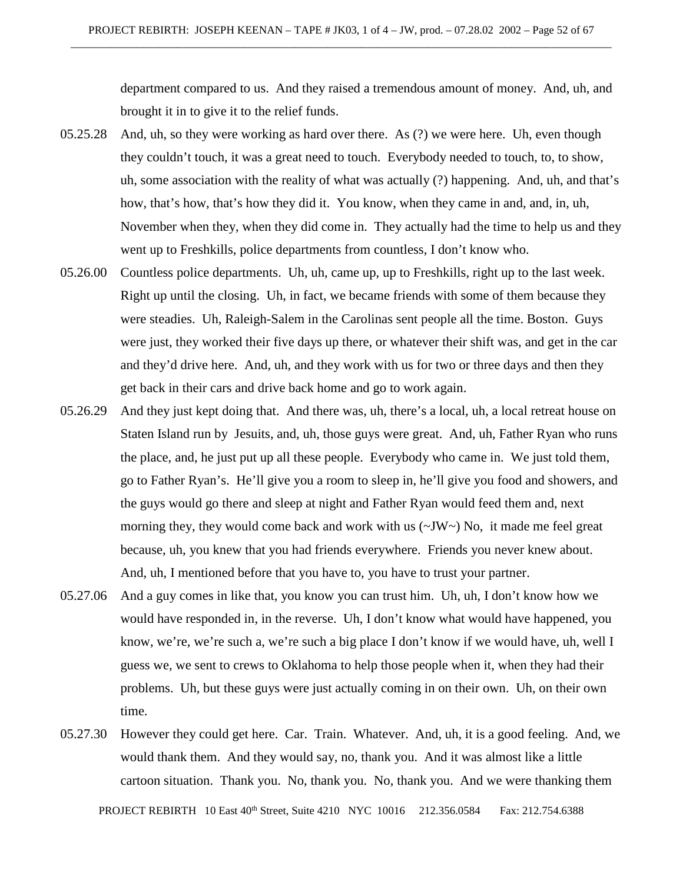department compared to us. And they raised a tremendous amount of money. And, uh, and brought it in to give it to the relief funds.

05.25.28 And, uh, so they were working as hard over there. As (?) we were here. Uh, even though they couldn't touch, it was a great need to touch. Everybody needed to touch, to, to show, uh, some association with the reality of what was actually (?) happening. And, uh, and that's how, that's how, that's how they did it. You know, when they came in and, and, in, uh, November when they, when they did come in. They actually had the time to help us and they went up to Freshkills, police departments from countless, I don't know who.

05.26.00 Countless police departments. Uh, uh, came up, up to Freshkills, right up to the last week. Right up until the closing. Uh, in fact, we became friends with some of them because they were steadies. Uh, Raleigh-Salem in the Carolinas sent people all the time. Boston. Guys were just, they worked their five days up there, or whatever their shift was, and get in the car and they'd drive here. And, uh, and they work with us for two or three days and then they get back in their cars and drive back home and go to work again.

05.26.29 And they just kept doing that. And there was, uh, there's a local, uh, a local retreat house on Staten Island run by Jesuits, and, uh, those guys were great. And, uh, Father Ryan who runs the place, and, he just put up all these people. Everybody who came in. We just told them, go to Father Ryan's. He'll give you a room to sleep in, he'll give you food and showers, and the guys would go there and sleep at night and Father Ryan would feed them and, next morning they, they would come back and work with us (~JW~) No, it made me feel great because, uh, you knew that you had friends everywhere. Friends you never knew about. And, uh, I mentioned before that you have to, you have to trust your partner.

05.27.06 And a guy comes in like that, you know you can trust him. Uh, uh, I don't know how we would have responded in, in the reverse. Uh, I don't know what would have happened, you know, we're, we're such a, we're such a big place I don't know if we would have, uh, well I guess we, we sent to crews to Oklahoma to help those people when it, when they had their problems. Uh, but these guys were just actually coming in on their own. Uh, on their own time.

05.27.30 However they could get here. Car. Train. Whatever. And, uh, it is a good feeling. And, we would thank them. And they would say, no, thank you. And it was almost like a little cartoon situation. Thank you. No, thank you. No, thank you. And we were thanking them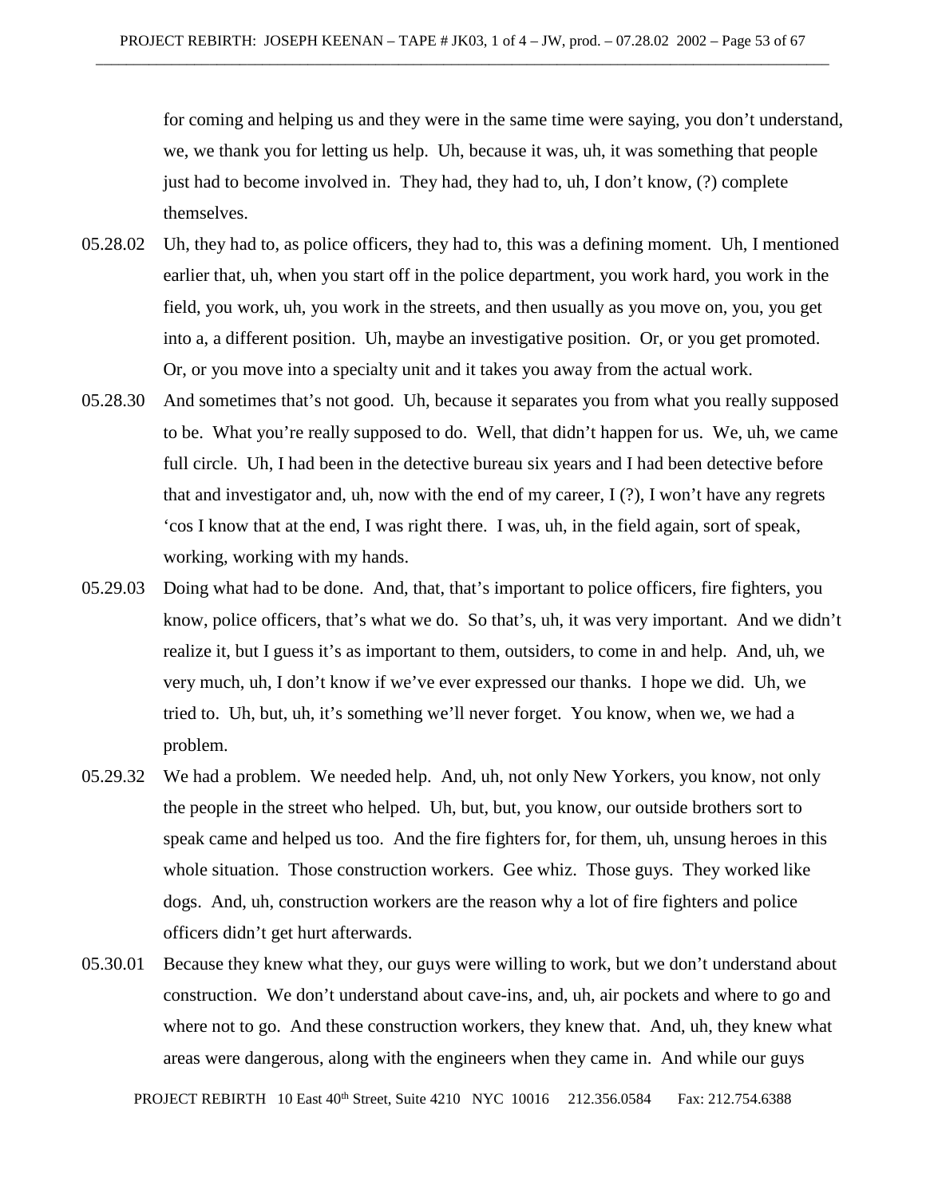for coming and helping us and they were in the same time were saying, you don't understand, we, we thank you for letting us help. Uh, because it was, uh, it was something that people just had to become involved in. They had, they had to, uh, I don't know, (?) complete themselves.

05.28.02 Uh, they had to, as police officers, they had to, this was a defining moment. Uh, I mentioned earlier that, uh, when you start off in the police department, you work hard, you work in the field, you work, uh, you work in the streets, and then usually as you move on, you, you get into a, a different position. Uh, maybe an investigative position. Or, or you get promoted. Or, or you move into a specialty unit and it takes you away from the actual work.

05.28.30 And sometimes that's not good. Uh, because it separates you from what you really supposed to be. What you're really supposed to do. Well, that didn't happen for us. We, uh, we came full circle. Uh, I had been in the detective bureau six years and I had been detective before that and investigator and, uh, now with the end of my career, I (?), I won't have any regrets 'cos I know that at the end, I was right there. I was, uh, in the field again, sort of speak, working, working with my hands.

05.29.03 Doing what had to be done. And, that, that's important to police officers, fire fighters, you know, police officers, that's what we do. So that's, uh, it was very important. And we didn't realize it, but I guess it's as important to them, outsiders, to come in and help. And, uh, we very much, uh, I don't know if we've ever expressed our thanks. I hope we did. Uh, we tried to. Uh, but, uh, it's something we'll never forget. You know, when we, we had a problem.

05.29.32 We had a problem. We needed help. And, uh, not only New Yorkers, you know, not only the people in the street who helped. Uh, but, but, you know, our outside brothers sort to speak came and helped us too. And the fire fighters for, for them, uh, unsung heroes in this whole situation. Those construction workers. Gee whiz. Those guys. They worked like dogs. And, uh, construction workers are the reason why a lot of fire fighters and police officers didn't get hurt afterwards.

05.30.01 Because they knew what they, our guys were willing to work, but we don't understand about construction. We don't understand about cave-ins, and, uh, air pockets and where to go and where not to go. And these construction workers, they knew that. And, uh, they knew what areas were dangerous, along with the engineers when they came in. And while our guys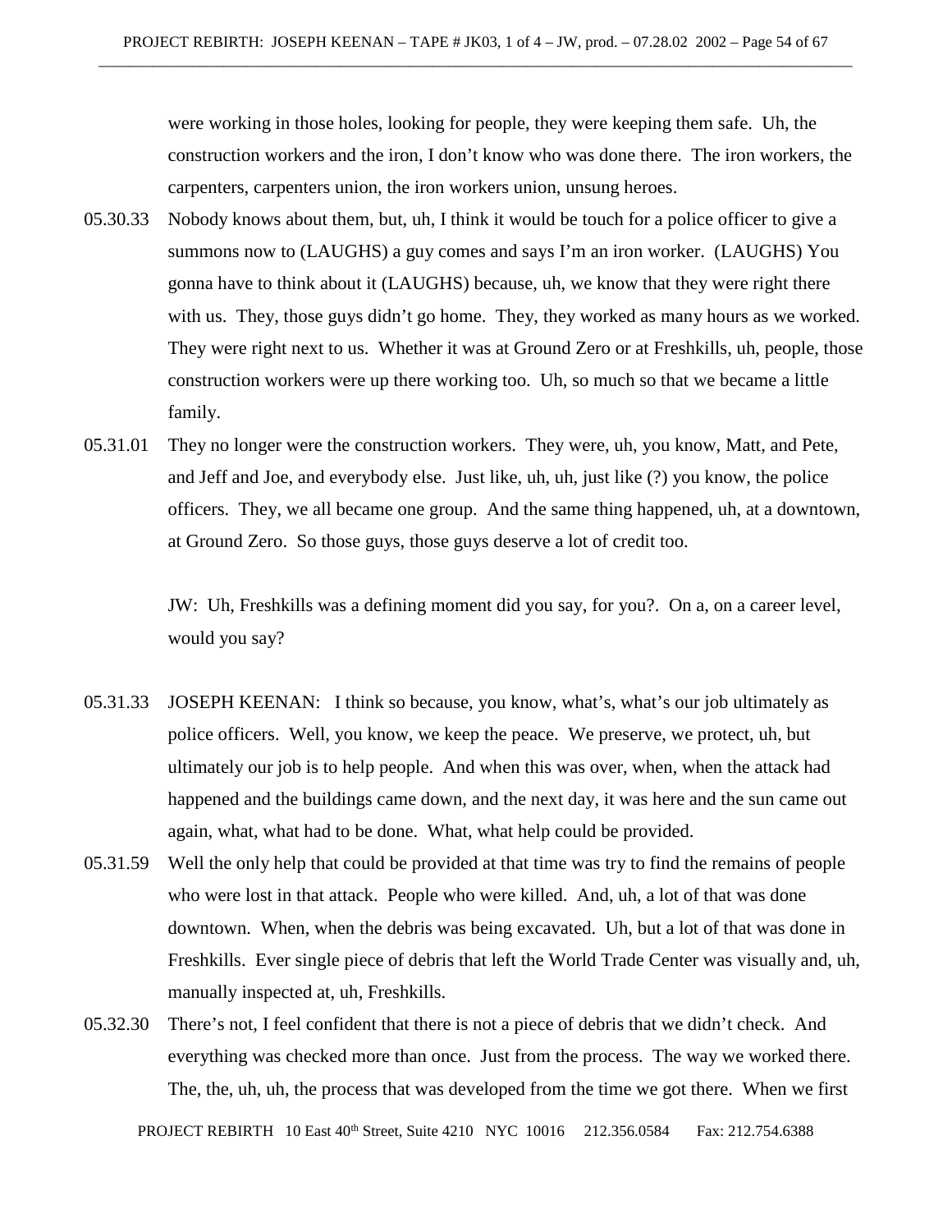were working in those holes, looking for people, they were keeping them safe. Uh, the construction workers and the iron, I don't know who was done there. The iron workers, the carpenters, carpenters union, the iron workers union, unsung heroes.

05.30.33 Nobody knows about them, but, uh, I think it would be touch for a police officer to give a summons now to (LAUGHS) a guy comes and says I'm an iron worker. (LAUGHS) You gonna have to think about it (LAUGHS) because, uh, we know that they were right there with us. They, those guys didn't go home. They, they worked as many hours as we worked. They were right next to us. Whether it was at Ground Zero or at Freshkills, uh, people, those construction workers were up there working too. Uh, so much so that we became a little family.

05.31.01 They no longer were the construction workers. They were, uh, you know, Matt, and Pete, and Jeff and Joe, and everybody else. Just like, uh, uh, just like (?) you know, the police officers. They, we all became one group. And the same thing happened, uh, at a downtown, at Ground Zero. So those guys, those guys deserve a lot of credit too.

JW: Uh, Freshkills was a defining moment did you say, for you?. On a, on a career level, would you say?

05.31.33 JOSEPH KEENAN: I think so because, you know, what's, what's our job ultimately as police officers. Well, you know, we keep the peace. We preserve, we protect, uh, but ultimately our job is to help people. And when this was over, when, when the attack had happened and the buildings came down, and the next day, it was here and the sun came out again, what, what had to be done. What, what help could be provided.

05.31.59 Well the only help that could be provided at that time was try to find the remains of people who were lost in that attack. People who were killed. And, uh, a lot of that was done downtown. When, when the debris was being excavated. Uh, but a lot of that was done in Freshkills. Ever single piece of debris that left the World Trade Center was visually and, uh, manually inspected at, uh, Freshkills.

05.32.30 There's not, I feel confident that there is not a piece of debris that we didn't check. And everything was checked more than once. Just from the process. The way we worked there. The, the, uh, uh, the process that was developed from the time we got there. When we first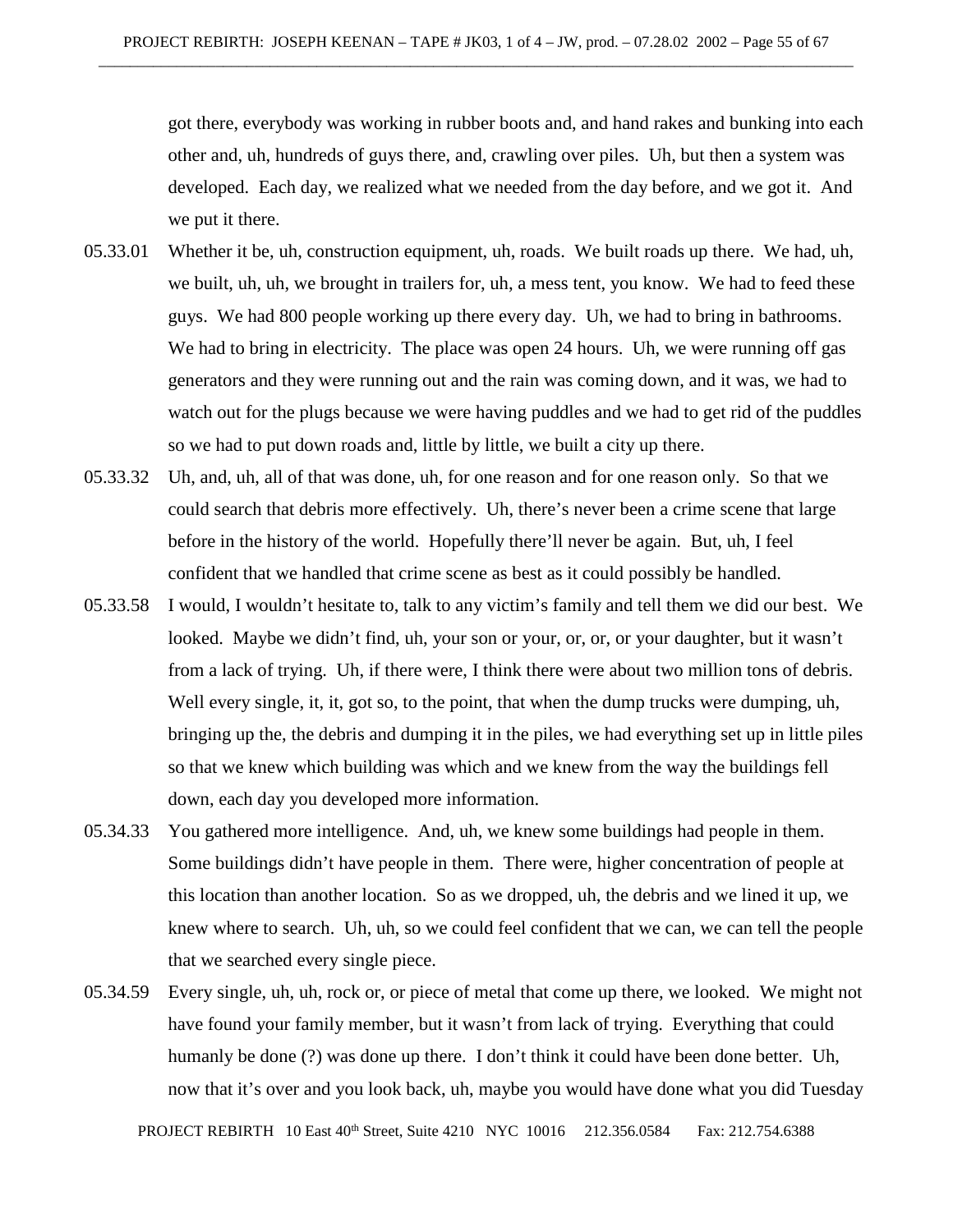got there, everybody was working in rubber boots and, and hand rakes and bunking into each other and, uh, hundreds of guys there, and, crawling over piles. Uh, but then a system was developed. Each day, we realized what we needed from the day before, and we got it. And we put it there.

05.33.01 Whether it be, uh, construction equipment, uh, roads. We built roads up there. We had, uh, we built, uh, uh, we brought in trailers for, uh, a mess tent, you know. We had to feed these guys. We had 800 people working up there every day. Uh, we had to bring in bathrooms. We had to bring in electricity. The place was open 24 hours. Uh, we were running off gas generators and they were running out and the rain was coming down, and it was, we had to watch out for the plugs because we were having puddles and we had to get rid of the puddles so we had to put down roads and, little by little, we built a city up there.

05.33.32 Uh, and, uh, all of that was done, uh, for one reason and for one reason only. So that we could search that debris more effectively. Uh, there's never been a crime scene that large before in the history of the world. Hopefully there'll never be again. But, uh, I feel confident that we handled that crime scene as best as it could possibly be handled.

05.33.58 I would, I wouldn't hesitate to, talk to any victim's family and tell them we did our best. We looked. Maybe we didn't find, uh, your son or your, or, or, or your daughter, but it wasn't from a lack of trying. Uh, if there were, I think there were about two million tons of debris. Well every single, it, it, got so, to the point, that when the dump trucks were dumping, uh, bringing up the, the debris and dumping it in the piles, we had everything set up in little piles so that we knew which building was which and we knew from the way the buildings fell down, each day you developed more information.

05.34.33 You gathered more intelligence. And, uh, we knew some buildings had people in them. Some buildings didn't have people in them. There were, higher concentration of people at this location than another location. So as we dropped, uh, the debris and we lined it up, we knew where to search. Uh, uh, so we could feel confident that we can, we can tell the people that we searched every single piece.

05.34.59 Every single, uh, uh, rock or, or piece of metal that come up there, we looked. We might not have found your family member, but it wasn't from lack of trying. Everything that could humanly be done (?) was done up there. I don't think it could have been done better. Uh, now that it's over and you look back, uh, maybe you would have done what you did Tuesday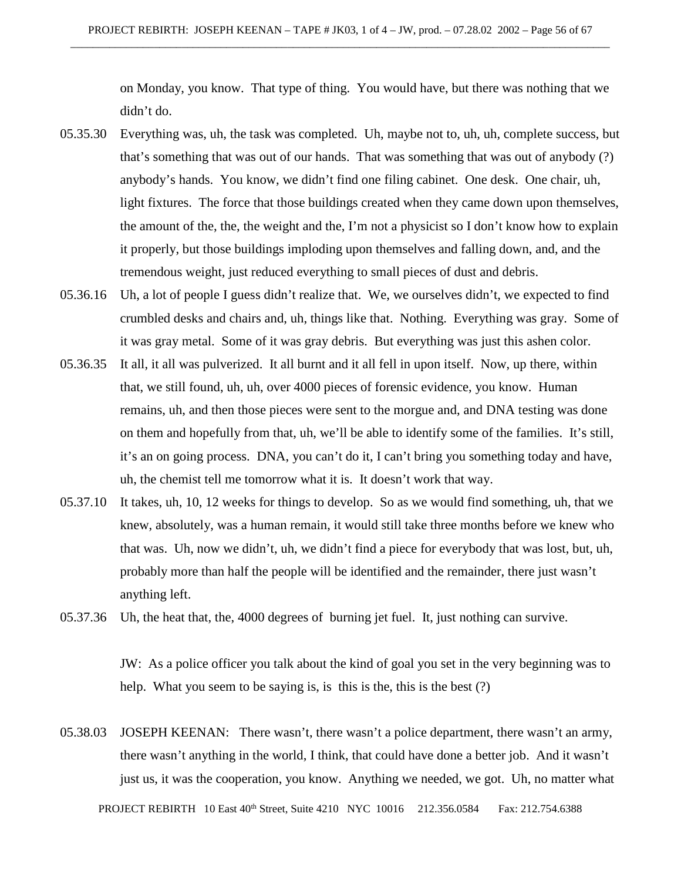on Monday, you know. That type of thing. You would have, but there was nothing that we didn't do.

05.35.30 Everything was, uh, the task was completed. Uh, maybe not to, uh, uh, complete success, but that's something that was out of our hands. That was something that was out of anybody (?) anybody's hands. You know, we didn't find one filing cabinet. One desk. One chair, uh, light fixtures. The force that those buildings created when they came down upon themselves, the amount of the, the, the weight and the, I'm not a physicist so I don't know how to explain it properly, but those buildings imploding upon themselves and falling down, and, and the tremendous weight, just reduced everything to small pieces of dust and debris.

05.36.16 Uh, a lot of people I guess didn't realize that. We, we ourselves didn't, we expected to find crumbled desks and chairs and, uh, things like that. Nothing. Everything was gray. Some of it was gray metal. Some of it was gray debris. But everything was just this ashen color.

05.36.35 It all, it all was pulverized. It all burnt and it all fell in upon itself. Now, up there, within that, we still found, uh, uh, over 4000 pieces of forensic evidence, you know. Human remains, uh, and then those pieces were sent to the morgue and, and DNA testing was done on them and hopefully from that, uh, we'll be able to identify some of the families. It's still, it's an on going process. DNA, you can't do it, I can't bring you something today and have, uh, the chemist tell me tomorrow what it is. It doesn't work that way.

05.37.10 It takes, uh, 10, 12 weeks for things to develop. So as we would find something, uh, that we knew, absolutely, was a human remain, it would still take three months before we knew who that was. Uh, now we didn't, uh, we didn't find a piece for everybody that was lost, but, uh, probably more than half the people will be identified and the remainder, there just wasn't anything left.

05.37.36 Uh, the heat that, the, 4000 degrees of burning jet fuel. It, just nothing can survive.

JW: As a police officer you talk about the kind of goal you set in the very beginning was to help. What you seem to be saying is, is this is the, this is the best (?)

05.38.03 JOSEPH KEENAN: There wasn't, there wasn't a police department, there wasn't an army, there wasn't anything in the world, I think, that could have done a better job. And it wasn't just us, it was the cooperation, you know. Anything we needed, we got. Uh, no matter what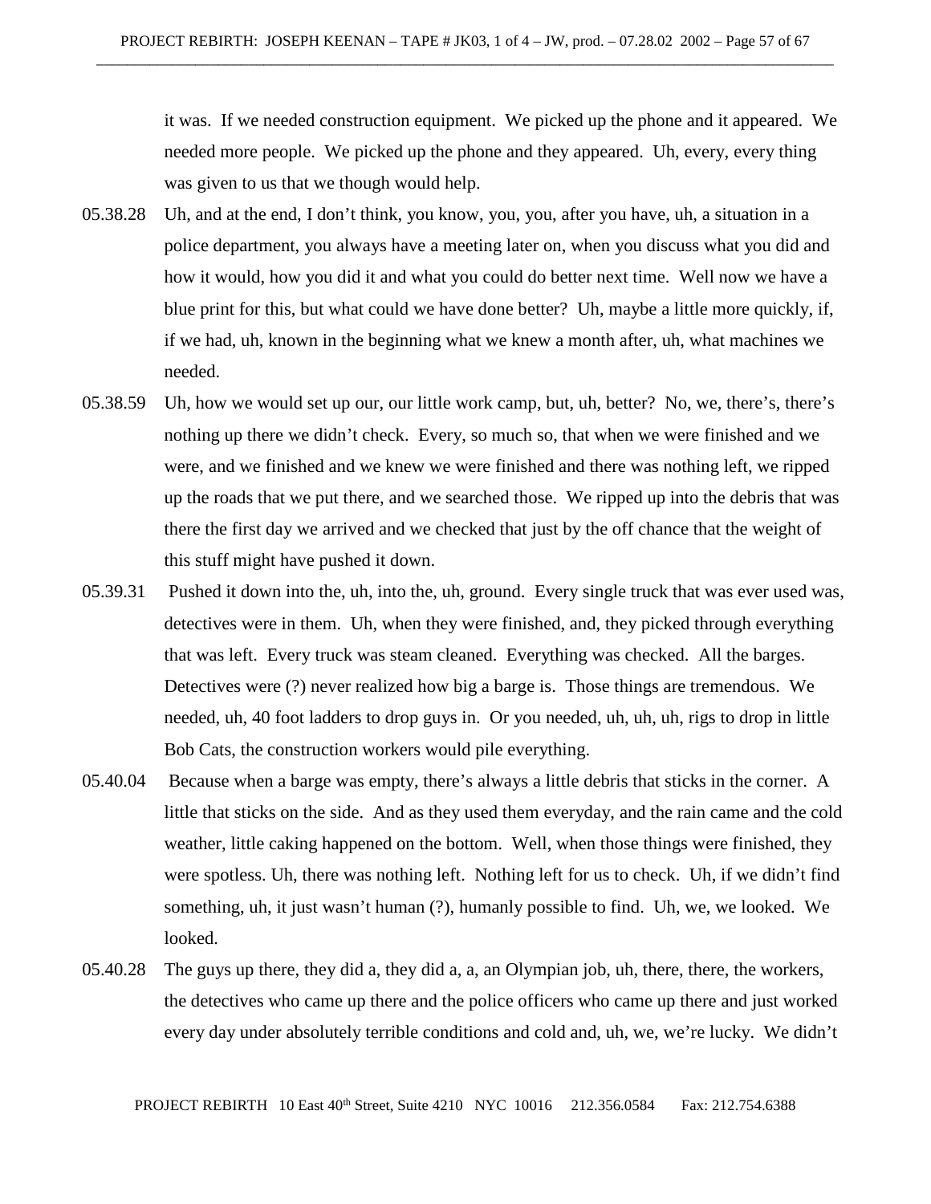it was. If we needed construction equipment. We picked up the phone and it appeared. We needed more people. We picked up the phone and they appeared. Uh, every, every thing was given to us that we though would help.

05.38.28 Uh, and at the end, I don't think, you know, you, you, after you have, uh, a situation in a police department, you always have a meeting later on, when you discuss what you did and how it would, how you did it and what you could do better next time. Well now we have a blue print for this, but what could we have done better? Uh, maybe a little more quickly, if, if we had, uh, known in the beginning what we knew a month after, uh, what machines we needed.

05.38.59 Uh, how we would set up our, our little work camp, but, uh, better? No, we, there's, there's nothing up there we didn't check. Every, so much so, that when we were finished and we were, and we finished and we knew we were finished and there was nothing left, we ripped up the roads that we put there, and we searched those. We ripped up into the debris that was there the first day we arrived and we checked that just by the off chance that the weight of this stuff might have pushed it down.

05.39.31 Pushed it down into the, uh, into the, uh, ground. Every single truck that was ever used was, detectives were in them. Uh, when they were finished, and, they picked through everything that was left. Every truck was steam cleaned. Everything was checked. All the barges. Detectives were (?) never realized how big a barge is. Those things are tremendous. We needed, uh, 40 foot ladders to drop guys in. Or you needed, uh, uh, uh, rigs to drop in little Bob Cats, the construction workers would pile everything.

05.40.04 Because when a barge was empty, there's always a little debris that sticks in the corner. A little that sticks on the side. And as they used them everyday, and the rain came and the cold weather, little caking happened on the bottom. Well, when those things were finished, they were spotless. Uh, there was nothing left. Nothing left for us to check. Uh, if we didn't find something, uh, it just wasn't human (?), humanly possible to find. Uh, we, we looked. We looked.

05.40.28 The guys up there, they did a, they did a, a, an Olympian job, uh, there, there, the workers, the detectives who came up there and the police officers who came up there and just worked every day under absolutely terrible conditions and cold and, uh, we, we're lucky. We didn't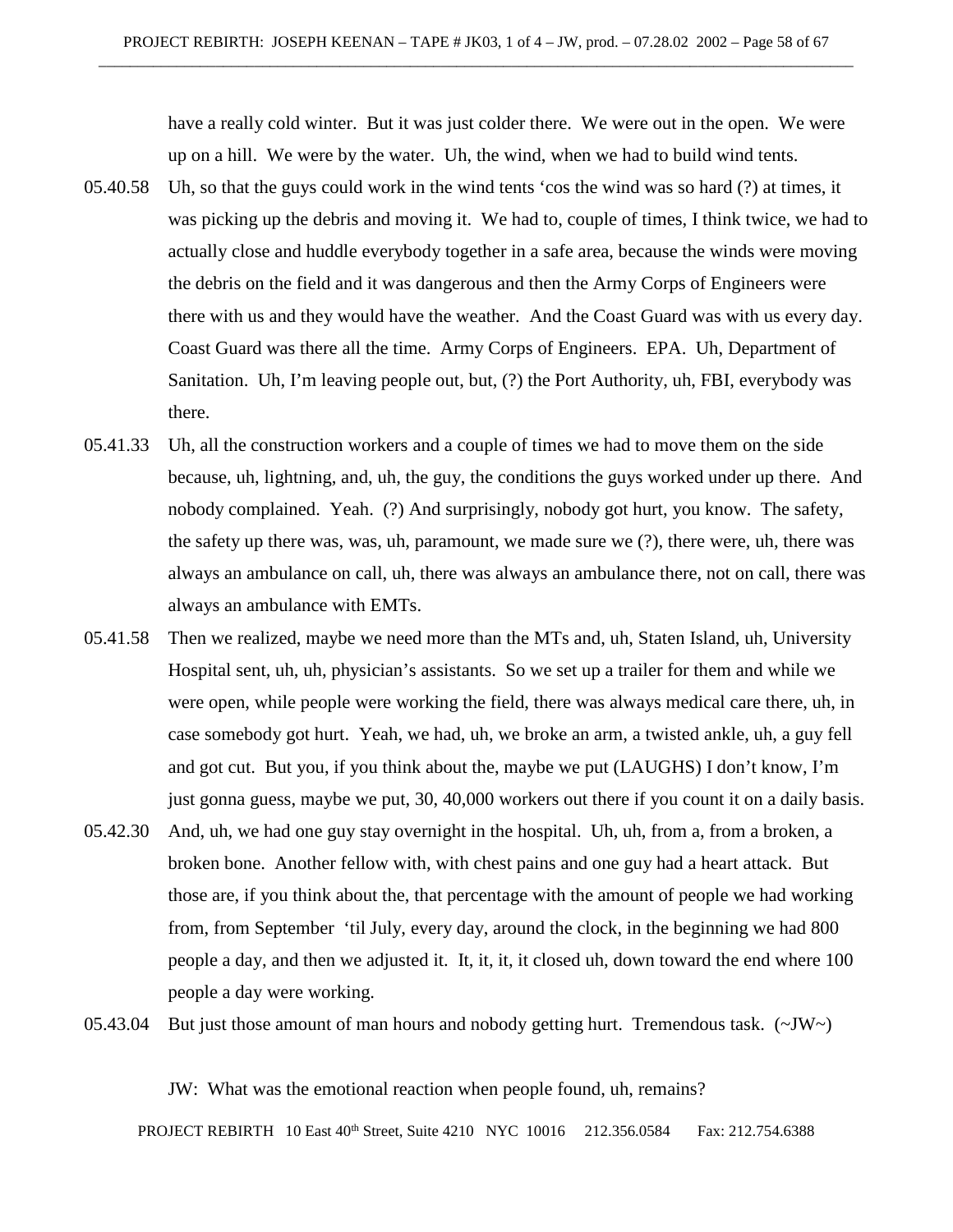have a really cold winter. But it was just colder there. We were out in the open. We were up on a hill. We were by the water. Uh, the wind, when we had to build wind tents.

05.40.58 Uh, so that the guys could work in the wind tents 'cos the wind was so hard (?) at times, it was picking up the debris and moving it. We had to, couple of times, I think twice, we had to actually close and huddle everybody together in a safe area, because the winds were moving the debris on the field and it was dangerous and then the Army Corps of Engineers were there with us and they would have the weather. And the Coast Guard was with us every day. Coast Guard was there all the time. Army Corps of Engineers. EPA. Uh, Department of Sanitation. Uh, I'm leaving people out, but, (?) the Port Authority, uh, FBI, everybody was there.

05.41.33 Uh, all the construction workers and a couple of times we had to move them on the side because, uh, lightning, and, uh, the guy, the conditions the guys worked under up there. And nobody complained. Yeah. (?) And surprisingly, nobody got hurt, you know. The safety, the safety up there was, was, uh, paramount, we made sure we (?), there were, uh, there was always an ambulance on call, uh, there was always an ambulance there, not on call, there was always an ambulance with EMTs.

05.41.58 Then we realized, maybe we need more than the MTs and, uh, Staten Island, uh, University Hospital sent, uh, uh, physician's assistants. So we set up a trailer for them and while we were open, while people were working the field, there was always medical care there, uh, in case somebody got hurt. Yeah, we had, uh, we broke an arm, a twisted ankle, uh, a guy fell and got cut. But you, if you think about the, maybe we put (LAUGHS) I don't know, I'm just gonna guess, maybe we put, 30, 40,000 workers out there if you count it on a daily basis.

05.42.30 And, uh, we had one guy stay overnight in the hospital. Uh, uh, from a, from a broken, a broken bone. Another fellow with, with chest pains and one guy had a heart attack. But those are, if you think about the, that percentage with the amount of people we had working from, from September 'til July, every day, around the clock, in the beginning we had 800 people a day, and then we adjusted it. It, it, it, it closed uh, down toward the end where 100 people a day were working.

05.43.04 But just those amount of man hours and nobody getting hurt. Tremendous task. (~JW~)

JW: What was the emotional reaction when people found, uh, remains?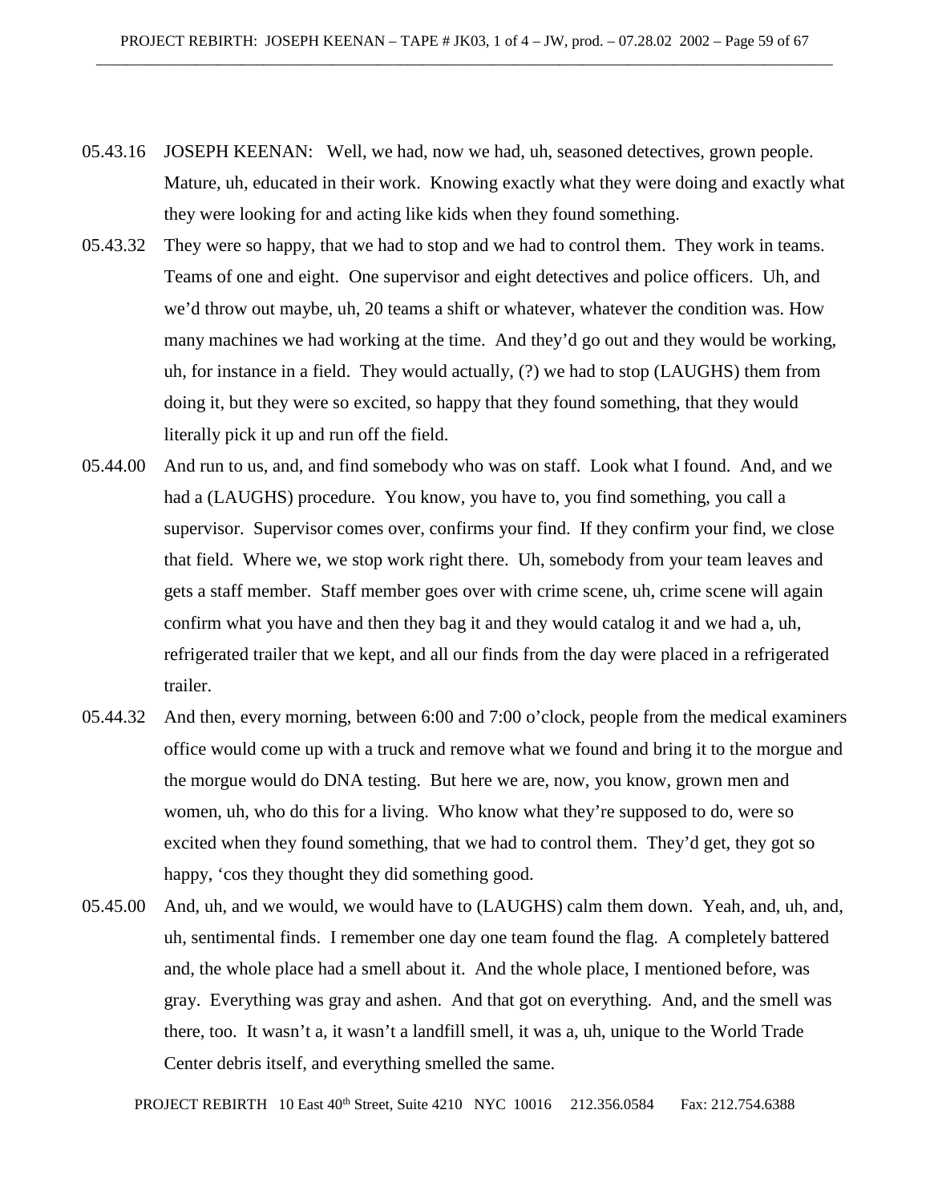05.43.16 JOSEPH KEENAN: Well, we had, now we had, uh, seasoned detectives, grown people. Mature, uh, educated in their work. Knowing exactly what they were doing and exactly what they were looking for and acting like kids when they found something.

05.43.32 They were so happy, that we had to stop and we had to control them. They work in teams. Teams of one and eight. One supervisor and eight detectives and police officers. Uh, and we'd throw out maybe, uh, 20 teams a shift or whatever, whatever the condition was. How many machines we had working at the time. And they'd go out and they would be working, uh, for instance in a field. They would actually, (?) we had to stop (LAUGHS) them from doing it, but they were so excited, so happy that they found something, that they would literally pick it up and run off the field.

05.44.00 And run to us, and, and find somebody who was on staff. Look what I found. And, and we had a (LAUGHS) procedure. You know, you have to, you find something, you call a supervisor. Supervisor comes over, confirms your find. If they confirm your find, we close that field. Where we, we stop work right there. Uh, somebody from your team leaves and gets a staff member. Staff member goes over with crime scene, uh, crime scene will again confirm what you have and then they bag it and they would catalog it and we had a, uh, refrigerated trailer that we kept, and all our finds from the day were placed in a refrigerated trailer.

05.44.32 And then, every morning, between 6:00 and 7:00 o'clock, people from the medical examiners office would come up with a truck and remove what we found and bring it to the morgue and the morgue would do DNA testing. But here we are, now, you know, grown men and women, uh, who do this for a living. Who know what they're supposed to do, were so excited when they found something, that we had to control them. They'd get, they got so happy, 'cos they thought they did something good.

05.45.00 And, uh, and we would, we would have to (LAUGHS) calm them down. Yeah, and, uh, and, uh, sentimental finds. I remember one day one team found the flag. A completely battered and, the whole place had a smell about it. And the whole place, I mentioned before, was gray. Everything was gray and ashen. And that got on everything. And, and the smell was there, too. It wasn't a, it wasn't a landfill smell, it was a, uh, unique to the World Trade Center debris itself, and everything smelled the same.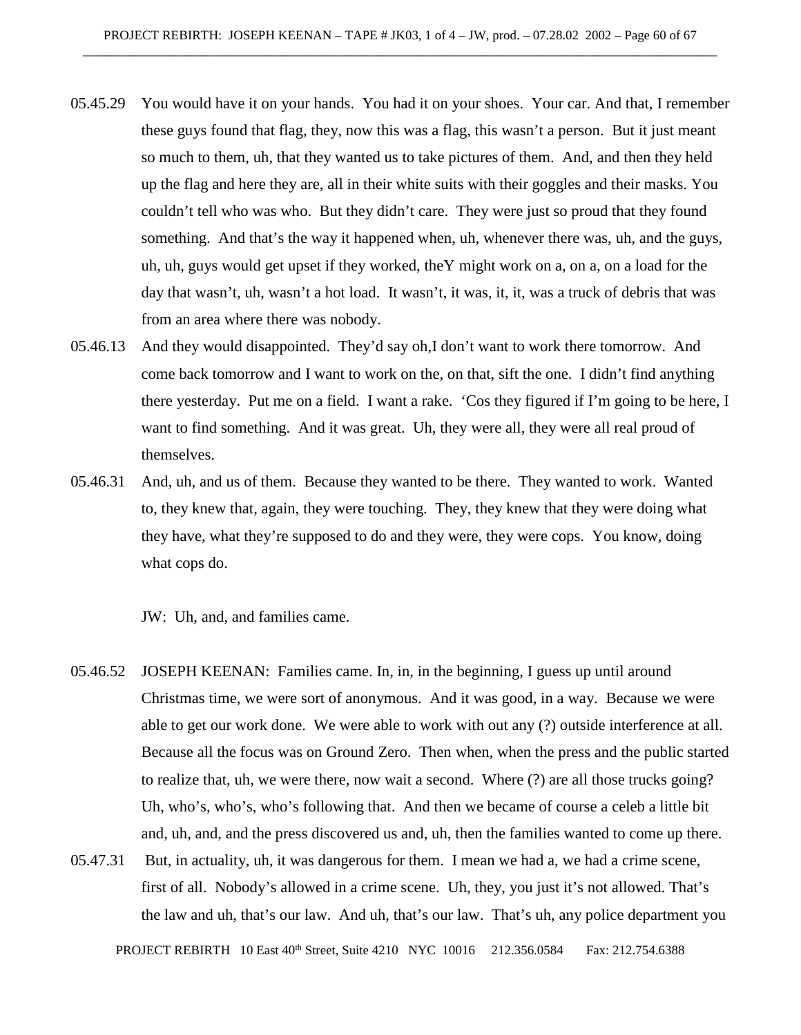05.45.29 You would have it on your hands. You had it on your shoes. Your car. And that, I remember these guys found that flag, they, now this was a flag, this wasn't a person. But it just meant so much to them, uh, that they wanted us to take pictures of them. And, and then they held up the flag and here they are, all in their white suits with their goggles and their masks. You couldn't tell who was who. But they didn't care. They were just so proud that they found something. And that's the way it happened when, uh, whenever there was, uh, and the guys, uh, uh, guys would get upset if they worked, theY might work on a, on a, on a load for the day that wasn't, uh, wasn't a hot load. It wasn't, it was, it, it, was a truck of debris that was from an area where there was nobody.

05.46.13 And they would disappointed. They'd say oh,I don't want to work there tomorrow. And come back tomorrow and I want to work on the, on that, sift the one. I didn't find anything there yesterday. Put me on a field. I want a rake. 'Cos they figured if I'm going to be here, I want to find something. And it was great. Uh, they were all, they were all real proud of themselves.

05.46.31 And, uh, and us of them. Because they wanted to be there. They wanted to work. Wanted to, they knew that, again, they were touching. They, they knew that they were doing what they have, what they're supposed to do and they were, they were cops. You know, doing what cops do.

JW: Uh, and, and families came.

05.46.52 JOSEPH KEENAN: Families came. In, in, in the beginning, I guess up until around Christmas time, we were sort of anonymous. And it was good, in a way. Because we were able to get our work done. We were able to work with out any (?) outside interference at all. Because all the focus was on Ground Zero. Then when, when the press and the public started to realize that, uh, we were there, now wait a second. Where (?) are all those trucks going? Uh, who's, who's, who's following that. And then we became of course a celeb a little bit and, uh, and, and the press discovered us and, uh, then the families wanted to come up there.

05.47.31 But, in actuality, uh, it was dangerous for them. I mean we had a, we had a crime scene, first of all. Nobody's allowed in a crime scene. Uh, they, you just it's not allowed. That's the law and uh, that's our law. And uh, that's our law. That's uh, any police department you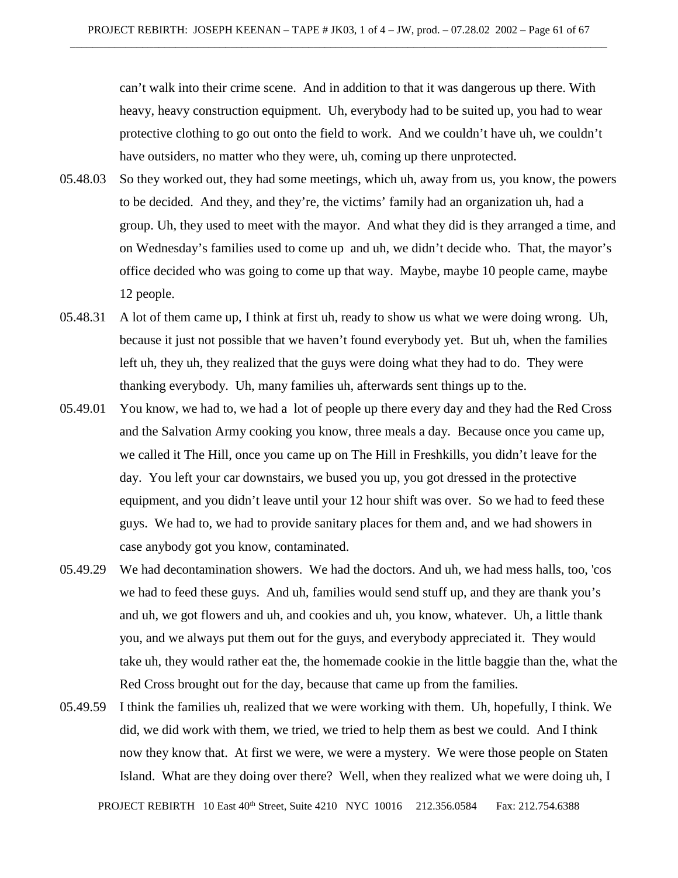can't walk into their crime scene. And in addition to that it was dangerous up there. With heavy, heavy construction equipment. Uh, everybody had to be suited up, you had to wear protective clothing to go out onto the field to work. And we couldn't have uh, we couldn't have outsiders, no matter who they were, uh, coming up there unprotected.

05.48.03 So they worked out, they had some meetings, which uh, away from us, you know, the powers to be decided. And they, and they're, the victims' family had an organization uh, had a group. Uh, they used to meet with the mayor. And what they did is they arranged a time, and on Wednesday's families used to come up and uh, we didn't decide who. That, the mayor's office decided who was going to come up that way. Maybe, maybe 10 people came, maybe 12 people.

05.48.31 A lot of them came up, I think at first uh, ready to show us what we were doing wrong. Uh, because it just not possible that we haven't found everybody yet. But uh, when the families left uh, they uh, they realized that the guys were doing what they had to do. They were thanking everybody. Uh, many families uh, afterwards sent things up to the.

05.49.01 You know, we had to, we had a lot of people up there every day and they had the Red Cross and the Salvation Army cooking you know, three meals a day. Because once you came up, we called it The Hill, once you came up on The Hill in Freshkills, you didn't leave for the day. You left your car downstairs, we bused you up, you got dressed in the protective equipment, and you didn't leave until your 12 hour shift was over. So we had to feed these guys. We had to, we had to provide sanitary places for them and, and we had showers in case anybody got you know, contaminated.

05.49.29 We had decontamination showers. We had the doctors. And uh, we had mess halls, too, 'cos we had to feed these guys. And uh, families would send stuff up, and they are thank you's and uh, we got flowers and uh, and cookies and uh, you know, whatever. Uh, a little thank you, and we always put them out for the guys, and everybody appreciated it. They would take uh, they would rather eat the, the homemade cookie in the little baggie than the, what the Red Cross brought out for the day, because that came up from the families.

05.49.59 I think the families uh, realized that we were working with them. Uh, hopefully, I think. We did, we did work with them, we tried, we tried to help them as best we could. And I think now they know that. At first we were, we were a mystery. We were those people on Staten Island. What are they doing over there? Well, when they realized what we were doing uh, I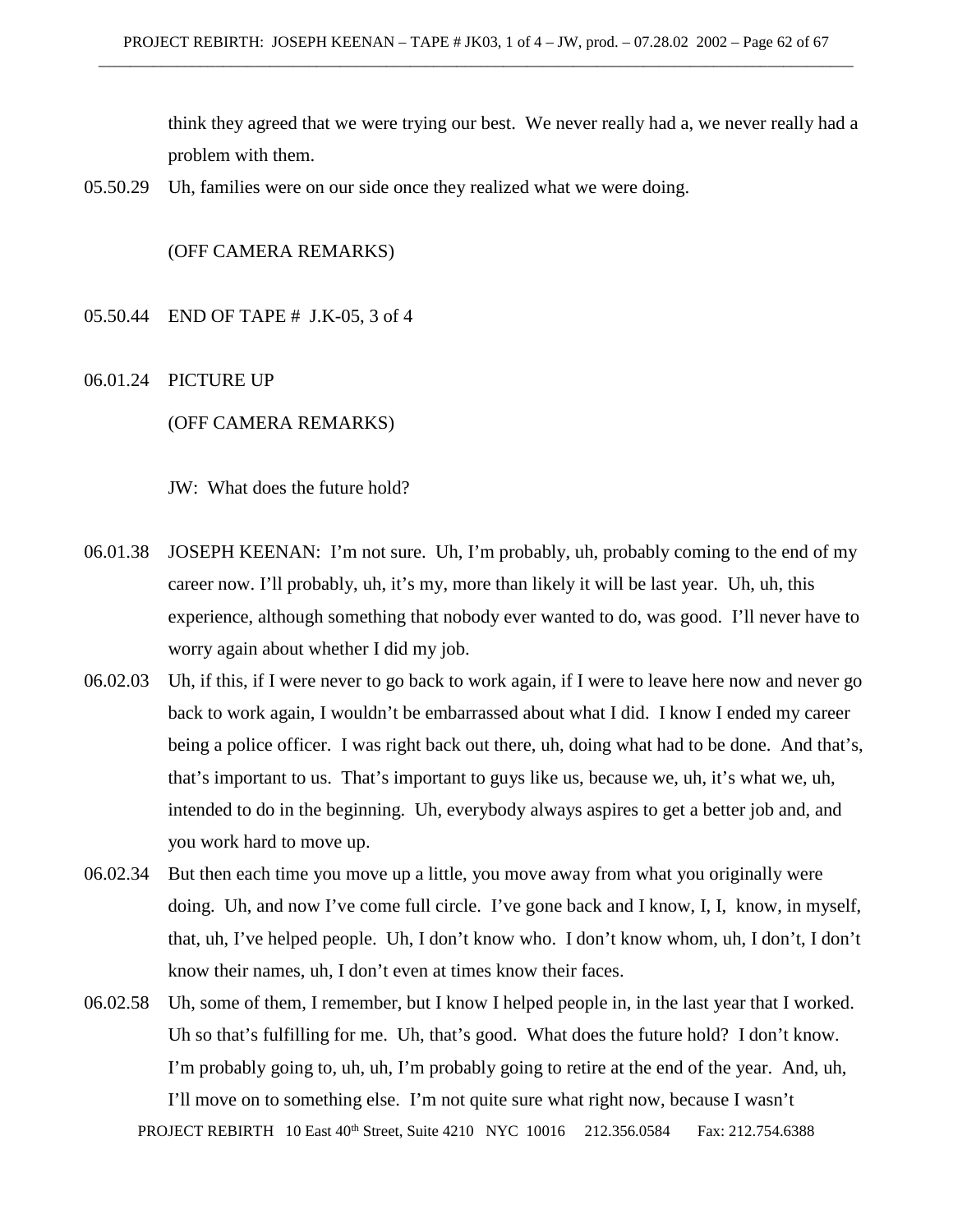think they agreed that we were trying our best.  We never really had a, we never really had a problem with them.

05.50.29  Uh, families were on our side once they realized what we were doing.

(OFF CAMERA REMARKS)

05.50.44  END OF TAPE #  J.K-05, 3 of 4

06.01.24  PICTURE UP

(OFF CAMERA REMARKS)

JW:  What does the future hold?

06.01.38  JOSEPH KEENAN:  I'm not sure.  Uh, I'm probably, uh, probably coming to the end of my career now. I'll probably, uh, it's my, more than likely it will be last year.  Uh, uh, this experience, although something that nobody ever wanted to do, was good.  I'll never have to worry again about whether I did my job.

06.02.03  Uh, if this, if I were never to go back to work again, if I were to leave here now and never go back to work again, I wouldn't be embarrassed about what I did.  I know I ended my career being a police officer.  I was right back out there, uh, doing what had to be done.  And that's, that's important to us.  That's important to guys like us, because we, uh, it's what we, uh, intended to do in the beginning.  Uh, everybody always aspires to get a better job and, and you work hard to move up.

06.02.34  But then each time you move up a little, you move away from what you originally were doing.  Uh, and now I've come full circle.  I've gone back and I know, I, I,  know, in myself, that, uh, I've helped people.  Uh, I don't know who.  I don't know whom, uh, I don't, I don't know their names, uh, I don't even at times know their faces.

06.02.58  Uh, some of them, I remember, but I know I helped people in, in the last year that I worked.  Uh so that's fulfilling for me.  Uh, that's good.  What does the future hold?  I don't know.  I'm probably going to, uh, uh, I'm probably going to retire at the end of the year.  And, uh, I'll move on to something else.  I'm not quite sure what right now, because I wasn't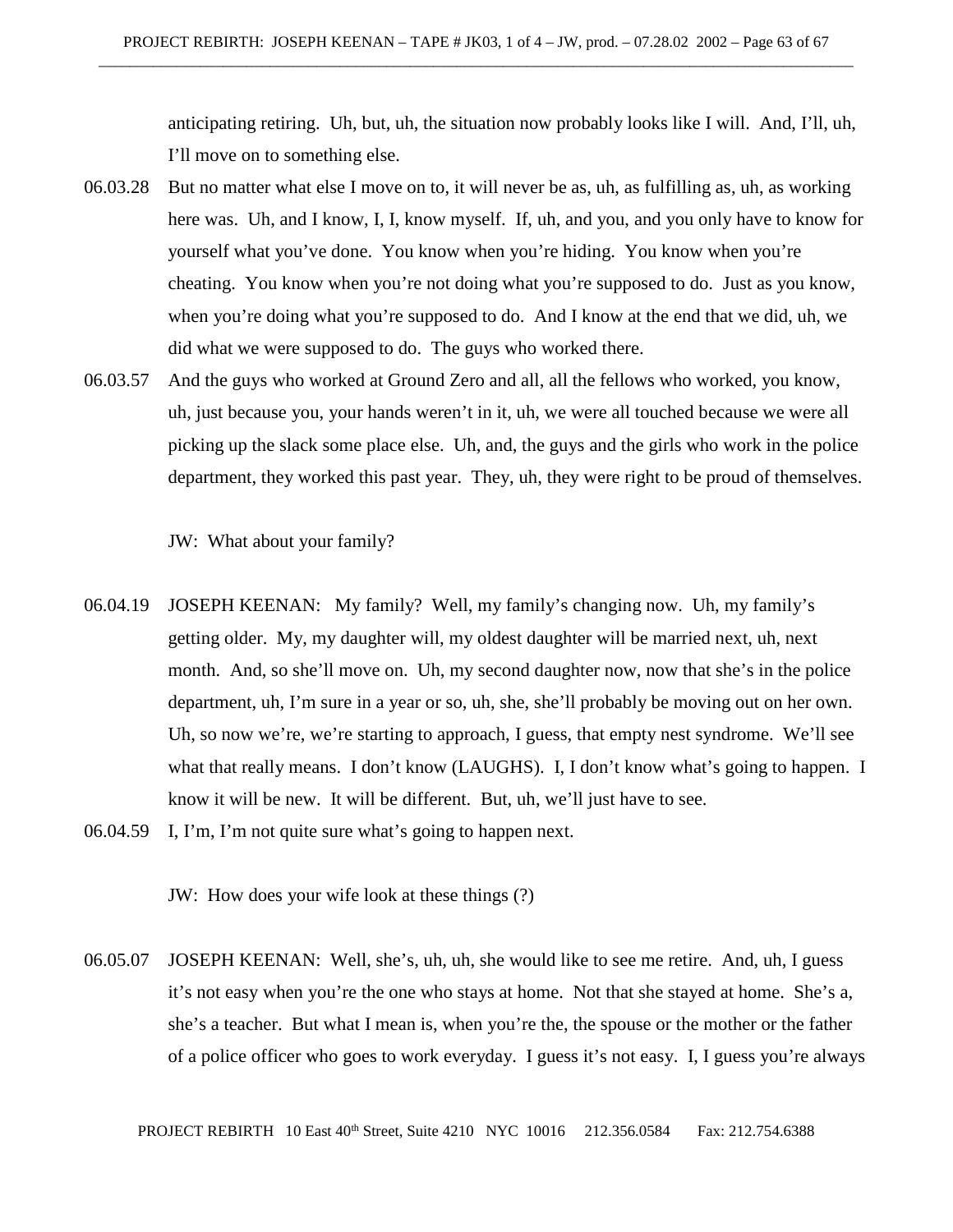anticipating retiring. Uh, but, uh, the situation now probably looks like I will. And, I'll, uh, I'll move on to something else.

06.03.28 But no matter what else I move on to, it will never be as, uh, as fulfilling as, uh, as working here was. Uh, and I know, I, I, know myself. If, uh, and you, and you only have to know for yourself what you've done. You know when you're hiding. You know when you're cheating. You know when you're not doing what you're supposed to do. Just as you know, when you're doing what you're supposed to do. And I know at the end that we did, uh, we did what we were supposed to do. The guys who worked there.

06.03.57 And the guys who worked at Ground Zero and all, all the fellows who worked, you know, uh, just because you, your hands weren't in it, uh, we were all touched because we were all picking up the slack some place else. Uh, and, the guys and the girls who work in the police department, they worked this past year. They, uh, they were right to be proud of themselves.

JW: What about your family?

06.04.19 JOSEPH KEENAN: My family? Well, my family's changing now. Uh, my family's getting older. My, my daughter will, my oldest daughter will be married next, uh, next month. And, so she'll move on. Uh, my second daughter now, now that she's in the police department, uh, I'm sure in a year or so, uh, she, she'll probably be moving out on her own. Uh, so now we're, we're starting to approach, I guess, that empty nest syndrome. We'll see what that really means. I don't know (LAUGHS). I, I don't know what's going to happen. I know it will be new. It will be different. But, uh, we'll just have to see.

06.04.59 I, I'm, I'm not quite sure what's going to happen next.

JW: How does your wife look at these things (?)

06.05.07 JOSEPH KEENAN: Well, she's, uh, uh, she would like to see me retire. And, uh, I guess it's not easy when you're the one who stays at home. Not that she stayed at home. She's a, she's a teacher. But what I mean is, when you're the, the spouse or the mother or the father of a police officer who goes to work everyday. I guess it's not easy. I, I guess you're always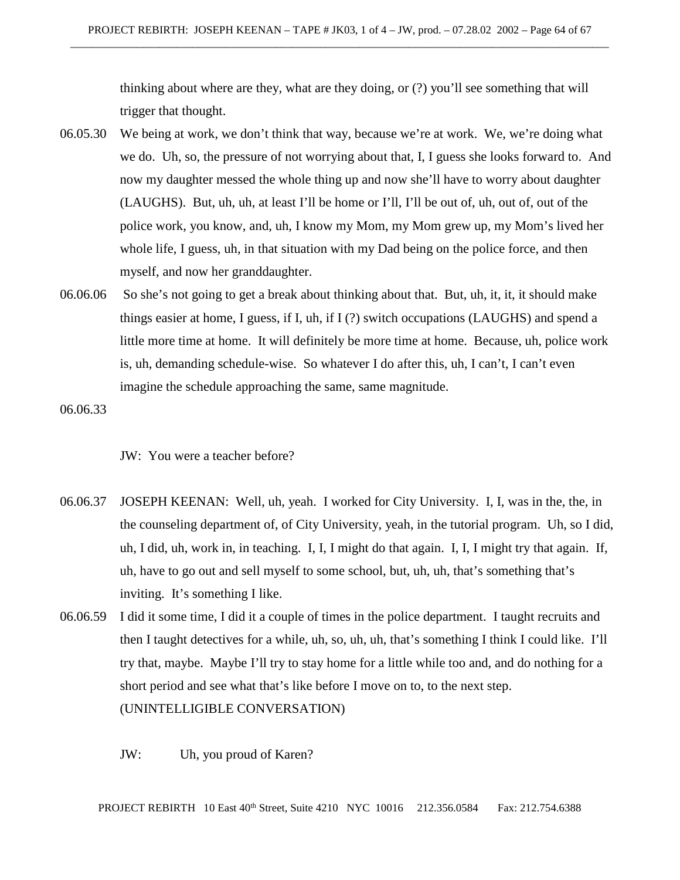thinking about where are they, what are they doing, or (?) you'll see something that will trigger that thought.

06.05.30 We being at work, we don't think that way, because we're at work. We, we're doing what we do. Uh, so, the pressure of not worrying about that, I, I guess she looks forward to. And now my daughter messed the whole thing up and now she'll have to worry about daughter (LAUGHS). But, uh, uh, at least I'll be home or I'll, I'll be out of, uh, out of, out of the police work, you know, and, uh, I know my Mom, my Mom grew up, my Mom's lived her whole life, I guess, uh, in that situation with my Dad being on the police force, and then myself, and now her granddaughter.

06.06.06 So she's not going to get a break about thinking about that. But, uh, it, it, it should make things easier at home, I guess, if I, uh, if I (?) switch occupations (LAUGHS) and spend a little more time at home. It will definitely be more time at home. Because, uh, police work is, uh, demanding schedule-wise. So whatever I do after this, uh, I can't, I can't even imagine the schedule approaching the same, same magnitude.

06.06.33

JW: You were a teacher before?

06.06.37 JOSEPH KEENAN: Well, uh, yeah. I worked for City University. I, I, was in the, the, in the counseling department of, of City University, yeah, in the tutorial program. Uh, so I did, uh, I did, uh, work in, in teaching. I, I, I might do that again. I, I, I might try that again. If, uh, have to go out and sell myself to some school, but, uh, uh, that's something that's inviting. It's something I like.

06.06.59 I did it some time, I did it a couple of times in the police department. I taught recruits and then I taught detectives for a while, uh, so, uh, uh, that's something I think I could like. I'll try that, maybe. Maybe I'll try to stay home for a little while too and, and do nothing for a short period and see what that's like before I move on to, to the next step. (UNINTELLIGIBLE CONVERSATION)

JW: Uh, you proud of Karen?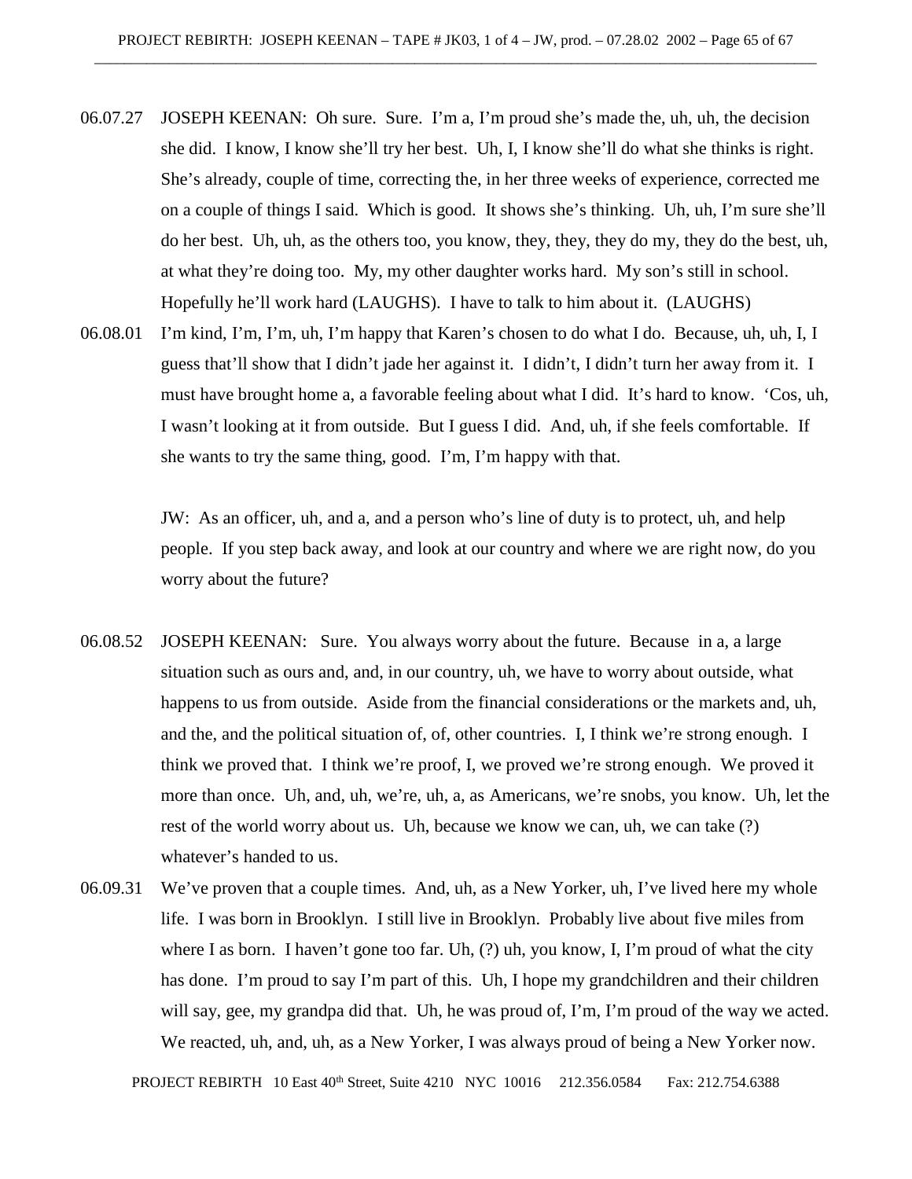06.07.27 JOSEPH KEENAN: Oh sure. Sure. I'm a, I'm proud she's made the, uh, uh, the decision she did. I know, I know she'll try her best. Uh, I, I know she'll do what she thinks is right. She's already, couple of time, correcting the, in her three weeks of experience, corrected me on a couple of things I said. Which is good. It shows she's thinking. Uh, uh, I'm sure she'll do her best. Uh, uh, as the others too, you know, they, they, they do my, they do the best, uh, at what they're doing too. My, my other daughter works hard. My son's still in school. Hopefully he'll work hard (LAUGHS). I have to talk to him about it. (LAUGHS)

06.08.01 I'm kind, I'm, I'm, uh, I'm happy that Karen's chosen to do what I do. Because, uh, uh, I, I guess that'll show that I didn't jade her against it. I didn't, I didn't turn her away from it. I must have brought home a, a favorable feeling about what I did. It's hard to know. 'Cos, uh, I wasn't looking at it from outside. But I guess I did. And, uh, if she feels comfortable. If she wants to try the same thing, good. I'm, I'm happy with that.

JW: As an officer, uh, and a, and a person who's line of duty is to protect, uh, and help people. If you step back away, and look at our country and where we are right now, do you worry about the future?

06.08.52 JOSEPH KEENAN: Sure. You always worry about the future. Because in a, a large situation such as ours and, and, in our country, uh, we have to worry about outside, what happens to us from outside. Aside from the financial considerations or the markets and, uh, and the, and the political situation of, of, other countries. I, I think we're strong enough. I think we proved that. I think we're proof, I, we proved we're strong enough. We proved it more than once. Uh, and, uh, we're, uh, a, as Americans, we're snobs, you know. Uh, let the rest of the world worry about us. Uh, because we know we can, uh, we can take (?) whatever's handed to us.

06.09.31 We've proven that a couple times. And, uh, as a New Yorker, uh, I've lived here my whole life. I was born in Brooklyn. I still live in Brooklyn. Probably live about five miles from where I as born. I haven't gone too far. Uh, (?) uh, you know, I, I'm proud of what the city has done. I'm proud to say I'm part of this. Uh, I hope my grandchildren and their children will say, gee, my grandpa did that. Uh, he was proud of, I'm, I'm proud of the way we acted. We reacted, uh, and, uh, as a New Yorker, I was always proud of being a New Yorker now.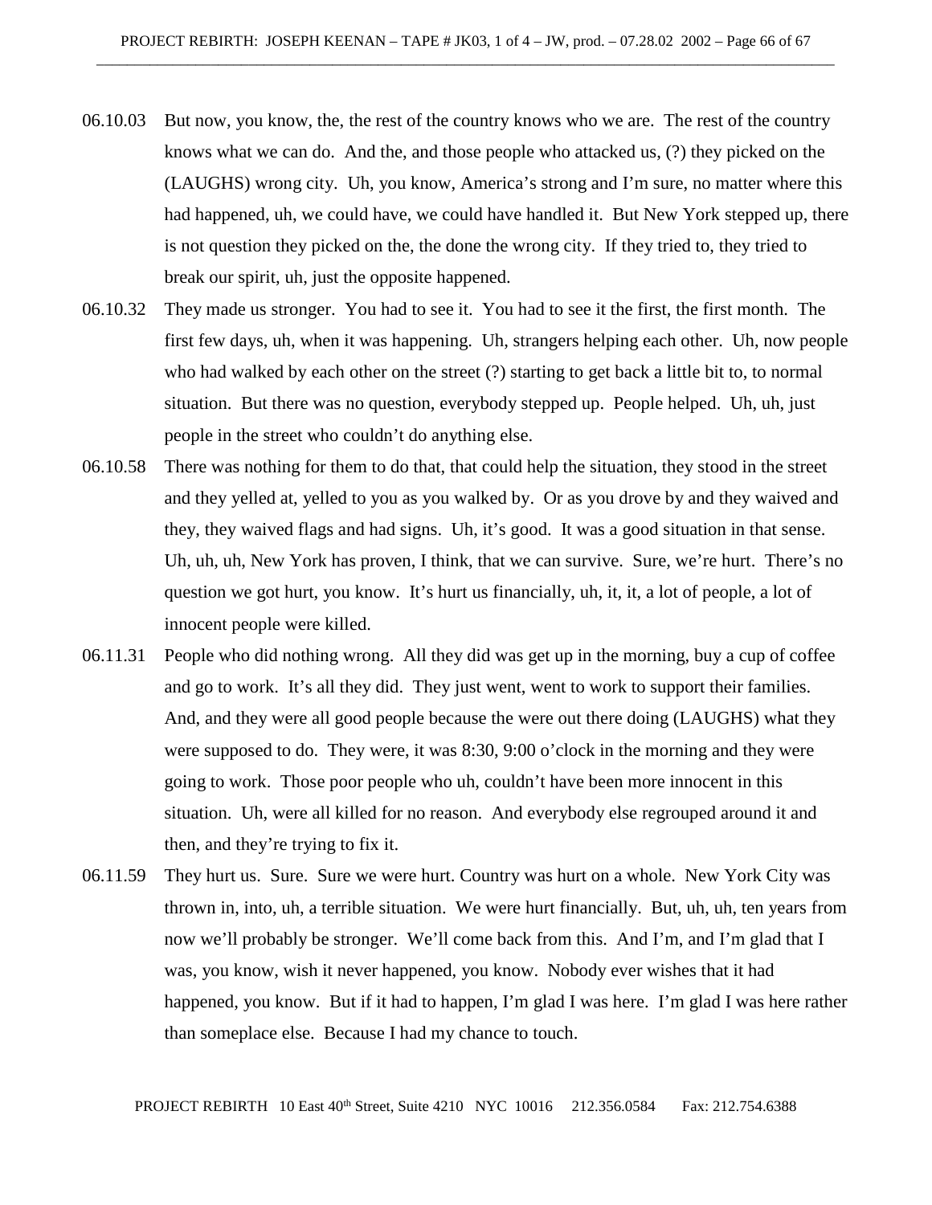06.10.03 But now, you know, the, the rest of the country knows who we are. The rest of the country knows what we can do. And the, and those people who attacked us, (?) they picked on the (LAUGHS) wrong city. Uh, you know, America's strong and I'm sure, no matter where this had happened, uh, we could have, we could have handled it. But New York stepped up, there is not question they picked on the, the done the wrong city. If they tried to, they tried to break our spirit, uh, just the opposite happened.

06.10.32 They made us stronger. You had to see it. You had to see it the first, the first month. The first few days, uh, when it was happening. Uh, strangers helping each other. Uh, now people who had walked by each other on the street (?) starting to get back a little bit to, to normal situation. But there was no question, everybody stepped up. People helped. Uh, uh, just people in the street who couldn't do anything else.

06.10.58 There was nothing for them to do that, that could help the situation, they stood in the street and they yelled at, yelled to you as you walked by. Or as you drove by and they waived and they, they waived flags and had signs. Uh, it's good. It was a good situation in that sense. Uh, uh, uh, New York has proven, I think, that we can survive. Sure, we're hurt. There's no question we got hurt, you know. It's hurt us financially, uh, it, it, a lot of people, a lot of innocent people were killed.

06.11.31 People who did nothing wrong. All they did was get up in the morning, buy a cup of coffee and go to work. It's all they did. They just went, went to work to support their families. And, and they were all good people because the were out there doing (LAUGHS) what they were supposed to do. They were, it was 8:30, 9:00 o'clock in the morning and they were going to work. Those poor people who uh, couldn't have been more innocent in this situation. Uh, were all killed for no reason. And everybody else regrouped around it and then, and they're trying to fix it.

06.11.59 They hurt us. Sure. Sure we were hurt. Country was hurt on a whole. New York City was thrown in, into, uh, a terrible situation. We were hurt financially. But, uh, uh, ten years from now we'll probably be stronger. We'll come back from this. And I'm, and I'm glad that I was, you know, wish it never happened, you know. Nobody ever wishes that it had happened, you know. But if it had to happen, I'm glad I was here. I'm glad I was here rather than someplace else. Because I had my chance to touch.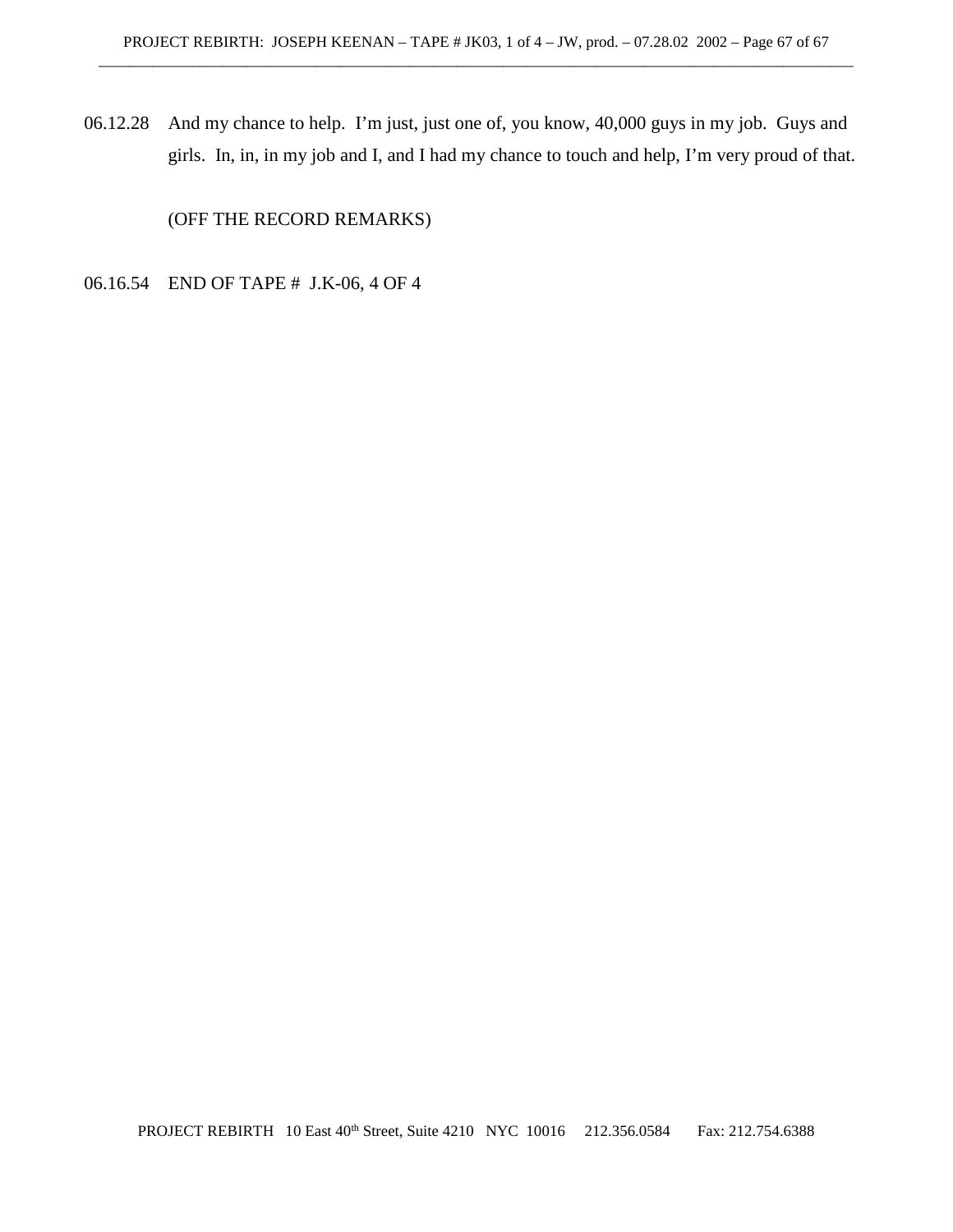06.12.28 And my chance to help. I'm just, just one of, you know, 40,000 guys in my job. Guys and girls. In, in, in my job and I, and I had my chance to touch and help, I'm very proud of that.

(OFF THE RECORD REMARKS)

06.16.54 END OF TAPE # J.K-06, 4 OF 4